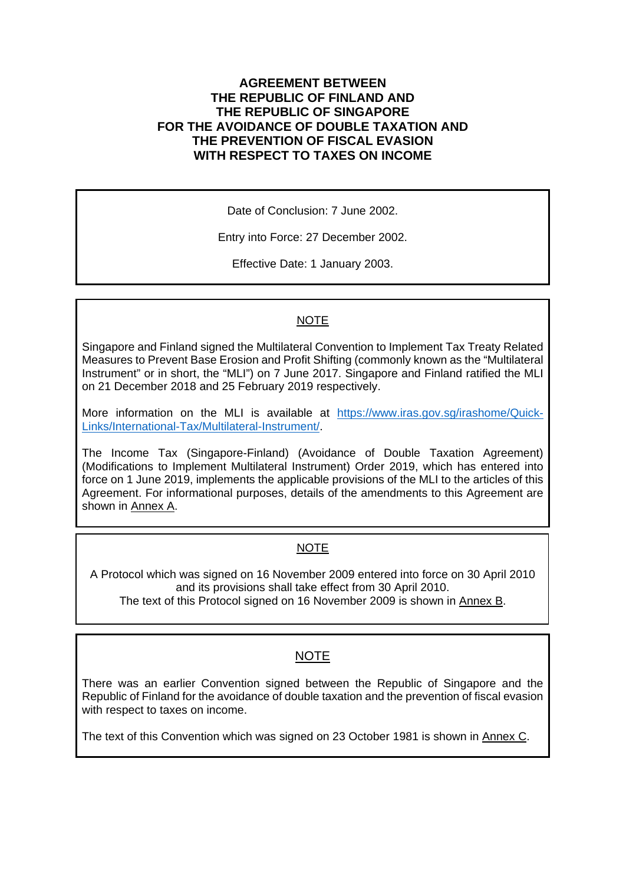# AGREEMENT BETWEEN THE REPUBLIC OF FINLAND AND THE REPUBLIC OF SINGAPORE FOR THE AVOIDANCE OF DOUBLE TAXATION AND THE PREVENTION OF FISCAL EVASION WITH RESPECT TO TAXES ON INCOME

Date of Conclusion: 7 June 2002.

Entry into Force: 27 December 2002.

Effective Date: 1 January 2003.

---

NOTE

Singapore and Finland signed the Multilateral Convention to Implement Tax Treaty Related Measures to Prevent Base Erosion and Profit Shifting (commonly known as the "Multilateral Instrument" or in short, the "MLI") on 7 June 2017. Singapore and Finland ratified the MLI on 21 December 2018 and 25 February 2019 respectively.

More information on the MLI is available at [https://www.iras.gov.sg/irashome/Quick-Links/International-Tax/Multilateral-Instrument/](https://www.iras.gov.sg/irashome/Quick-Links/International-Tax/Multilateral-Instrument/).

The Income Tax (Singapore-Finland) (Avoidance of Double Taxation Agreement) (Modifications to Implement Multilateral Instrument) Order 2019, which has entered into force on 1 June 2019, implements the applicable provisions of the MLI to the articles of this Agreement. For informational purposes, details of the amendments to this Agreement are shown in Annex A.

---

NOTE

A Protocol which was signed on 16 November 2009 entered into force on 30 April 2010 and its provisions shall take effect from 30 April 2010.
The text of this Protocol signed on 16 November 2009 is shown in Annex B.

---

NOTE

There was an earlier Convention signed between the Republic of Singapore and the Republic of Finland for the avoidance of double taxation and the prevention of fiscal evasion with respect to taxes on income.

The text of this Convention which was signed on 23 October 1981 is shown in Annex C.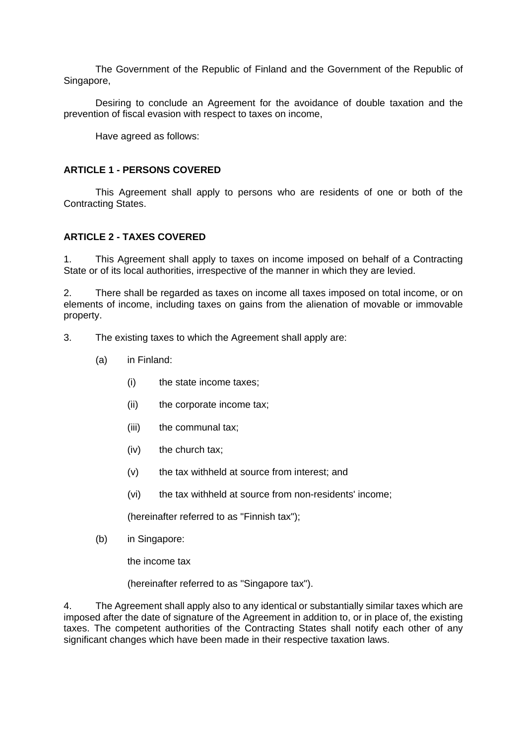The Government of the Republic of Finland and the Government of the Republic of Singapore,

Desiring to conclude an Agreement for the avoidance of double taxation and the prevention of fiscal evasion with respect to taxes on income,

Have agreed as follows:

**ARTICLE 1 - PERSONS COVERED**

This Agreement shall apply to persons who are residents of one or both of the Contracting States.

**ARTICLE 2 - TAXES COVERED**

1. This Agreement shall apply to taxes on income imposed on behalf of a Contracting State or of its local authorities, irrespective of the manner in which they are levied.

2. There shall be regarded as taxes on income all taxes imposed on total income, or on elements of income, including taxes on gains from the alienation of movable or immovable property.

3. The existing taxes to which the Agreement shall apply are:

(a) in Finland:

(i) the state income taxes;

(ii) the corporate income tax;

(iii) the communal tax;

(iv) the church tax;

(v) the tax withheld at source from interest; and

(vi) the tax withheld at source from non-residents' income;

(hereinafter referred to as "Finnish tax");

(b) in Singapore:

the income tax

(hereinafter referred to as "Singapore tax").

4. The Agreement shall apply also to any identical or substantially similar taxes which are imposed after the date of signature of the Agreement in addition to, or in place of, the existing taxes. The competent authorities of the Contracting States shall notify each other of any significant changes which have been made in their respective taxation laws.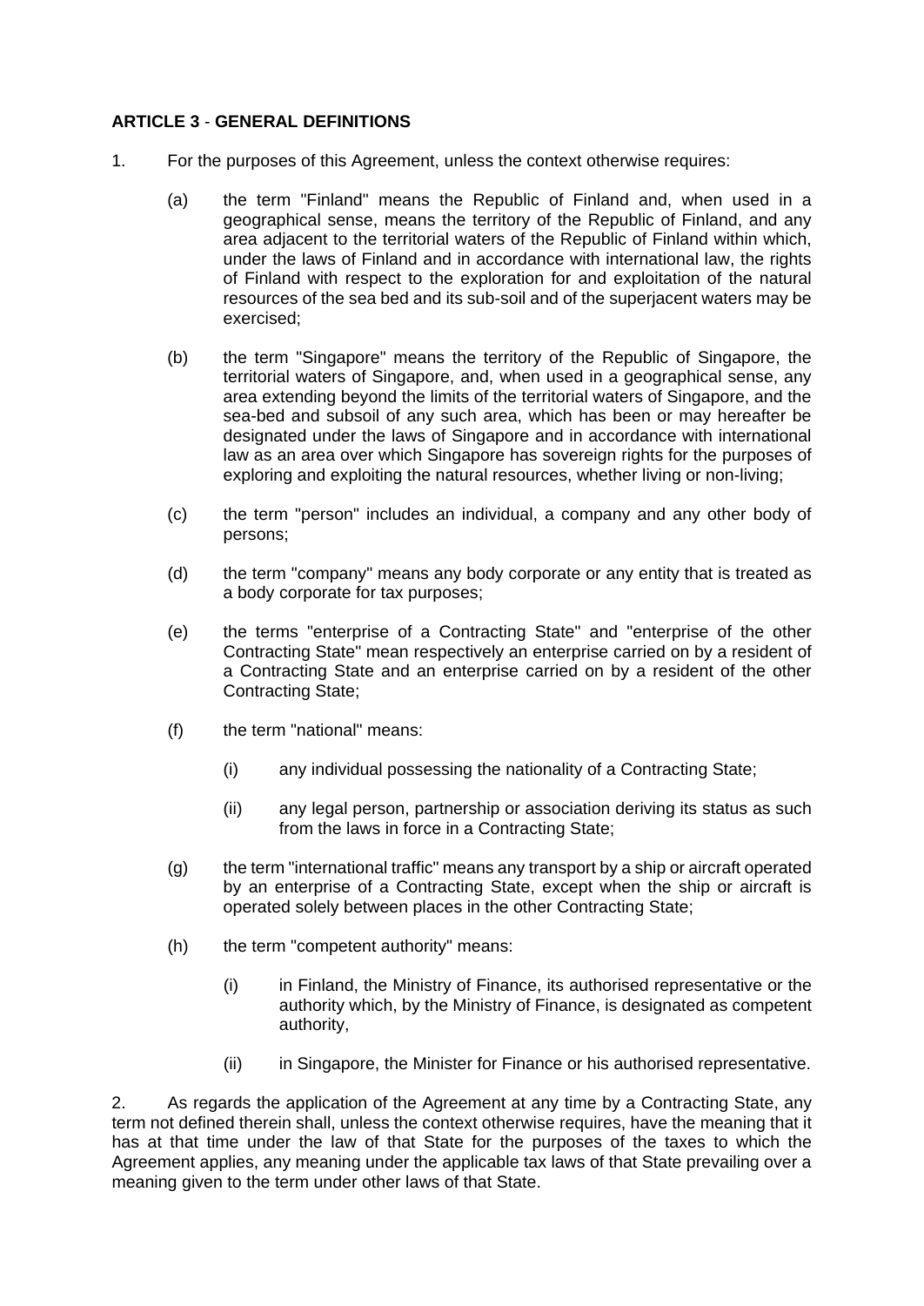**ARTICLE 3 - GENERAL DEFINITIONS**

1. For the purposes of this Agreement, unless the context otherwise requires:

   (a) the term "Finland" means the Republic of Finland and, when used in a geographical sense, means the territory of the Republic of Finland, and any area adjacent to the territorial waters of the Republic of Finland within which, under the laws of Finland and in accordance with international law, the rights of Finland with respect to the exploration for and exploitation of the natural resources of the sea bed and its sub-soil and of the superjacent waters may be exercised;

   (b) the term "Singapore" means the territory of the Republic of Singapore, the territorial waters of Singapore, and, when used in a geographical sense, any area extending beyond the limits of the territorial waters of Singapore, and the sea-bed and subsoil of any such area, which has been or may hereafter be designated under the laws of Singapore and in accordance with international law as an area over which Singapore has sovereign rights for the purposes of exploring and exploiting the natural resources, whether living or non-living;

   (c) the term "person" includes an individual, a company and any other body of persons;

   (d) the term "company" means any body corporate or any entity that is treated as a body corporate for tax purposes;

   (e) the terms "enterprise of a Contracting State" and "enterprise of the other Contracting State" mean respectively an enterprise carried on by a resident of a Contracting State and an enterprise carried on by a resident of the other Contracting State;

   (f) the term "national" means:

      (i) any individual possessing the nationality of a Contracting State;

      (ii) any legal person, partnership or association deriving its status as such from the laws in force in a Contracting State;

   (g) the term "international traffic" means any transport by a ship or aircraft operated by an enterprise of a Contracting State, except when the ship or aircraft is operated solely between places in the other Contracting State;

   (h) the term "competent authority" means:

      (i) in Finland, the Ministry of Finance, its authorised representative or the authority which, by the Ministry of Finance, is designated as competent authority,

      (ii) in Singapore, the Minister for Finance or his authorised representative.

2. As regards the application of the Agreement at any time by a Contracting State, any term not defined therein shall, unless the context otherwise requires, have the meaning that it has at that time under the law of that State for the purposes of the taxes to which the Agreement applies, any meaning under the applicable tax laws of that State prevailing over a meaning given to the term under other laws of that State.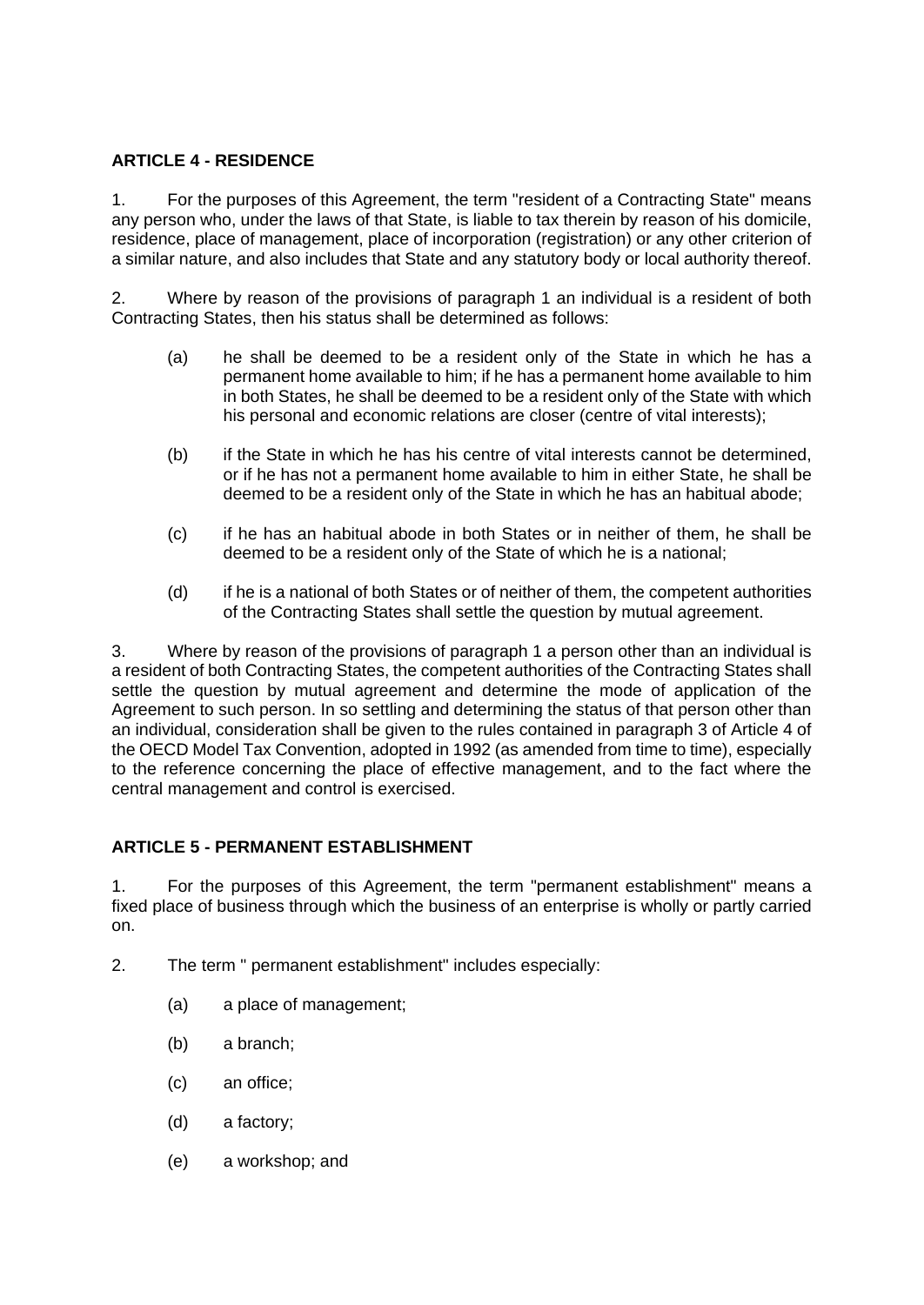### ARTICLE 4 - RESIDENCE

1. For the purposes of this Agreement, the term "resident of a Contracting State" means any person who, under the laws of that State, is liable to tax therein by reason of his domicile, residence, place of management, place of incorporation (registration) or any other criterion of a similar nature, and also includes that State and any statutory body or local authority thereof.

2. Where by reason of the provisions of paragraph 1 an individual is a resident of both Contracting States, then his status shall be determined as follows:

   (a) he shall be deemed to be a resident only of the State in which he has a permanent home available to him; if he has a permanent home available to him in both States, he shall be deemed to be a resident only of the State with which his personal and economic relations are closer (centre of vital interests);

   (b) if the State in which he has his centre of vital interests cannot be determined, or if he has not a permanent home available to him in either State, he shall be deemed to be a resident only of the State in which he has an habitual abode;

   (c) if he has an habitual abode in both States or in neither of them, he shall be deemed to be a resident only of the State of which he is a national;

   (d) if he is a national of both States or of neither of them, the competent authorities of the Contracting States shall settle the question by mutual agreement.

3. Where by reason of the provisions of paragraph 1 a person other than an individual is a resident of both Contracting States, the competent authorities of the Contracting States shall settle the question by mutual agreement and determine the mode of application of the Agreement to such person. In so settling and determining the status of that person other than an individual, consideration shall be given to the rules contained in paragraph 3 of Article 4 of the OECD Model Tax Convention, adopted in 1992 (as amended from time to time), especially to the reference concerning the place of effective management, and to the fact where the central management and control is exercised.

### ARTICLE 5 - PERMANENT ESTABLISHMENT

1. For the purposes of this Agreement, the term "permanent establishment" means a fixed place of business through which the business of an enterprise is wholly or partly carried on.

2. The term " permanent establishment" includes especially:

   (a) a place of management;

   (b) a branch;

   (c) an office;

   (d) a factory;

   (e) a workshop; and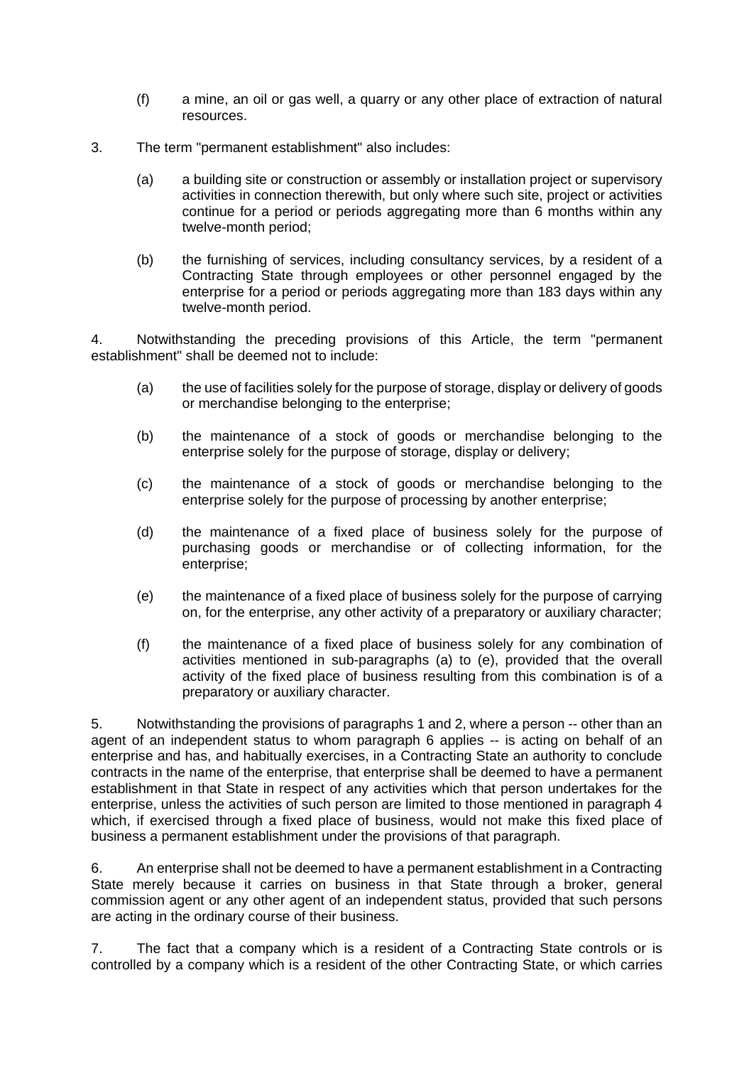(f) a mine, an oil or gas well, a quarry or any other place of extraction of natural resources.

3. The term "permanent establishment" also includes:

(a) a building site or construction or assembly or installation project or supervisory activities in connection therewith, but only where such site, project or activities continue for a period or periods aggregating more than 6 months within any twelve-month period;

(b) the furnishing of services, including consultancy services, by a resident of a Contracting State through employees or other personnel engaged by the enterprise for a period or periods aggregating more than 183 days within any twelve-month period.

4. Notwithstanding the preceding provisions of this Article, the term "permanent establishment" shall be deemed not to include:

(a) the use of facilities solely for the purpose of storage, display or delivery of goods or merchandise belonging to the enterprise;

(b) the maintenance of a stock of goods or merchandise belonging to the enterprise solely for the purpose of storage, display or delivery;

(c) the maintenance of a stock of goods or merchandise belonging to the enterprise solely for the purpose of processing by another enterprise;

(d) the maintenance of a fixed place of business solely for the purpose of purchasing goods or merchandise or of collecting information, for the enterprise;

(e) the maintenance of a fixed place of business solely for the purpose of carrying on, for the enterprise, any other activity of a preparatory or auxiliary character;

(f) the maintenance of a fixed place of business solely for any combination of activities mentioned in sub-paragraphs (a) to (e), provided that the overall activity of the fixed place of business resulting from this combination is of a preparatory or auxiliary character.

5. Notwithstanding the provisions of paragraphs 1 and 2, where a person -- other than an agent of an independent status to whom paragraph 6 applies -- is acting on behalf of an enterprise and has, and habitually exercises, in a Contracting State an authority to conclude contracts in the name of the enterprise, that enterprise shall be deemed to have a permanent establishment in that State in respect of any activities which that person undertakes for the enterprise, unless the activities of such person are limited to those mentioned in paragraph 4 which, if exercised through a fixed place of business, would not make this fixed place of business a permanent establishment under the provisions of that paragraph.

6. An enterprise shall not be deemed to have a permanent establishment in a Contracting State merely because it carries on business in that State through a broker, general commission agent or any other agent of an independent status, provided that such persons are acting in the ordinary course of their business.

7. The fact that a company which is a resident of a Contracting State controls or is controlled by a company which is a resident of the other Contracting State, or which carries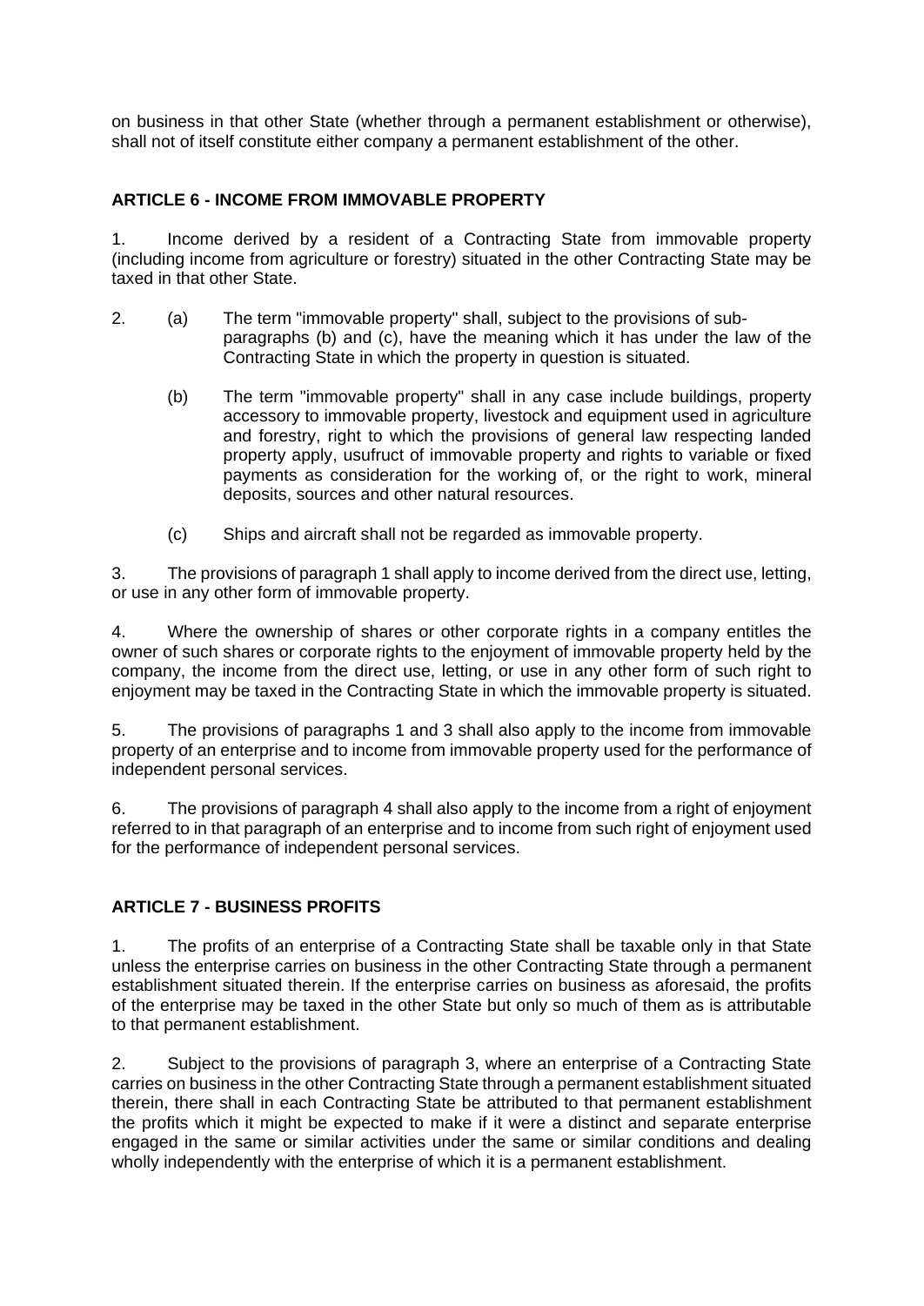on business in that other State (whether through a permanent establishment or otherwise), shall not of itself constitute either company a permanent establishment of the other.

## ARTICLE 6 - INCOME FROM IMMOVABLE PROPERTY

1. Income derived by a resident of a Contracting State from immovable property (including income from agriculture or forestry) situated in the other Contracting State may be taxed in that other State.

2. (a) The term "immovable property" shall, subject to the provisions of sub-paragraphs (b) and (c), have the meaning which it has under the law of the Contracting State in which the property in question is situated.

   (b) The term "immovable property" shall in any case include buildings, property accessory to immovable property, livestock and equipment used in agriculture and forestry, right to which the provisions of general law respecting landed property apply, usufruct of immovable property and rights to variable or fixed payments as consideration for the working of, or the right to work, mineral deposits, sources and other natural resources.

   (c) Ships and aircraft shall not be regarded as immovable property.

3. The provisions of paragraph 1 shall apply to income derived from the direct use, letting, or use in any other form of immovable property.

4. Where the ownership of shares or other corporate rights in a company entitles the owner of such shares or corporate rights to the enjoyment of immovable property held by the company, the income from the direct use, letting, or use in any other form of such right to enjoyment may be taxed in the Contracting State in which the immovable property is situated.

5. The provisions of paragraphs 1 and 3 shall also apply to the income from immovable property of an enterprise and to income from immovable property used for the performance of independent personal services.

6. The provisions of paragraph 4 shall also apply to the income from a right of enjoyment referred to in that paragraph of an enterprise and to income from such right of enjoyment used for the performance of independent personal services.

## ARTICLE 7 - BUSINESS PROFITS

1. The profits of an enterprise of a Contracting State shall be taxable only in that State unless the enterprise carries on business in the other Contracting State through a permanent establishment situated therein. If the enterprise carries on business as aforesaid, the profits of the enterprise may be taxed in the other State but only so much of them as is attributable to that permanent establishment.

2. Subject to the provisions of paragraph 3, where an enterprise of a Contracting State carries on business in the other Contracting State through a permanent establishment situated therein, there shall in each Contracting State be attributed to that permanent establishment the profits which it might be expected to make if it were a distinct and separate enterprise engaged in the same or similar activities under the same or similar conditions and dealing wholly independently with the enterprise of which it is a permanent establishment.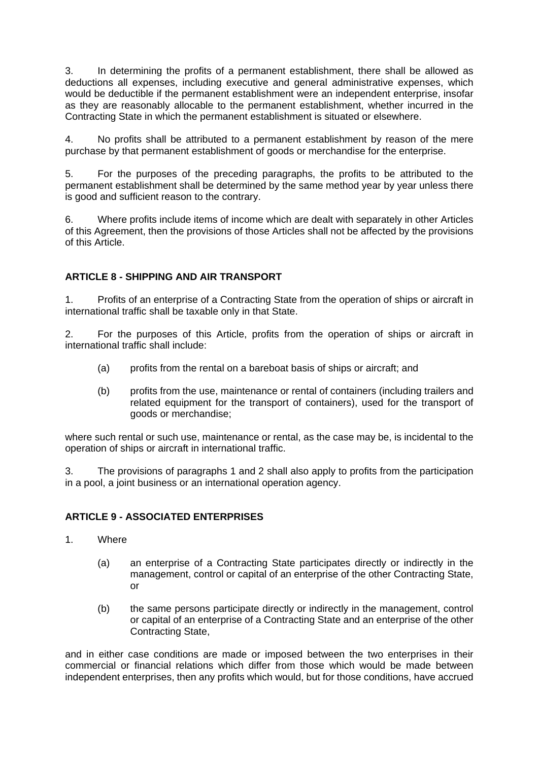3. In determining the profits of a permanent establishment, there shall be allowed as deductions all expenses, including executive and general administrative expenses, which would be deductible if the permanent establishment were an independent enterprise, insofar as they are reasonably allocable to the permanent establishment, whether incurred in the Contracting State in which the permanent establishment is situated or elsewhere.

4. No profits shall be attributed to a permanent establishment by reason of the mere purchase by that permanent establishment of goods or merchandise for the enterprise.

5. For the purposes of the preceding paragraphs, the profits to be attributed to the permanent establishment shall be determined by the same method year by year unless there is good and sufficient reason to the contrary.

6. Where profits include items of income which are dealt with separately in other Articles of this Agreement, then the provisions of those Articles shall not be affected by the provisions of this Article.

**ARTICLE 8 - SHIPPING AND AIR TRANSPORT**

1. Profits of an enterprise of a Contracting State from the operation of ships or aircraft in international traffic shall be taxable only in that State.

2. For the purposes of this Article, profits from the operation of ships or aircraft in international traffic shall include:

(a) profits from the rental on a bareboat basis of ships or aircraft; and

(b) profits from the use, maintenance or rental of containers (including trailers and related equipment for the transport of containers), used for the transport of goods or merchandise;

where such rental or such use, maintenance or rental, as the case may be, is incidental to the operation of ships or aircraft in international traffic.

3. The provisions of paragraphs 1 and 2 shall also apply to profits from the participation in a pool, a joint business or an international operation agency.

**ARTICLE 9 - ASSOCIATED ENTERPRISES**

1. Where

(a) an enterprise of a Contracting State participates directly or indirectly in the management, control or capital of an enterprise of the other Contracting State, or

(b) the same persons participate directly or indirectly in the management, control or capital of an enterprise of a Contracting State and an enterprise of the other Contracting State,

and in either case conditions are made or imposed between the two enterprises in their commercial or financial relations which differ from those which would be made between independent enterprises, then any profits which would, but for those conditions, have accrued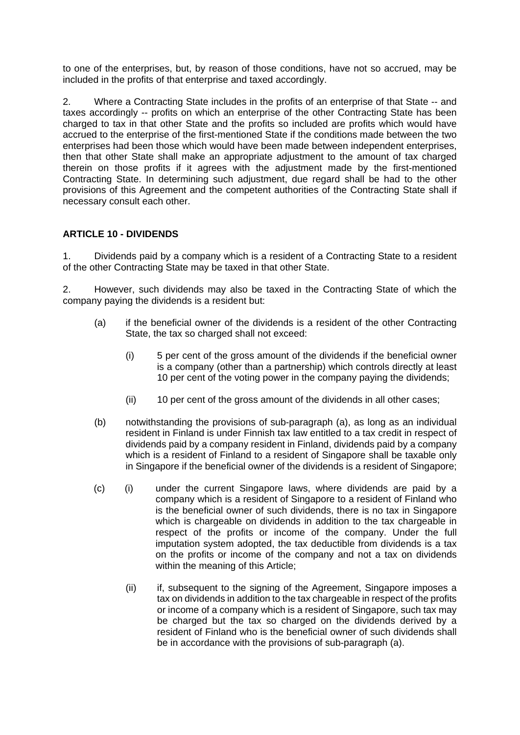to one of the enterprises, but, by reason of those conditions, have not so accrued, may be included in the profits of that enterprise and taxed accordingly.

2. Where a Contracting State includes in the profits of an enterprise of that State -- and taxes accordingly -- profits on which an enterprise of the other Contracting State has been charged to tax in that other State and the profits so included are profits which would have accrued to the enterprise of the first-mentioned State if the conditions made between the two enterprises had been those which would have been made between independent enterprises, then that other State shall make an appropriate adjustment to the amount of tax charged therein on those profits if it agrees with the adjustment made by the first-mentioned Contracting State. In determining such adjustment, due regard shall be had to the other provisions of this Agreement and the competent authorities of the Contracting State shall if necessary consult each other.

## ARTICLE 10 - DIVIDENDS

1. Dividends paid by a company which is a resident of a Contracting State to a resident of the other Contracting State may be taxed in that other State.

2. However, such dividends may also be taxed in the Contracting State of which the company paying the dividends is a resident but:

(a) if the beneficial owner of the dividends is a resident of the other Contracting State, the tax so charged shall not exceed:

   (i) 5 per cent of the gross amount of the dividends if the beneficial owner is a company (other than a partnership) which controls directly at least 10 per cent of the voting power in the company paying the dividends;

   (ii) 10 per cent of the gross amount of the dividends in all other cases;

(b) notwithstanding the provisions of sub-paragraph (a), as long as an individual resident in Finland is under Finnish tax law entitled to a tax credit in respect of dividends paid by a company resident in Finland, dividends paid by a company which is a resident of Finland to a resident of Singapore shall be taxable only in Singapore if the beneficial owner of the dividends is a resident of Singapore;

(c) (i) under the current Singapore laws, where dividends are paid by a company which is a resident of Singapore to a resident of Finland who is the beneficial owner of such dividends, there is no tax in Singapore which is chargeable on dividends in addition to the tax chargeable in respect of the profits or income of the company. Under the full imputation system adopted, the tax deductible from dividends is a tax on the profits or income of the company and not a tax on dividends within the meaning of this Article;

   (ii) if, subsequent to the signing of the Agreement, Singapore imposes a tax on dividends in addition to the tax chargeable in respect of the profits or income of a company which is a resident of Singapore, such tax may be charged but the tax so charged on the dividends derived by a resident of Finland who is the beneficial owner of such dividends shall be in accordance with the provisions of sub-paragraph (a).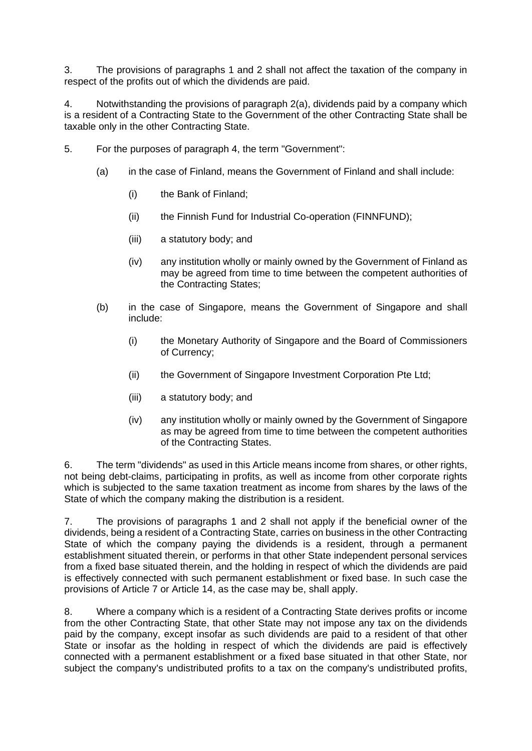3. The provisions of paragraphs 1 and 2 shall not affect the taxation of the company in respect of the profits out of which the dividends are paid.

4. Notwithstanding the provisions of paragraph 2(a), dividends paid by a company which is a resident of a Contracting State to the Government of the other Contracting State shall be taxable only in the other Contracting State.

5. For the purposes of paragraph 4, the term "Government":

(a) in the case of Finland, means the Government of Finland and shall include:

(i) the Bank of Finland;

(ii) the Finnish Fund for Industrial Co-operation (FINNFUND);

(iii) a statutory body; and

(iv) any institution wholly or mainly owned by the Government of Finland as may be agreed from time to time between the competent authorities of the Contracting States;

(b) in the case of Singapore, means the Government of Singapore and shall include:

(i) the Monetary Authority of Singapore and the Board of Commissioners of Currency;

(ii) the Government of Singapore Investment Corporation Pte Ltd;

(iii) a statutory body; and

(iv) any institution wholly or mainly owned by the Government of Singapore as may be agreed from time to time between the competent authorities of the Contracting States.

6. The term "dividends" as used in this Article means income from shares, or other rights, not being debt-claims, participating in profits, as well as income from other corporate rights which is subjected to the same taxation treatment as income from shares by the laws of the State of which the company making the distribution is a resident.

7. The provisions of paragraphs 1 and 2 shall not apply if the beneficial owner of the dividends, being a resident of a Contracting State, carries on business in the other Contracting State of which the company paying the dividends is a resident, through a permanent establishment situated therein, or performs in that other State independent personal services from a fixed base situated therein, and the holding in respect of which the dividends are paid is effectively connected with such permanent establishment or fixed base. In such case the provisions of Article 7 or Article 14, as the case may be, shall apply.

8. Where a company which is a resident of a Contracting State derives profits or income from the other Contracting State, that other State may not impose any tax on the dividends paid by the company, except insofar as such dividends are paid to a resident of that other State or insofar as the holding in respect of which the dividends are paid is effectively connected with a permanent establishment or a fixed base situated in that other State, nor subject the company's undistributed profits to a tax on the company's undistributed profits,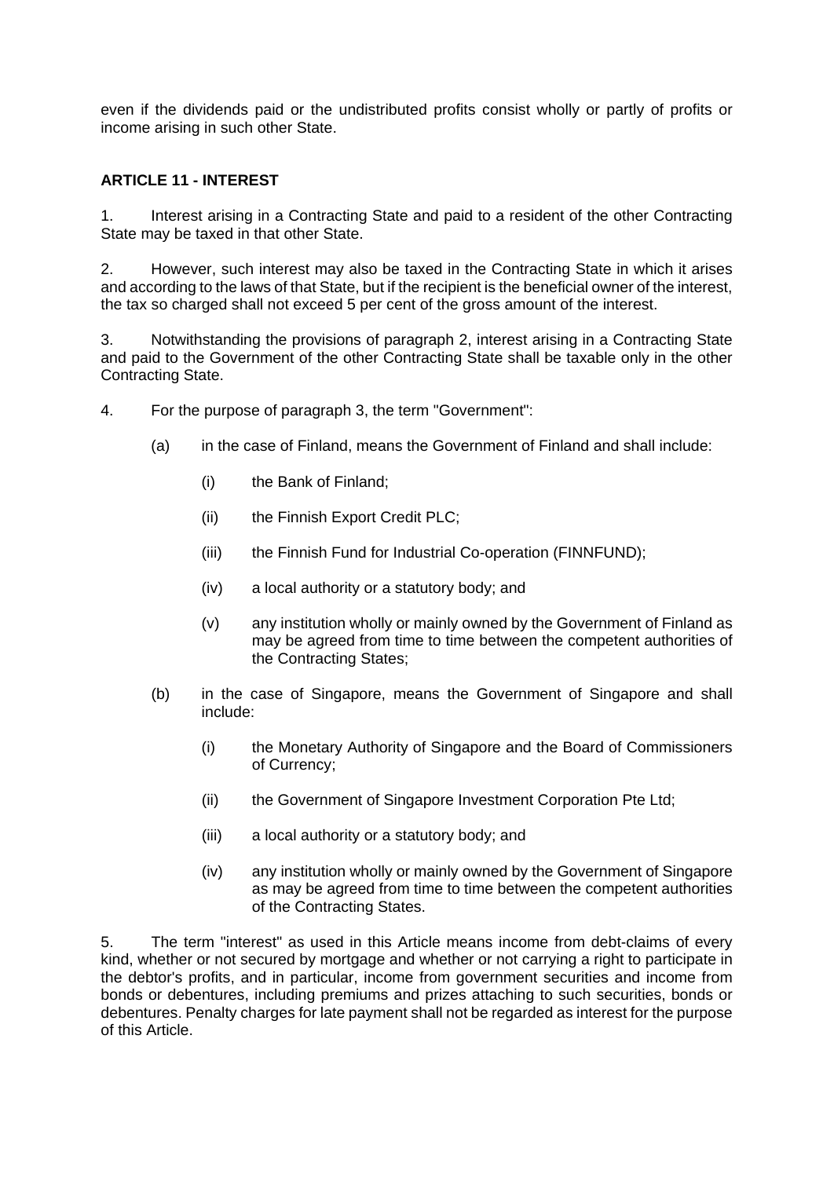even if the dividends paid or the undistributed profits consist wholly or partly of profits or income arising in such other State.

### ARTICLE 11 - INTEREST

1. Interest arising in a Contracting State and paid to a resident of the other Contracting State may be taxed in that other State.

2. However, such interest may also be taxed in the Contracting State in which it arises and according to the laws of that State, but if the recipient is the beneficial owner of the interest, the tax so charged shall not exceed 5 per cent of the gross amount of the interest.

3. Notwithstanding the provisions of paragraph 2, interest arising in a Contracting State and paid to the Government of the other Contracting State shall be taxable only in the other Contracting State.

4. For the purpose of paragraph 3, the term "Government":

   (a) in the case of Finland, means the Government of Finland and shall include:

      (i) the Bank of Finland;

      (ii) the Finnish Export Credit PLC;

      (iii) the Finnish Fund for Industrial Co-operation (FINNFUND);

      (iv) a local authority or a statutory body; and

      (v) any institution wholly or mainly owned by the Government of Finland as may be agreed from time to time between the competent authorities of the Contracting States;

   (b) in the case of Singapore, means the Government of Singapore and shall include:

      (i) the Monetary Authority of Singapore and the Board of Commissioners of Currency;

      (ii) the Government of Singapore Investment Corporation Pte Ltd;

      (iii) a local authority or a statutory body; and

      (iv) any institution wholly or mainly owned by the Government of Singapore as may be agreed from time to time between the competent authorities of the Contracting States.

5. The term "interest" as used in this Article means income from debt-claims of every kind, whether or not secured by mortgage and whether or not carrying a right to participate in the debtor's profits, and in particular, income from government securities and income from bonds or debentures, including premiums and prizes attaching to such securities, bonds or debentures. Penalty charges for late payment shall not be regarded as interest for the purpose of this Article.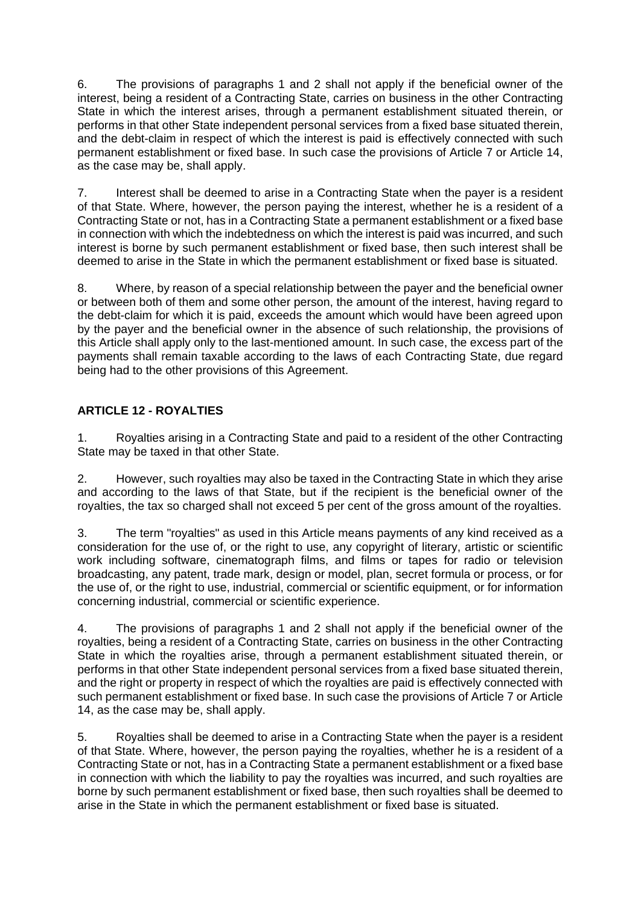6. The provisions of paragraphs 1 and 2 shall not apply if the beneficial owner of the interest, being a resident of a Contracting State, carries on business in the other Contracting State in which the interest arises, through a permanent establishment situated therein, or performs in that other State independent personal services from a fixed base situated therein, and the debt-claim in respect of which the interest is paid is effectively connected with such permanent establishment or fixed base. In such case the provisions of Article 7 or Article 14, as the case may be, shall apply.

7. Interest shall be deemed to arise in a Contracting State when the payer is a resident of that State. Where, however, the person paying the interest, whether he is a resident of a Contracting State or not, has in a Contracting State a permanent establishment or a fixed base in connection with which the indebtedness on which the interest is paid was incurred, and such interest is borne by such permanent establishment or fixed base, then such interest shall be deemed to arise in the State in which the permanent establishment or fixed base is situated.

8. Where, by reason of a special relationship between the payer and the beneficial owner or between both of them and some other person, the amount of the interest, having regard to the debt-claim for which it is paid, exceeds the amount which would have been agreed upon by the payer and the beneficial owner in the absence of such relationship, the provisions of this Article shall apply only to the last-mentioned amount. In such case, the excess part of the payments shall remain taxable according to the laws of each Contracting State, due regard being had to the other provisions of this Agreement.

## ARTICLE 12 - ROYALTIES

1. Royalties arising in a Contracting State and paid to a resident of the other Contracting State may be taxed in that other State.

2. However, such royalties may also be taxed in the Contracting State in which they arise and according to the laws of that State, but if the recipient is the beneficial owner of the royalties, the tax so charged shall not exceed 5 per cent of the gross amount of the royalties.

3. The term "royalties" as used in this Article means payments of any kind received as a consideration for the use of, or the right to use, any copyright of literary, artistic or scientific work including software, cinematograph films, and films or tapes for radio or television broadcasting, any patent, trade mark, design or model, plan, secret formula or process, or for the use of, or the right to use, industrial, commercial or scientific equipment, or for information concerning industrial, commercial or scientific experience.

4. The provisions of paragraphs 1 and 2 shall not apply if the beneficial owner of the royalties, being a resident of a Contracting State, carries on business in the other Contracting State in which the royalties arise, through a permanent establishment situated therein, or performs in that other State independent personal services from a fixed base situated therein, and the right or property in respect of which the royalties are paid is effectively connected with such permanent establishment or fixed base. In such case the provisions of Article 7 or Article 14, as the case may be, shall apply.

5. Royalties shall be deemed to arise in a Contracting State when the payer is a resident of that State. Where, however, the person paying the royalties, whether he is a resident of a Contracting State or not, has in a Contracting State a permanent establishment or a fixed base in connection with which the liability to pay the royalties was incurred, and such royalties are borne by such permanent establishment or fixed base, then such royalties shall be deemed to arise in the State in which the permanent establishment or fixed base is situated.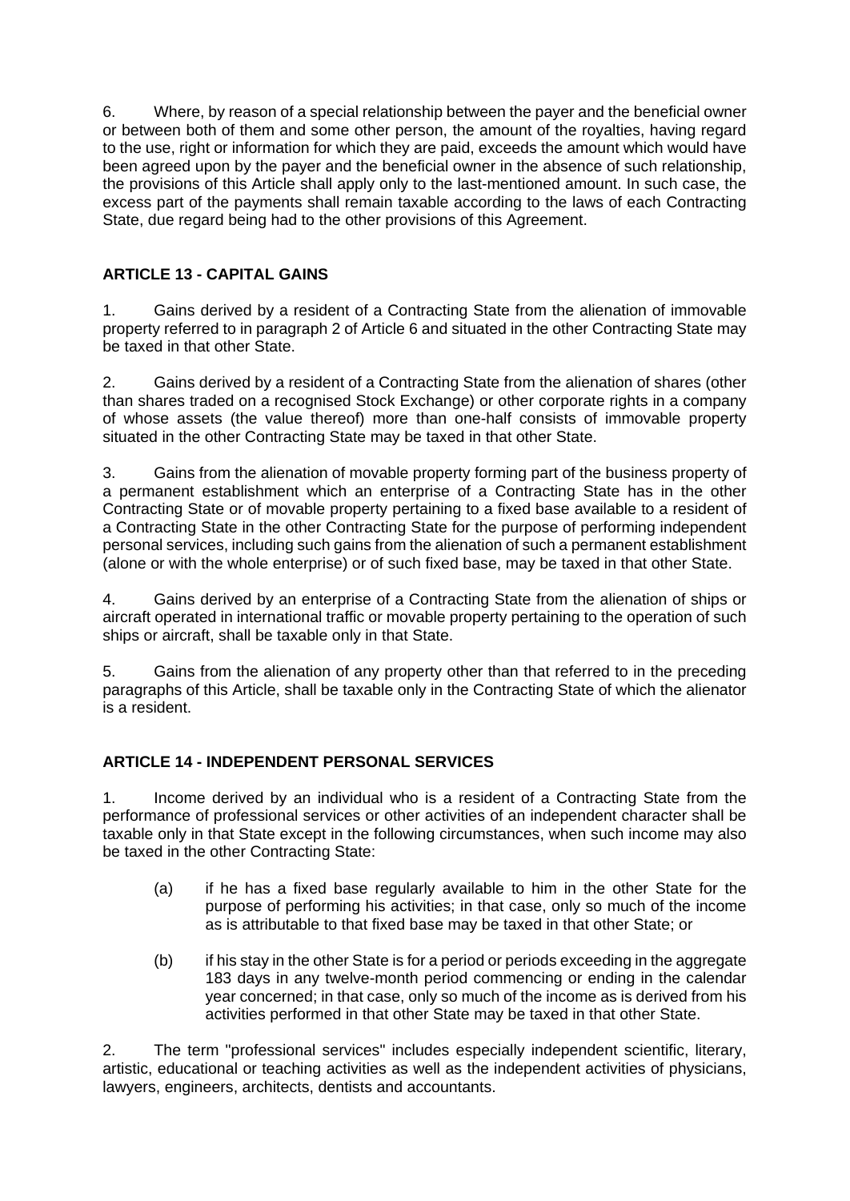6. Where, by reason of a special relationship between the payer and the beneficial owner or between both of them and some other person, the amount of the royalties, having regard to the use, right or information for which they are paid, exceeds the amount which would have been agreed upon by the payer and the beneficial owner in the absence of such relationship, the provisions of this Article shall apply only to the last-mentioned amount. In such case, the excess part of the payments shall remain taxable according to the laws of each Contracting State, due regard being had to the other provisions of this Agreement.

## ARTICLE 13 - CAPITAL GAINS

1. Gains derived by a resident of a Contracting State from the alienation of immovable property referred to in paragraph 2 of Article 6 and situated in the other Contracting State may be taxed in that other State.

2. Gains derived by a resident of a Contracting State from the alienation of shares (other than shares traded on a recognised Stock Exchange) or other corporate rights in a company of whose assets (the value thereof) more than one-half consists of immovable property situated in the other Contracting State may be taxed in that other State.

3. Gains from the alienation of movable property forming part of the business property of a permanent establishment which an enterprise of a Contracting State has in the other Contracting State or of movable property pertaining to a fixed base available to a resident of a Contracting State in the other Contracting State for the purpose of performing independent personal services, including such gains from the alienation of such a permanent establishment (alone or with the whole enterprise) or of such fixed base, may be taxed in that other State.

4. Gains derived by an enterprise of a Contracting State from the alienation of ships or aircraft operated in international traffic or movable property pertaining to the operation of such ships or aircraft, shall be taxable only in that State.

5. Gains from the alienation of any property other than that referred to in the preceding paragraphs of this Article, shall be taxable only in the Contracting State of which the alienator is a resident.

## ARTICLE 14 - INDEPENDENT PERSONAL SERVICES

1. Income derived by an individual who is a resident of a Contracting State from the performance of professional services or other activities of an independent character shall be taxable only in that State except in the following circumstances, when such income may also be taxed in the other Contracting State:

   (a) if he has a fixed base regularly available to him in the other State for the purpose of performing his activities; in that case, only so much of the income as is attributable to that fixed base may be taxed in that other State; or

   (b) if his stay in the other State is for a period or periods exceeding in the aggregate 183 days in any twelve-month period commencing or ending in the calendar year concerned; in that case, only so much of the income as is derived from his activities performed in that other State may be taxed in that other State.

2. The term "professional services" includes especially independent scientific, literary, artistic, educational or teaching activities as well as the independent activities of physicians, lawyers, engineers, architects, dentists and accountants.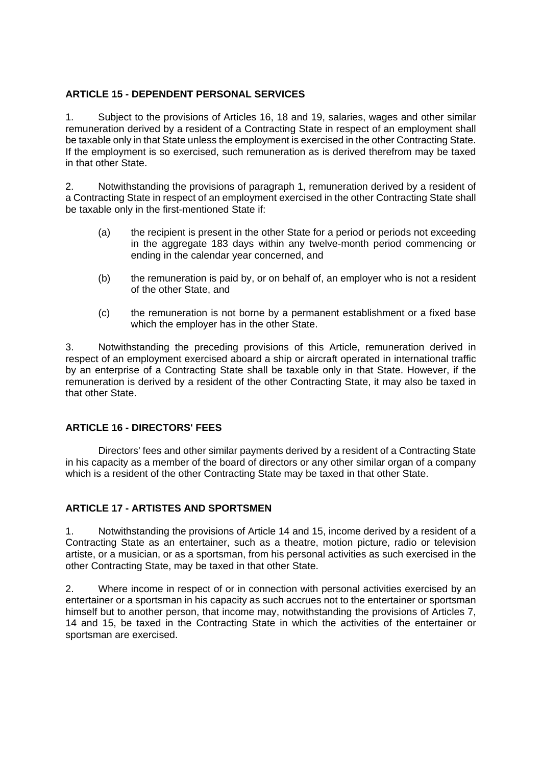### ARTICLE 15 - DEPENDENT PERSONAL SERVICES

1. Subject to the provisions of Articles 16, 18 and 19, salaries, wages and other similar remuneration derived by a resident of a Contracting State in respect of an employment shall be taxable only in that State unless the employment is exercised in the other Contracting State. If the employment is so exercised, such remuneration as is derived therefrom may be taxed in that other State.

2. Notwithstanding the provisions of paragraph 1, remuneration derived by a resident of a Contracting State in respect of an employment exercised in the other Contracting State shall be taxable only in the first-mentioned State if:

(a) the recipient is present in the other State for a period or periods not exceeding in the aggregate 183 days within any twelve-month period commencing or ending in the calendar year concerned, and

(b) the remuneration is paid by, or on behalf of, an employer who is not a resident of the other State, and

(c) the remuneration is not borne by a permanent establishment or a fixed base which the employer has in the other State.

3. Notwithstanding the preceding provisions of this Article, remuneration derived in respect of an employment exercised aboard a ship or aircraft operated in international traffic by an enterprise of a Contracting State shall be taxable only in that State. However, if the remuneration is derived by a resident of the other Contracting State, it may also be taxed in that other State.

### ARTICLE 16 - DIRECTORS' FEES

Directors' fees and other similar payments derived by a resident of a Contracting State in his capacity as a member of the board of directors or any other similar organ of a company which is a resident of the other Contracting State may be taxed in that other State.

### ARTICLE 17 - ARTISTES AND SPORTSMEN

1. Notwithstanding the provisions of Article 14 and 15, income derived by a resident of a Contracting State as an entertainer, such as a theatre, motion picture, radio or television artiste, or a musician, or as a sportsman, from his personal activities as such exercised in the other Contracting State, may be taxed in that other State.

2. Where income in respect of or in connection with personal activities exercised by an entertainer or a sportsman in his capacity as such accrues not to the entertainer or sportsman himself but to another person, that income may, notwithstanding the provisions of Articles 7, 14 and 15, be taxed in the Contracting State in which the activities of the entertainer or sportsman are exercised.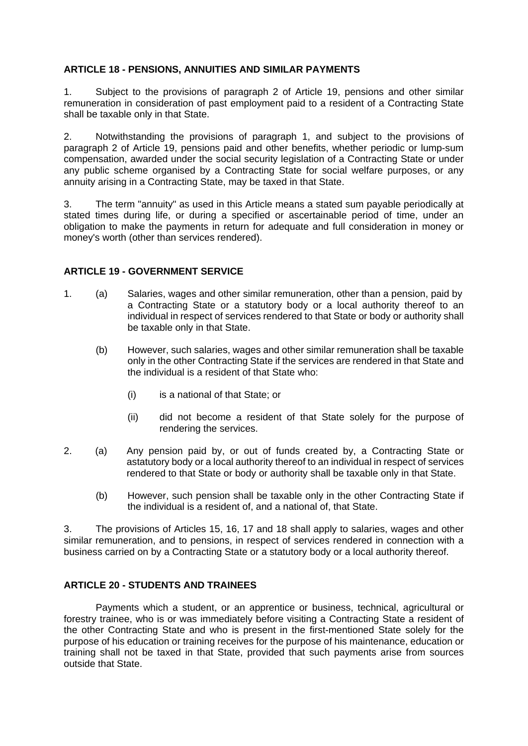**ARTICLE 18 - PENSIONS, ANNUITIES AND SIMILAR PAYMENTS**

1. Subject to the provisions of paragraph 2 of Article 19, pensions and other similar remuneration in consideration of past employment paid to a resident of a Contracting State shall be taxable only in that State.

2. Notwithstanding the provisions of paragraph 1, and subject to the provisions of paragraph 2 of Article 19, pensions paid and other benefits, whether periodic or lump-sum compensation, awarded under the social security legislation of a Contracting State or under any public scheme organised by a Contracting State for social welfare purposes, or any annuity arising in a Contracting State, may be taxed in that State.

3. The term "annuity" as used in this Article means a stated sum payable periodically at stated times during life, or during a specified or ascertainable period of time, under an obligation to make the payments in return for adequate and full consideration in money or money's worth (other than services rendered).

**ARTICLE 19 - GOVERNMENT SERVICE**

1. (a) Salaries, wages and other similar remuneration, other than a pension, paid by a Contracting State or a statutory body or a local authority thereof to an individual in respect of services rendered to that State or body or authority shall be taxable only in that State.

   (b) However, such salaries, wages and other similar remuneration shall be taxable only in the other Contracting State if the services are rendered in that State and the individual is a resident of that State who:

      (i) is a national of that State; or

      (ii) did not become a resident of that State solely for the purpose of rendering the services.

2. (a) Any pension paid by, or out of funds created by, a Contracting State or astatutory body or a local authority thereof to an individual in respect of services rendered to that State or body or authority shall be taxable only in that State.

   (b) However, such pension shall be taxable only in the other Contracting State if the individual is a resident of, and a national of, that State.

3. The provisions of Articles 15, 16, 17 and 18 shall apply to salaries, wages and other similar remuneration, and to pensions, in respect of services rendered in connection with a business carried on by a Contracting State or a statutory body or a local authority thereof.

**ARTICLE 20 - STUDENTS AND TRAINEES**

Payments which a student, or an apprentice or business, technical, agricultural or forestry trainee, who is or was immediately before visiting a Contracting State a resident of the other Contracting State and who is present in the first-mentioned State solely for the purpose of his education or training receives for the purpose of his maintenance, education or training shall not be taxed in that State, provided that such payments arise from sources outside that State.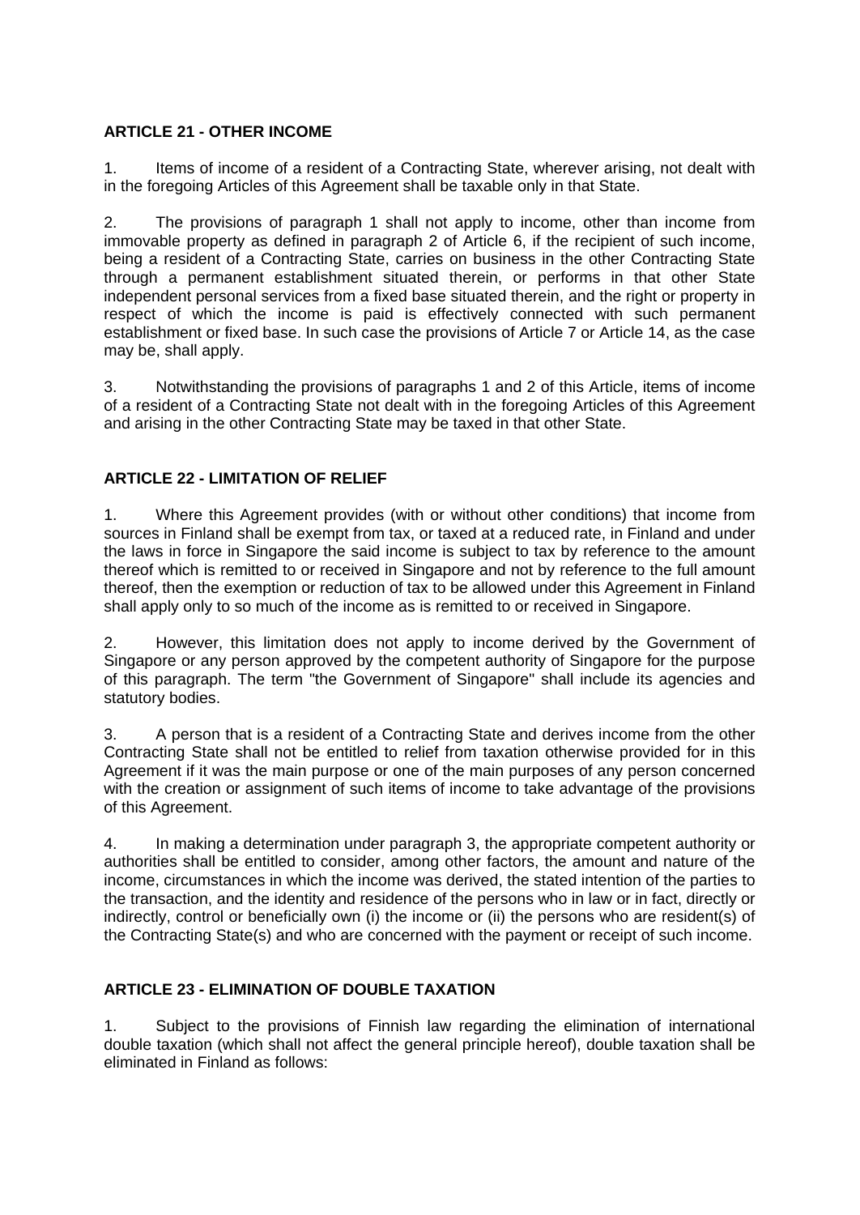**ARTICLE 21 - OTHER INCOME**

1. Items of income of a resident of a Contracting State, wherever arising, not dealt with in the foregoing Articles of this Agreement shall be taxable only in that State.

2. The provisions of paragraph 1 shall not apply to income, other than income from immovable property as defined in paragraph 2 of Article 6, if the recipient of such income, being a resident of a Contracting State, carries on business in the other Contracting State through a permanent establishment situated therein, or performs in that other State independent personal services from a fixed base situated therein, and the right or property in respect of which the income is paid is effectively connected with such permanent establishment or fixed base. In such case the provisions of Article 7 or Article 14, as the case may be, shall apply.

3. Notwithstanding the provisions of paragraphs 1 and 2 of this Article, items of income of a resident of a Contracting State not dealt with in the foregoing Articles of this Agreement and arising in the other Contracting State may be taxed in that other State.

**ARTICLE 22 - LIMITATION OF RELIEF**

1. Where this Agreement provides (with or without other conditions) that income from sources in Finland shall be exempt from tax, or taxed at a reduced rate, in Finland and under the laws in force in Singapore the said income is subject to tax by reference to the amount thereof which is remitted to or received in Singapore and not by reference to the full amount thereof, then the exemption or reduction of tax to be allowed under this Agreement in Finland shall apply only to so much of the income as is remitted to or received in Singapore.

2. However, this limitation does not apply to income derived by the Government of Singapore or any person approved by the competent authority of Singapore for the purpose of this paragraph. The term "the Government of Singapore" shall include its agencies and statutory bodies.

3. A person that is a resident of a Contracting State and derives income from the other Contracting State shall not be entitled to relief from taxation otherwise provided for in this Agreement if it was the main purpose or one of the main purposes of any person concerned with the creation or assignment of such items of income to take advantage of the provisions of this Agreement.

4. In making a determination under paragraph 3, the appropriate competent authority or authorities shall be entitled to consider, among other factors, the amount and nature of the income, circumstances in which the income was derived, the stated intention of the parties to the transaction, and the identity and residence of the persons who in law or in fact, directly or indirectly, control or beneficially own (i) the income or (ii) the persons who are resident(s) of the Contracting State(s) and who are concerned with the payment or receipt of such income.

**ARTICLE 23 - ELIMINATION OF DOUBLE TAXATION**

1. Subject to the provisions of Finnish law regarding the elimination of international double taxation (which shall not affect the general principle hereof), double taxation shall be eliminated in Finland as follows: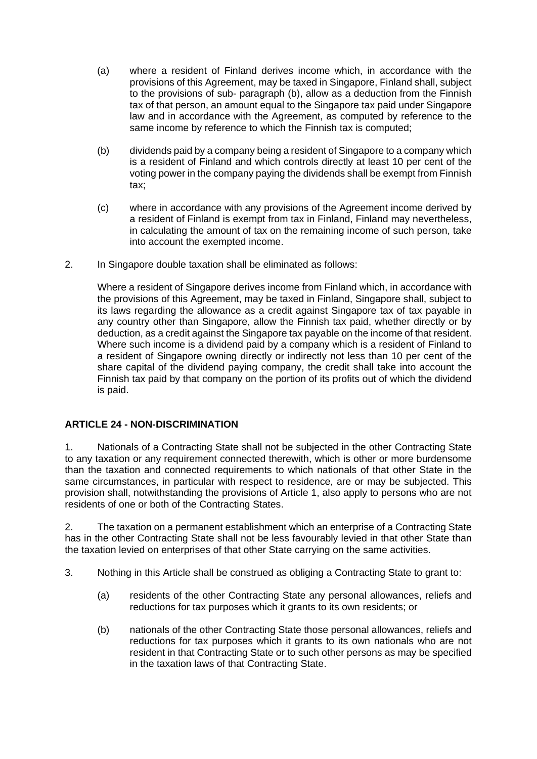(a) where a resident of Finland derives income which, in accordance with the provisions of this Agreement, may be taxed in Singapore, Finland shall, subject to the provisions of sub- paragraph (b), allow as a deduction from the Finnish tax of that person, an amount equal to the Singapore tax paid under Singapore law and in accordance with the Agreement, as computed by reference to the same income by reference to which the Finnish tax is computed;

(b) dividends paid by a company being a resident of Singapore to a company which is a resident of Finland and which controls directly at least 10 per cent of the voting power in the company paying the dividends shall be exempt from Finnish tax;

(c) where in accordance with any provisions of the Agreement income derived by a resident of Finland is exempt from tax in Finland, Finland may nevertheless, in calculating the amount of tax on the remaining income of such person, take into account the exempted income.

2. In Singapore double taxation shall be eliminated as follows:

Where a resident of Singapore derives income from Finland which, in accordance with the provisions of this Agreement, may be taxed in Finland, Singapore shall, subject to its laws regarding the allowance as a credit against Singapore tax of tax payable in any country other than Singapore, allow the Finnish tax paid, whether directly or by deduction, as a credit against the Singapore tax payable on the income of that resident. Where such income is a dividend paid by a company which is a resident of Finland to a resident of Singapore owning directly or indirectly not less than 10 per cent of the share capital of the dividend paying company, the credit shall take into account the Finnish tax paid by that company on the portion of its profits out of which the dividend is paid.

**ARTICLE 24 - NON-DISCRIMINATION**

1. Nationals of a Contracting State shall not be subjected in the other Contracting State to any taxation or any requirement connected therewith, which is other or more burdensome than the taxation and connected requirements to which nationals of that other State in the same circumstances, in particular with respect to residence, are or may be subjected. This provision shall, notwithstanding the provisions of Article 1, also apply to persons who are not residents of one or both of the Contracting States.

2. The taxation on a permanent establishment which an enterprise of a Contracting State has in the other Contracting State shall not be less favourably levied in that other State than the taxation levied on enterprises of that other State carrying on the same activities.

3. Nothing in this Article shall be construed as obliging a Contracting State to grant to:

(a) residents of the other Contracting State any personal allowances, reliefs and reductions for tax purposes which it grants to its own residents; or

(b) nationals of the other Contracting State those personal allowances, reliefs and reductions for tax purposes which it grants to its own nationals who are not resident in that Contracting State or to such other persons as may be specified in the taxation laws of that Contracting State.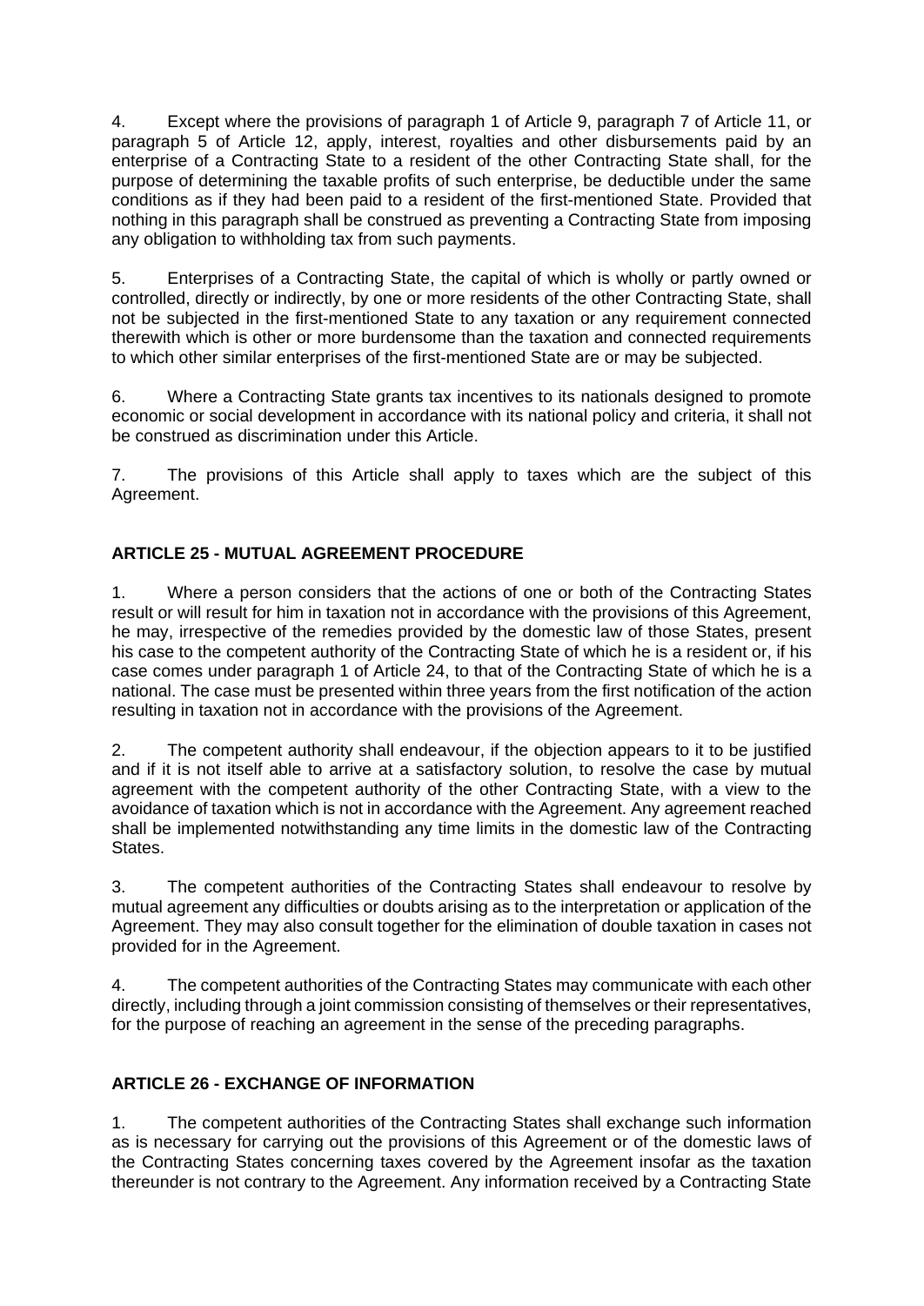4. Except where the provisions of paragraph 1 of Article 9, paragraph 7 of Article 11, or paragraph 5 of Article 12, apply, interest, royalties and other disbursements paid by an enterprise of a Contracting State to a resident of the other Contracting State shall, for the purpose of determining the taxable profits of such enterprise, be deductible under the same conditions as if they had been paid to a resident of the first-mentioned State. Provided that nothing in this paragraph shall be construed as preventing a Contracting State from imposing any obligation to withholding tax from such payments.

5. Enterprises of a Contracting State, the capital of which is wholly or partly owned or controlled, directly or indirectly, by one or more residents of the other Contracting State, shall not be subjected in the first-mentioned State to any taxation or any requirement connected therewith which is other or more burdensome than the taxation and connected requirements to which other similar enterprises of the first-mentioned State are or may be subjected.

6. Where a Contracting State grants tax incentives to its nationals designed to promote economic or social development in accordance with its national policy and criteria, it shall not be construed as discrimination under this Article.

7. The provisions of this Article shall apply to taxes which are the subject of this Agreement.

## ARTICLE 25 - MUTUAL AGREEMENT PROCEDURE

1. Where a person considers that the actions of one or both of the Contracting States result or will result for him in taxation not in accordance with the provisions of this Agreement, he may, irrespective of the remedies provided by the domestic law of those States, present his case to the competent authority of the Contracting State of which he is a resident or, if his case comes under paragraph 1 of Article 24, to that of the Contracting State of which he is a national. The case must be presented within three years from the first notification of the action resulting in taxation not in accordance with the provisions of the Agreement.

2. The competent authority shall endeavour, if the objection appears to it to be justified and if it is not itself able to arrive at a satisfactory solution, to resolve the case by mutual agreement with the competent authority of the other Contracting State, with a view to the avoidance of taxation which is not in accordance with the Agreement. Any agreement reached shall be implemented notwithstanding any time limits in the domestic law of the Contracting States.

3. The competent authorities of the Contracting States shall endeavour to resolve by mutual agreement any difficulties or doubts arising as to the interpretation or application of the Agreement. They may also consult together for the elimination of double taxation in cases not provided for in the Agreement.

4. The competent authorities of the Contracting States may communicate with each other directly, including through a joint commission consisting of themselves or their representatives, for the purpose of reaching an agreement in the sense of the preceding paragraphs.

## ARTICLE 26 - EXCHANGE OF INFORMATION

1. The competent authorities of the Contracting States shall exchange such information as is necessary for carrying out the provisions of this Agreement or of the domestic laws of the Contracting States concerning taxes covered by the Agreement insofar as the taxation thereunder is not contrary to the Agreement. Any information received by a Contracting State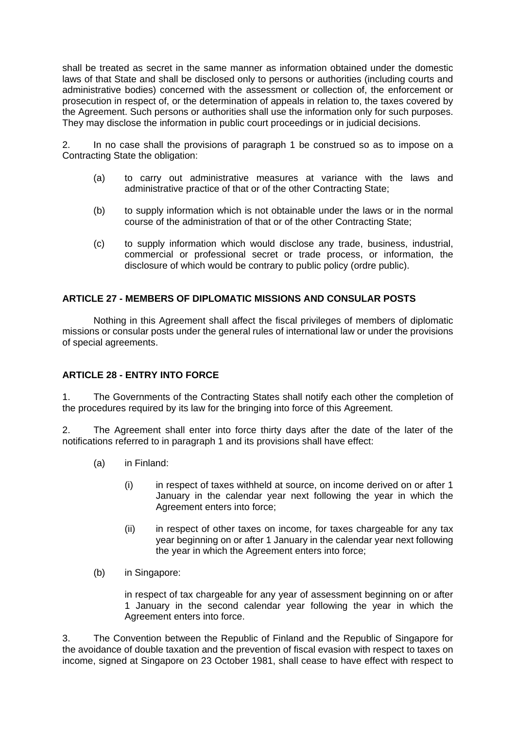shall be treated as secret in the same manner as information obtained under the domestic laws of that State and shall be disclosed only to persons or authorities (including courts and administrative bodies) concerned with the assessment or collection of, the enforcement or prosecution in respect of, or the determination of appeals in relation to, the taxes covered by the Agreement. Such persons or authorities shall use the information only for such purposes. They may disclose the information in public court proceedings or in judicial decisions.

2. In no case shall the provisions of paragraph 1 be construed so as to impose on a Contracting State the obligation:

(a) to carry out administrative measures at variance with the laws and administrative practice of that or of the other Contracting State;

(b) to supply information which is not obtainable under the laws or in the normal course of the administration of that or of the other Contracting State;

(c) to supply information which would disclose any trade, business, industrial, commercial or professional secret or trade process, or information, the disclosure of which would be contrary to public policy (ordre public).

**ARTICLE 27 - MEMBERS OF DIPLOMATIC MISSIONS AND CONSULAR POSTS**

Nothing in this Agreement shall affect the fiscal privileges of members of diplomatic missions or consular posts under the general rules of international law or under the provisions of special agreements.

**ARTICLE 28 - ENTRY INTO FORCE**

1. The Governments of the Contracting States shall notify each other the completion of the procedures required by its law for the bringing into force of this Agreement.

2. The Agreement shall enter into force thirty days after the date of the later of the notifications referred to in paragraph 1 and its provisions shall have effect:

(a) in Finland:

(i) in respect of taxes withheld at source, on income derived on or after 1 January in the calendar year next following the year in which the Agreement enters into force;

(ii) in respect of other taxes on income, for taxes chargeable for any tax year beginning on or after 1 January in the calendar year next following the year in which the Agreement enters into force;

(b) in Singapore:

in respect of tax chargeable for any year of assessment beginning on or after 1 January in the second calendar year following the year in which the Agreement enters into force.

3. The Convention between the Republic of Finland and the Republic of Singapore for the avoidance of double taxation and the prevention of fiscal evasion with respect to taxes on income, signed at Singapore on 23 October 1981, shall cease to have effect with respect to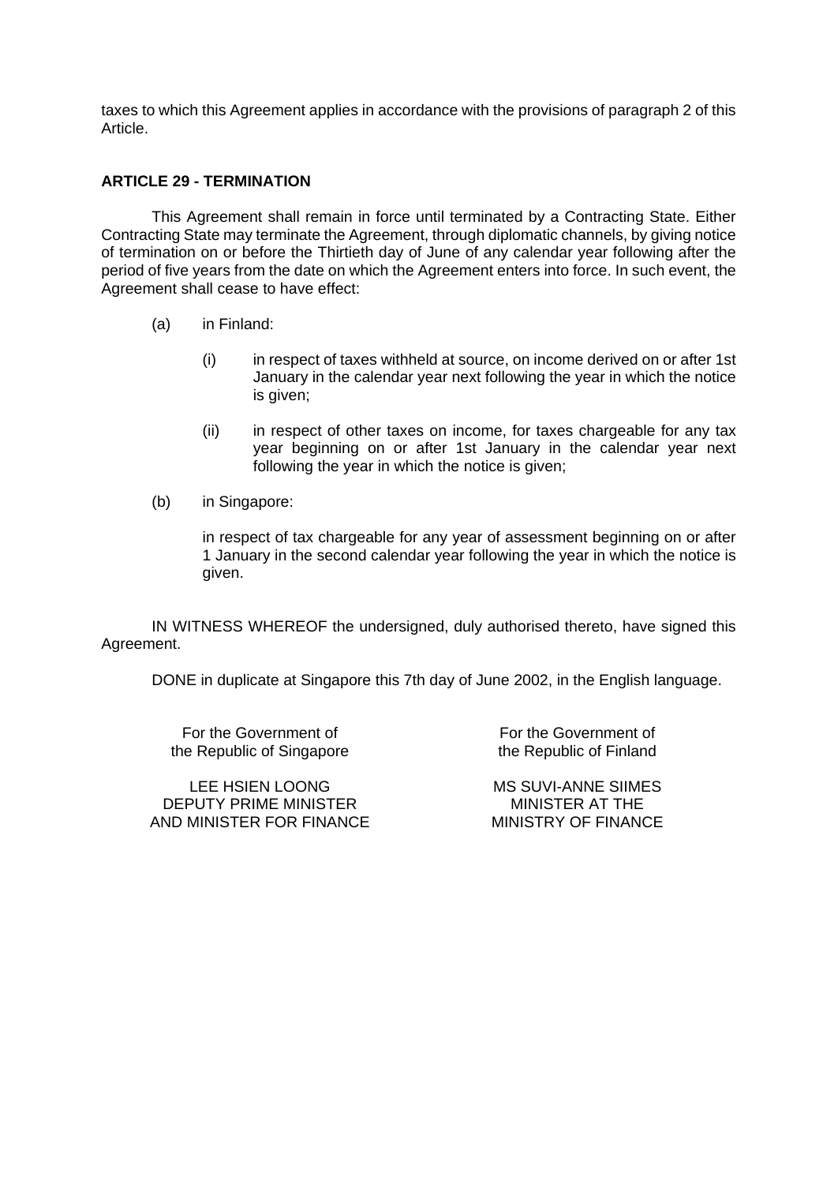taxes to which this Agreement applies in accordance with the provisions of paragraph 2 of this Article.

**ARTICLE 29 - TERMINATION**

This Agreement shall remain in force until terminated by a Contracting State. Either Contracting State may terminate the Agreement, through diplomatic channels, by giving notice of termination on or before the Thirtieth day of June of any calendar year following after the period of five years from the date on which the Agreement enters into force. In such event, the Agreement shall cease to have effect:

(a) in Finland:

  (i) in respect of taxes withheld at source, on income derived on or after 1st January in the calendar year next following the year in which the notice is given;

  (ii) in respect of other taxes on income, for taxes chargeable for any tax year beginning on or after 1st January in the calendar year next following the year in which the notice is given;

(b) in Singapore:

  in respect of tax chargeable for any year of assessment beginning on or after 1 January in the second calendar year following the year in which the notice is given.

IN WITNESS WHEREOF the undersigned, duly authorised thereto, have signed this Agreement.

DONE in duplicate at Singapore this 7th day of June 2002, in the English language.

For the Government of
the Republic of Singapore

LEE HSIEN LOONG
DEPUTY PRIME MINISTER
AND MINISTER FOR FINANCE

For the Government of
the Republic of Finland

MS SUVI-ANNE SIIMES
MINISTER AT THE
MINISTRY OF FINANCE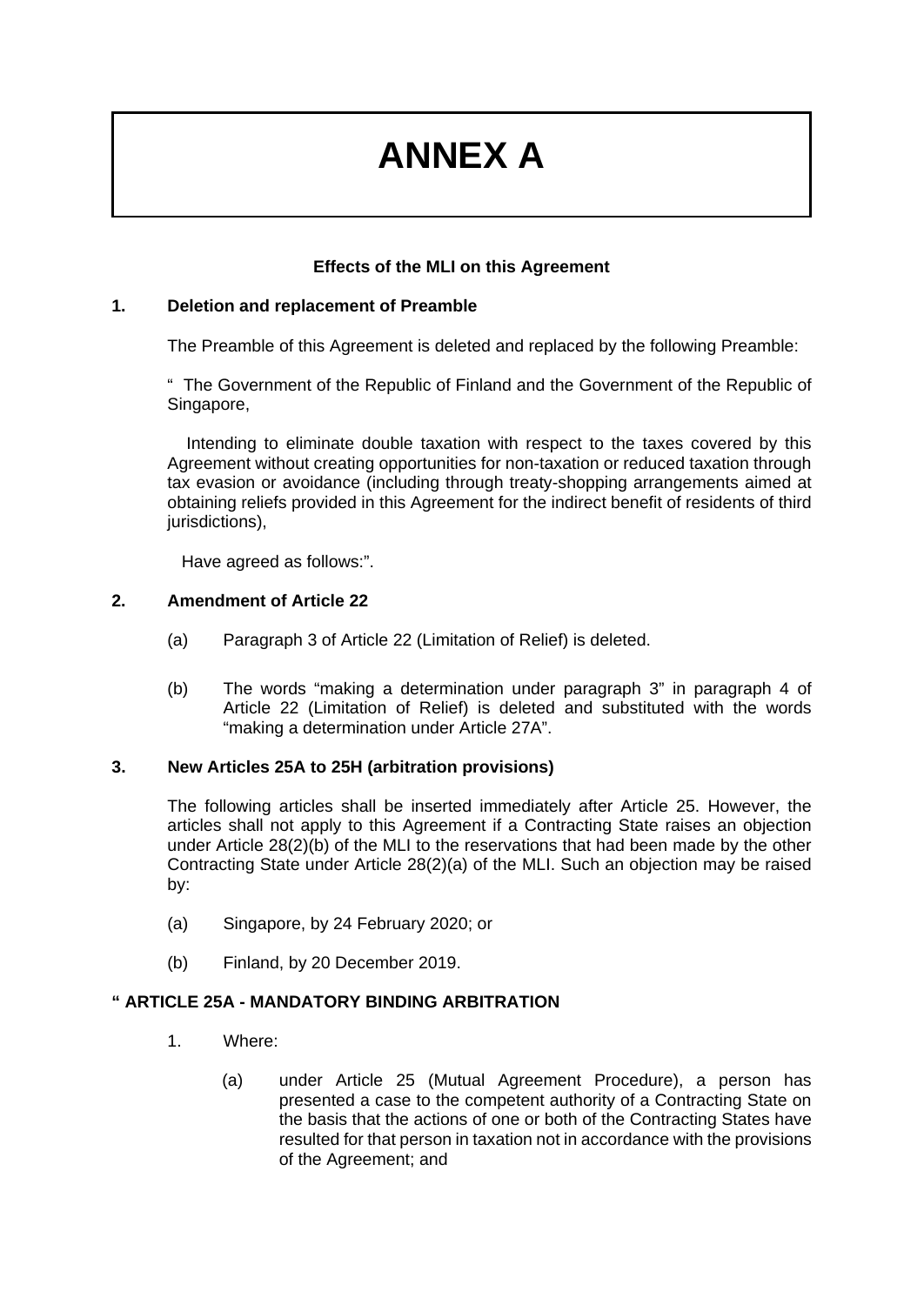# ANNEX A

**Effects of the MLI on this Agreement**

**1. Deletion and replacement of Preamble**

The Preamble of this Agreement is deleted and replaced by the following Preamble:

" The Government of the Republic of Finland and the Government of the Republic of Singapore,

Intending to eliminate double taxation with respect to the taxes covered by this Agreement without creating opportunities for non-taxation or reduced taxation through tax evasion or avoidance (including through treaty-shopping arrangements aimed at obtaining reliefs provided in this Agreement for the indirect benefit of residents of third jurisdictions),

Have agreed as follows:".

**2. Amendment of Article 22**

(a) Paragraph 3 of Article 22 (Limitation of Relief) is deleted.

(b) The words "making a determination under paragraph 3" in paragraph 4 of Article 22 (Limitation of Relief) is deleted and substituted with the words "making a determination under Article 27A".

**3. New Articles 25A to 25H (arbitration provisions)**

The following articles shall be inserted immediately after Article 25. However, the articles shall not apply to this Agreement if a Contracting State raises an objection under Article 28(2)(b) of the MLI to the reservations that had been made by the other Contracting State under Article 28(2)(a) of the MLI. Such an objection may be raised by:

(a) Singapore, by 24 February 2020; or

(b) Finland, by 20 December 2019.

**" ARTICLE 25A - MANDATORY BINDING ARBITRATION**

1. Where:

   (a) under Article 25 (Mutual Agreement Procedure), a person has presented a case to the competent authority of a Contracting State on the basis that the actions of one or both of the Contracting States have resulted for that person in taxation not in accordance with the provisions of the Agreement; and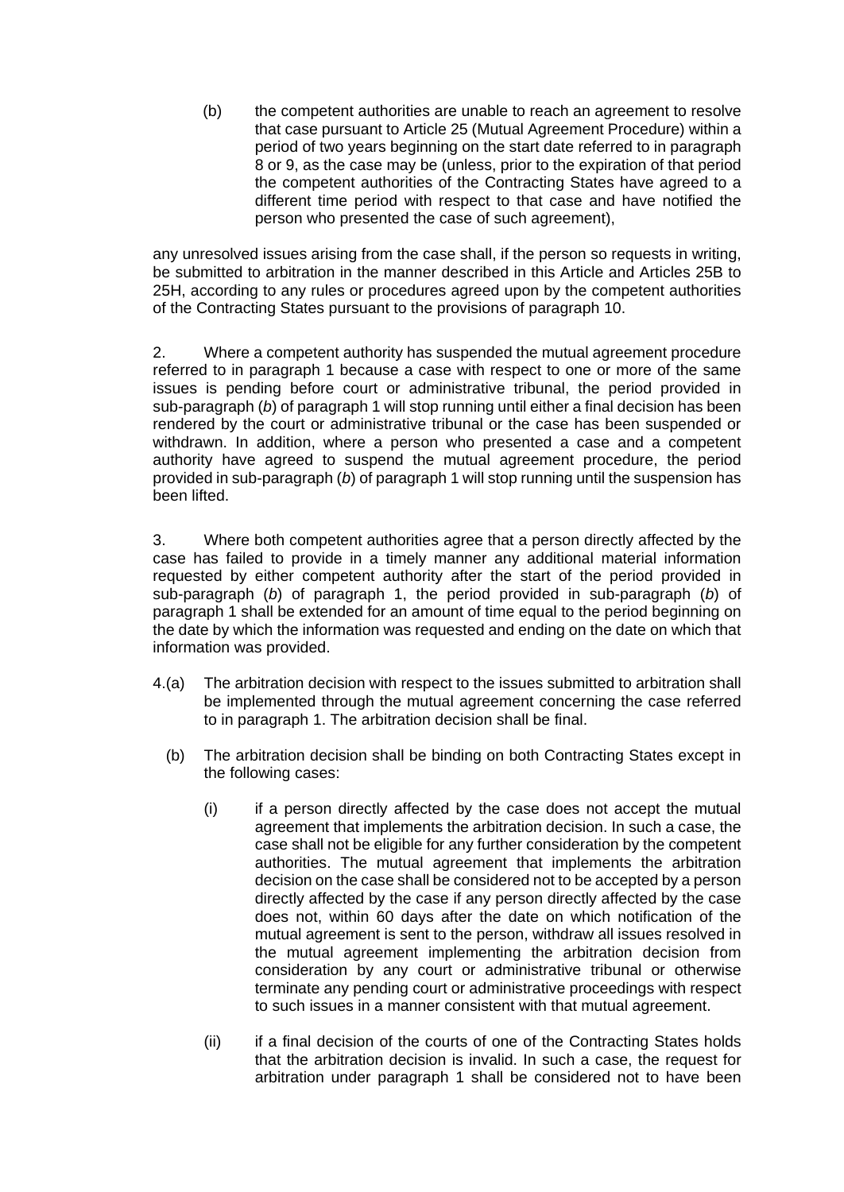(b) the competent authorities are unable to reach an agreement to resolve that case pursuant to Article 25 (Mutual Agreement Procedure) within a period of two years beginning on the start date referred to in paragraph 8 or 9, as the case may be (unless, prior to the expiration of that period the competent authorities of the Contracting States have agreed to a different time period with respect to that case and have notified the person who presented the case of such agreement),

any unresolved issues arising from the case shall, if the person so requests in writing, be submitted to arbitration in the manner described in this Article and Articles 25B to 25H, according to any rules or procedures agreed upon by the competent authorities of the Contracting States pursuant to the provisions of paragraph 10.

2. Where a competent authority has suspended the mutual agreement procedure referred to in paragraph 1 because a case with respect to one or more of the same issues is pending before court or administrative tribunal, the period provided in sub-paragraph (*b*) of paragraph 1 will stop running until either a final decision has been rendered by the court or administrative tribunal or the case has been suspended or withdrawn. In addition, where a person who presented a case and a competent authority have agreed to suspend the mutual agreement procedure, the period provided in sub-paragraph (*b*) of paragraph 1 will stop running until the suspension has been lifted.

3. Where both competent authorities agree that a person directly affected by the case has failed to provide in a timely manner any additional material information requested by either competent authority after the start of the period provided in sub-paragraph (*b*) of paragraph 1, the period provided in sub-paragraph (*b*) of paragraph 1 shall be extended for an amount of time equal to the period beginning on the date by which the information was requested and ending on the date on which that information was provided.

4.(a) The arbitration decision with respect to the issues submitted to arbitration shall be implemented through the mutual agreement concerning the case referred to in paragraph 1. The arbitration decision shall be final.

(b) The arbitration decision shall be binding on both Contracting States except in the following cases:

(i) if a person directly affected by the case does not accept the mutual agreement that implements the arbitration decision. In such a case, the case shall not be eligible for any further consideration by the competent authorities. The mutual agreement that implements the arbitration decision on the case shall be considered not to be accepted by a person directly affected by the case if any person directly affected by the case does not, within 60 days after the date on which notification of the mutual agreement is sent to the person, withdraw all issues resolved in the mutual agreement implementing the arbitration decision from consideration by any court or administrative tribunal or otherwise terminate any pending court or administrative proceedings with respect to such issues in a manner consistent with that mutual agreement.

(ii) if a final decision of the courts of one of the Contracting States holds that the arbitration decision is invalid. In such a case, the request for arbitration under paragraph 1 shall be considered not to have been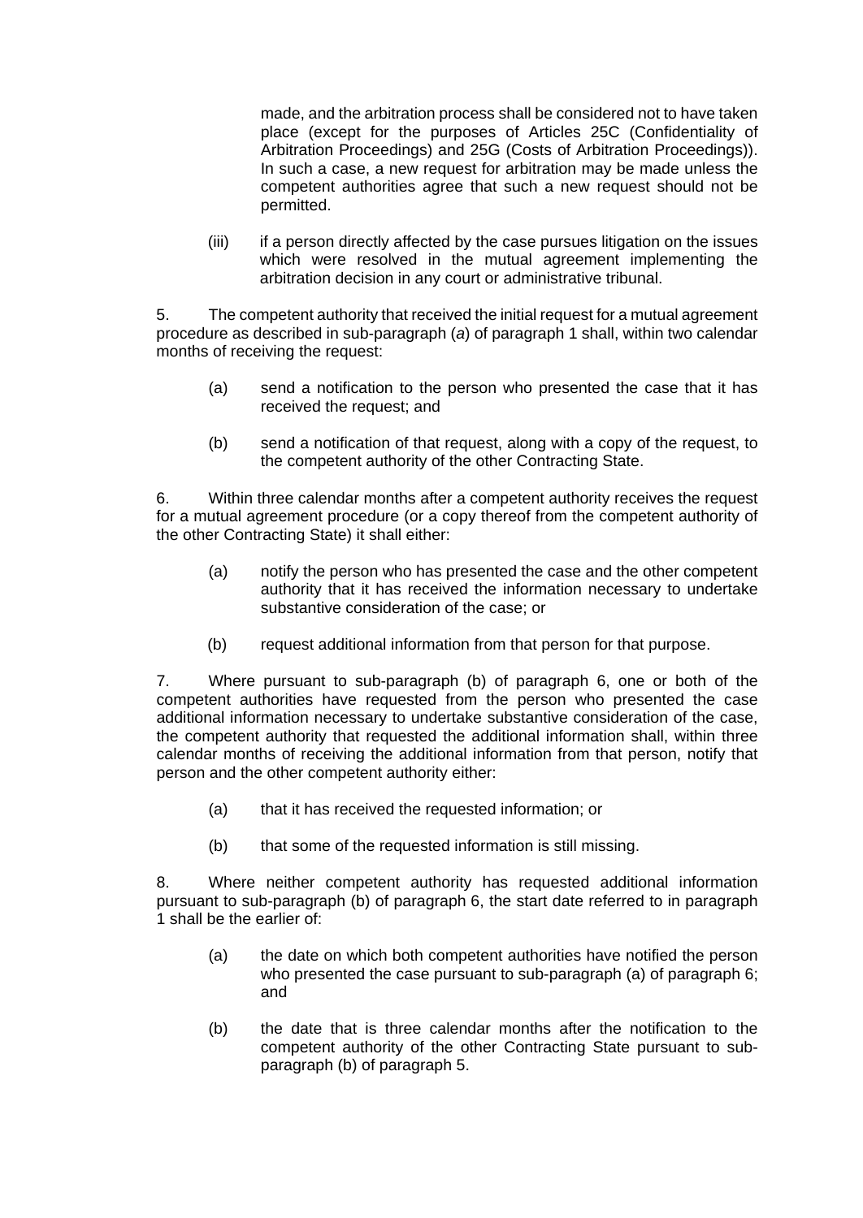made, and the arbitration process shall be considered not to have taken place (except for the purposes of Articles 25C (Confidentiality of Arbitration Proceedings) and 25G (Costs of Arbitration Proceedings)). In such a case, a new request for arbitration may be made unless the competent authorities agree that such a new request should not be permitted.

(iii) if a person directly affected by the case pursues litigation on the issues which were resolved in the mutual agreement implementing the arbitration decision in any court or administrative tribunal.

5. The competent authority that received the initial request for a mutual agreement procedure as described in sub-paragraph (*a*) of paragraph 1 shall, within two calendar months of receiving the request:

(a) send a notification to the person who presented the case that it has received the request; and

(b) send a notification of that request, along with a copy of the request, to the competent authority of the other Contracting State.

6. Within three calendar months after a competent authority receives the request for a mutual agreement procedure (or a copy thereof from the competent authority of the other Contracting State) it shall either:

(a) notify the person who has presented the case and the other competent authority that it has received the information necessary to undertake substantive consideration of the case; or

(b) request additional information from that person for that purpose.

7. Where pursuant to sub-paragraph (b) of paragraph 6, one or both of the competent authorities have requested from the person who presented the case additional information necessary to undertake substantive consideration of the case, the competent authority that requested the additional information shall, within three calendar months of receiving the additional information from that person, notify that person and the other competent authority either:

(a) that it has received the requested information; or

(b) that some of the requested information is still missing.

8. Where neither competent authority has requested additional information pursuant to sub-paragraph (b) of paragraph 6, the start date referred to in paragraph 1 shall be the earlier of:

(a) the date on which both competent authorities have notified the person who presented the case pursuant to sub-paragraph (a) of paragraph 6; and

(b) the date that is three calendar months after the notification to the competent authority of the other Contracting State pursuant to sub-paragraph (b) of paragraph 5.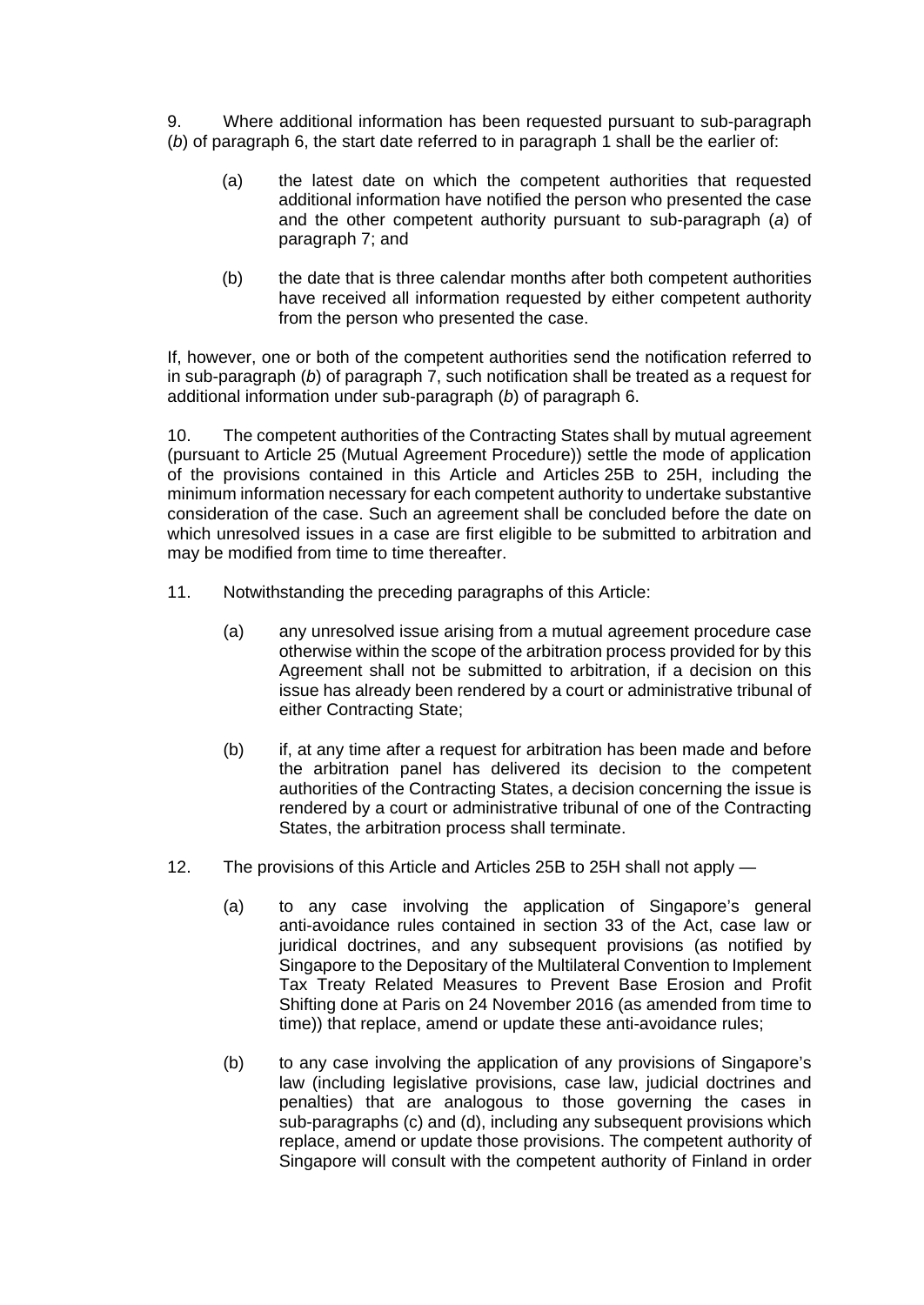9. Where additional information has been requested pursuant to sub-paragraph (*b*) of paragraph 6, the start date referred to in paragraph 1 shall be the earlier of:

(a) the latest date on which the competent authorities that requested additional information have notified the person who presented the case and the other competent authority pursuant to sub-paragraph (*a*) of paragraph 7; and

(b) the date that is three calendar months after both competent authorities have received all information requested by either competent authority from the person who presented the case.

If, however, one or both of the competent authorities send the notification referred to in sub-paragraph (*b*) of paragraph 7, such notification shall be treated as a request for additional information under sub-paragraph (*b*) of paragraph 6.

10. The competent authorities of the Contracting States shall by mutual agreement (pursuant to Article 25 (Mutual Agreement Procedure)) settle the mode of application of the provisions contained in this Article and Articles 25B to 25H, including the minimum information necessary for each competent authority to undertake substantive consideration of the case. Such an agreement shall be concluded before the date on which unresolved issues in a case are first eligible to be submitted to arbitration and may be modified from time to time thereafter.

11. Notwithstanding the preceding paragraphs of this Article:

(a) any unresolved issue arising from a mutual agreement procedure case otherwise within the scope of the arbitration process provided for by this Agreement shall not be submitted to arbitration, if a decision on this issue has already been rendered by a court or administrative tribunal of either Contracting State;

(b) if, at any time after a request for arbitration has been made and before the arbitration panel has delivered its decision to the competent authorities of the Contracting States, a decision concerning the issue is rendered by a court or administrative tribunal of one of the Contracting States, the arbitration process shall terminate.

12. The provisions of this Article and Articles 25B to 25H shall not apply —

(a) to any case involving the application of Singapore's general anti-avoidance rules contained in section 33 of the Act, case law or juridical doctrines, and any subsequent provisions (as notified by Singapore to the Depositary of the Multilateral Convention to Implement Tax Treaty Related Measures to Prevent Base Erosion and Profit Shifting done at Paris on 24 November 2016 (as amended from time to time)) that replace, amend or update these anti-avoidance rules;

(b) to any case involving the application of any provisions of Singapore's law (including legislative provisions, case law, judicial doctrines and penalties) that are analogous to those governing the cases in sub-paragraphs (c) and (d), including any subsequent provisions which replace, amend or update those provisions. The competent authority of Singapore will consult with the competent authority of Finland in order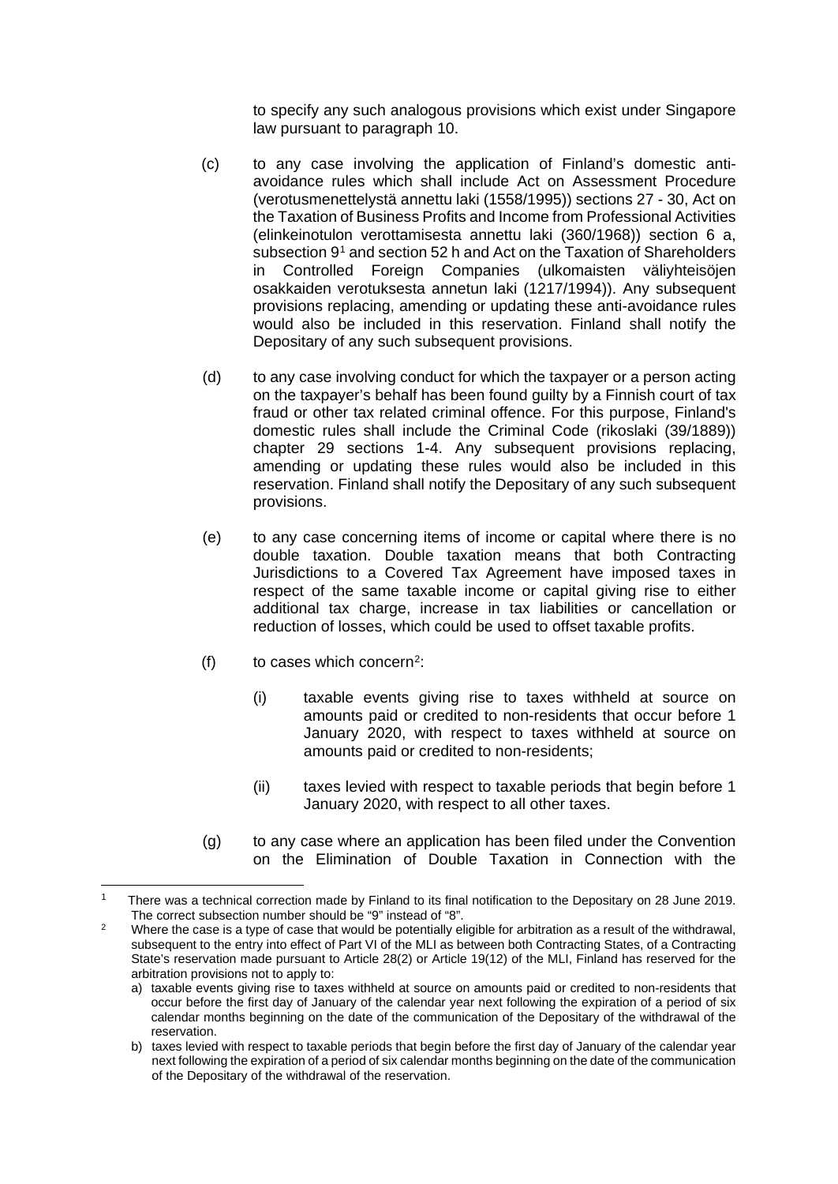to specify any such analogous provisions which exist under Singapore law pursuant to paragraph 10.

(c) to any case involving the application of Finland's domestic anti-avoidance rules which shall include Act on Assessment Procedure (verotusmenettelystä annettu laki (1558/1995)) sections 27 - 30, Act on the Taxation of Business Profits and Income from Professional Activities (elinkeinotulon verottamisesta annettu laki (360/1968)) section 6 a, subsection 9[1] and section 52 h and Act on the Taxation of Shareholders in Controlled Foreign Companies (ulkomaisten väliyhteisöjen osakkaiden verotuksesta annetun laki (1217/1994)). Any subsequent provisions replacing, amending or updating these anti-avoidance rules would also be included in this reservation. Finland shall notify the Depositary of any such subsequent provisions.

(d) to any case involving conduct for which the taxpayer or a person acting on the taxpayer's behalf has been found guilty by a Finnish court of tax fraud or other tax related criminal offence. For this purpose, Finland's domestic rules shall include the Criminal Code (rikoslaki (39/1889)) chapter 29 sections 1-4. Any subsequent provisions replacing, amending or updating these rules would also be included in this reservation. Finland shall notify the Depositary of any such subsequent provisions.

(e) to any case concerning items of income or capital where there is no double taxation. Double taxation means that both Contracting Jurisdictions to a Covered Tax Agreement have imposed taxes in respect of the same taxable income or capital giving rise to either additional tax charge, increase in tax liabilities or cancellation or reduction of losses, which could be used to offset taxable profits.

(f) to cases which concern[2]:

(i) taxable events giving rise to taxes withheld at source on amounts paid or credited to non-residents that occur before 1 January 2020, with respect to taxes withheld at source on amounts paid or credited to non-residents;

(ii) taxes levied with respect to taxable periods that begin before 1 January 2020, with respect to all other taxes.

(g) to any case where an application has been filed under the Convention on the Elimination of Double Taxation in Connection with the

---

[1] There was a technical correction made by Finland to its final notification to the Depositary on 28 June 2019. The correct subsection number should be "9" instead of "8".

[2] Where the case is a type of case that would be potentially eligible for arbitration as a result of the withdrawal, subsequent to the entry into effect of Part VI of the MLI as between both Contracting States, of a Contracting State's reservation made pursuant to Article 28(2) or Article 19(12) of the MLI, Finland has reserved for the arbitration provisions not to apply to:

a) taxable events giving rise to taxes withheld at source on amounts paid or credited to non-residents that occur before the first day of January of the calendar year next following the expiration of a period of six calendar months beginning on the date of the communication of the Depositary of the withdrawal of the reservation.

b) taxes levied with respect to taxable periods that begin before the first day of January of the calendar year next following the expiration of a period of six calendar months beginning on the date of the communication of the Depositary of the withdrawal of the reservation.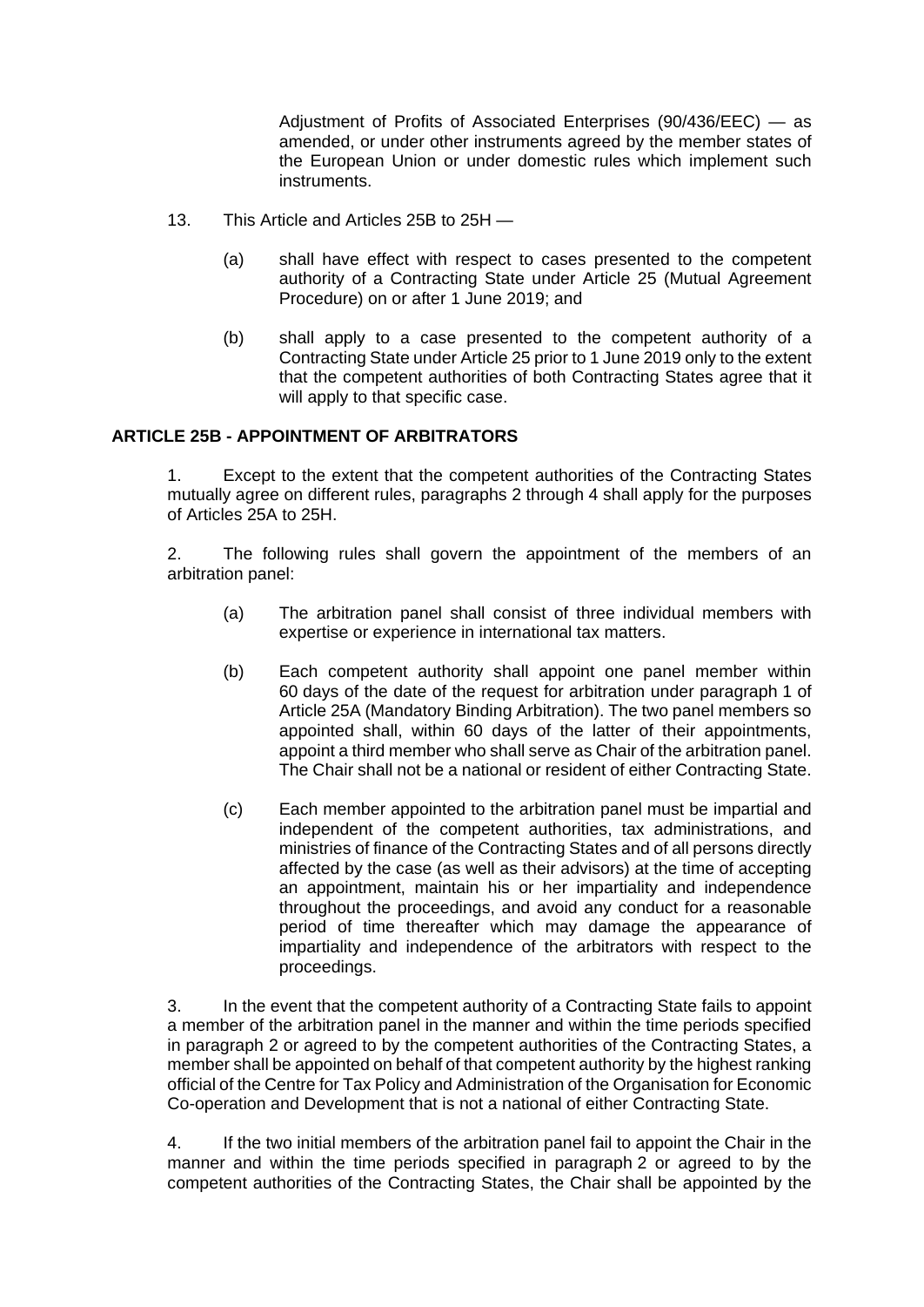Adjustment of Profits of Associated Enterprises (90/436/EEC) — as amended, or under other instruments agreed by the member states of the European Union or under domestic rules which implement such instruments.

13. This Article and Articles 25B to 25H —

    (a) shall have effect with respect to cases presented to the competent authority of a Contracting State under Article 25 (Mutual Agreement Procedure) on or after 1 June 2019; and

    (b) shall apply to a case presented to the competent authority of a Contracting State under Article 25 prior to 1 June 2019 only to the extent that the competent authorities of both Contracting States agree that it will apply to that specific case.

**ARTICLE 25B - APPOINTMENT OF ARBITRATORS**

1. Except to the extent that the competent authorities of the Contracting States mutually agree on different rules, paragraphs 2 through 4 shall apply for the purposes of Articles 25A to 25H.

2. The following rules shall govern the appointment of the members of an arbitration panel:

    (a) The arbitration panel shall consist of three individual members with expertise or experience in international tax matters.

    (b) Each competent authority shall appoint one panel member within 60 days of the date of the request for arbitration under paragraph 1 of Article 25A (Mandatory Binding Arbitration). The two panel members so appointed shall, within 60 days of the latter of their appointments, appoint a third member who shall serve as Chair of the arbitration panel. The Chair shall not be a national or resident of either Contracting State.

    (c) Each member appointed to the arbitration panel must be impartial and independent of the competent authorities, tax administrations, and ministries of finance of the Contracting States and of all persons directly affected by the case (as well as their advisors) at the time of accepting an appointment, maintain his or her impartiality and independence throughout the proceedings, and avoid any conduct for a reasonable period of time thereafter which may damage the appearance of impartiality and independence of the arbitrators with respect to the proceedings.

3. In the event that the competent authority of a Contracting State fails to appoint a member of the arbitration panel in the manner and within the time periods specified in paragraph 2 or agreed to by the competent authorities of the Contracting States, a member shall be appointed on behalf of that competent authority by the highest ranking official of the Centre for Tax Policy and Administration of the Organisation for Economic Co-operation and Development that is not a national of either Contracting State.

4. If the two initial members of the arbitration panel fail to appoint the Chair in the manner and within the time periods specified in paragraph 2 or agreed to by the competent authorities of the Contracting States, the Chair shall be appointed by the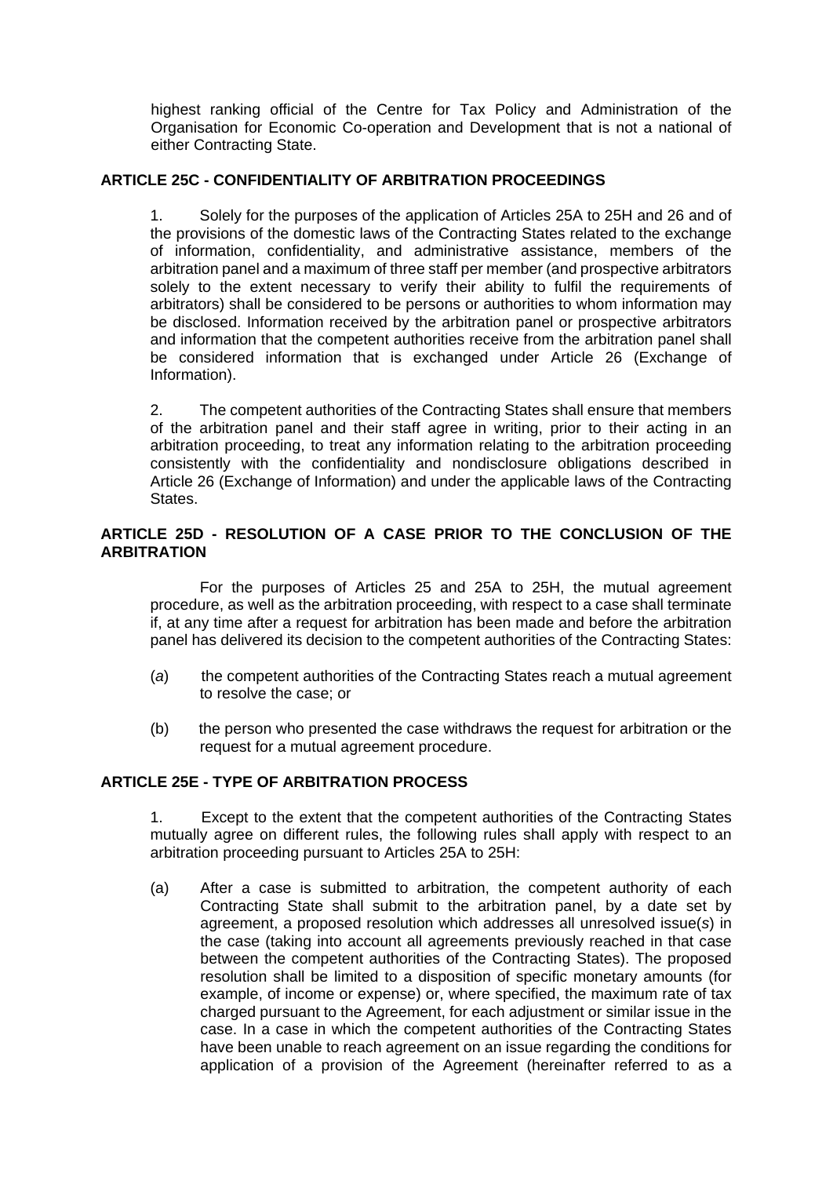highest ranking official of the Centre for Tax Policy and Administration of the Organisation for Economic Co-operation and Development that is not a national of either Contracting State.

**ARTICLE 25C - CONFIDENTIALITY OF ARBITRATION PROCEEDINGS**

1. Solely for the purposes of the application of Articles 25A to 25H and 26 and of the provisions of the domestic laws of the Contracting States related to the exchange of information, confidentiality, and administrative assistance, members of the arbitration panel and a maximum of three staff per member (and prospective arbitrators solely to the extent necessary to verify their ability to fulfil the requirements of arbitrators) shall be considered to be persons or authorities to whom information may be disclosed. Information received by the arbitration panel or prospective arbitrators and information that the competent authorities receive from the arbitration panel shall be considered information that is exchanged under Article 26 (Exchange of Information).

2. The competent authorities of the Contracting States shall ensure that members of the arbitration panel and their staff agree in writing, prior to their acting in an arbitration proceeding, to treat any information relating to the arbitration proceeding consistently with the confidentiality and nondisclosure obligations described in Article 26 (Exchange of Information) and under the applicable laws of the Contracting States.

**ARTICLE 25D - RESOLUTION OF A CASE PRIOR TO THE CONCLUSION OF THE ARBITRATION**

For the purposes of Articles 25 and 25A to 25H, the mutual agreement procedure, as well as the arbitration proceeding, with respect to a case shall terminate if, at any time after a request for arbitration has been made and before the arbitration panel has delivered its decision to the competent authorities of the Contracting States:

(*a*) the competent authorities of the Contracting States reach a mutual agreement to resolve the case; or

(b) the person who presented the case withdraws the request for arbitration or the request for a mutual agreement procedure.

**ARTICLE 25E - TYPE OF ARBITRATION PROCESS**

1. Except to the extent that the competent authorities of the Contracting States mutually agree on different rules, the following rules shall apply with respect to an arbitration proceeding pursuant to Articles 25A to 25H:

(a) After a case is submitted to arbitration, the competent authority of each Contracting State shall submit to the arbitration panel, by a date set by agreement, a proposed resolution which addresses all unresolved issue(*s*) in the case (taking into account all agreements previously reached in that case between the competent authorities of the Contracting States). The proposed resolution shall be limited to a disposition of specific monetary amounts (for example, of income or expense) or, where specified, the maximum rate of tax charged pursuant to the Agreement, for each adjustment or similar issue in the case. In a case in which the competent authorities of the Contracting States have been unable to reach agreement on an issue regarding the conditions for application of a provision of the Agreement (hereinafter referred to as a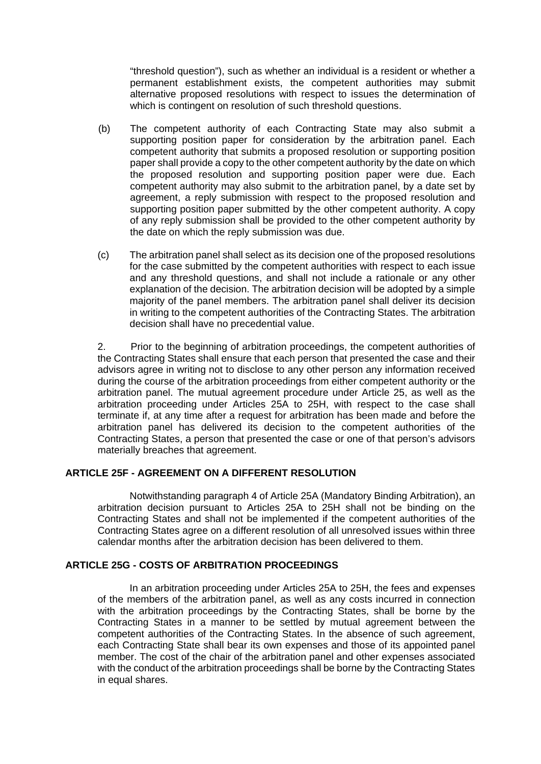"threshold question"), such as whether an individual is a resident or whether a permanent establishment exists, the competent authorities may submit alternative proposed resolutions with respect to issues the determination of which is contingent on resolution of such threshold questions.

(b) The competent authority of each Contracting State may also submit a supporting position paper for consideration by the arbitration panel. Each competent authority that submits a proposed resolution or supporting position paper shall provide a copy to the other competent authority by the date on which the proposed resolution and supporting position paper were due. Each competent authority may also submit to the arbitration panel, by a date set by agreement, a reply submission with respect to the proposed resolution and supporting position paper submitted by the other competent authority. A copy of any reply submission shall be provided to the other competent authority by the date on which the reply submission was due.

(c) The arbitration panel shall select as its decision one of the proposed resolutions for the case submitted by the competent authorities with respect to each issue and any threshold questions, and shall not include a rationale or any other explanation of the decision. The arbitration decision will be adopted by a simple majority of the panel members. The arbitration panel shall deliver its decision in writing to the competent authorities of the Contracting States. The arbitration decision shall have no precedential value.

2. Prior to the beginning of arbitration proceedings, the competent authorities of the Contracting States shall ensure that each person that presented the case and their advisors agree in writing not to disclose to any other person any information received during the course of the arbitration proceedings from either competent authority or the arbitration panel. The mutual agreement procedure under Article 25, as well as the arbitration proceeding under Articles 25A to 25H, with respect to the case shall terminate if, at any time after a request for arbitration has been made and before the arbitration panel has delivered its decision to the competent authorities of the Contracting States, a person that presented the case or one of that person's advisors materially breaches that agreement.

## ARTICLE 25F - AGREEMENT ON A DIFFERENT RESOLUTION

Notwithstanding paragraph 4 of Article 25A (Mandatory Binding Arbitration), an arbitration decision pursuant to Articles 25A to 25H shall not be binding on the Contracting States and shall not be implemented if the competent authorities of the Contracting States agree on a different resolution of all unresolved issues within three calendar months after the arbitration decision has been delivered to them.

## ARTICLE 25G - COSTS OF ARBITRATION PROCEEDINGS

In an arbitration proceeding under Articles 25A to 25H, the fees and expenses of the members of the arbitration panel, as well as any costs incurred in connection with the arbitration proceedings by the Contracting States, shall be borne by the Contracting States in a manner to be settled by mutual agreement between the competent authorities of the Contracting States. In the absence of such agreement, each Contracting State shall bear its own expenses and those of its appointed panel member. The cost of the chair of the arbitration panel and other expenses associated with the conduct of the arbitration proceedings shall be borne by the Contracting States in equal shares.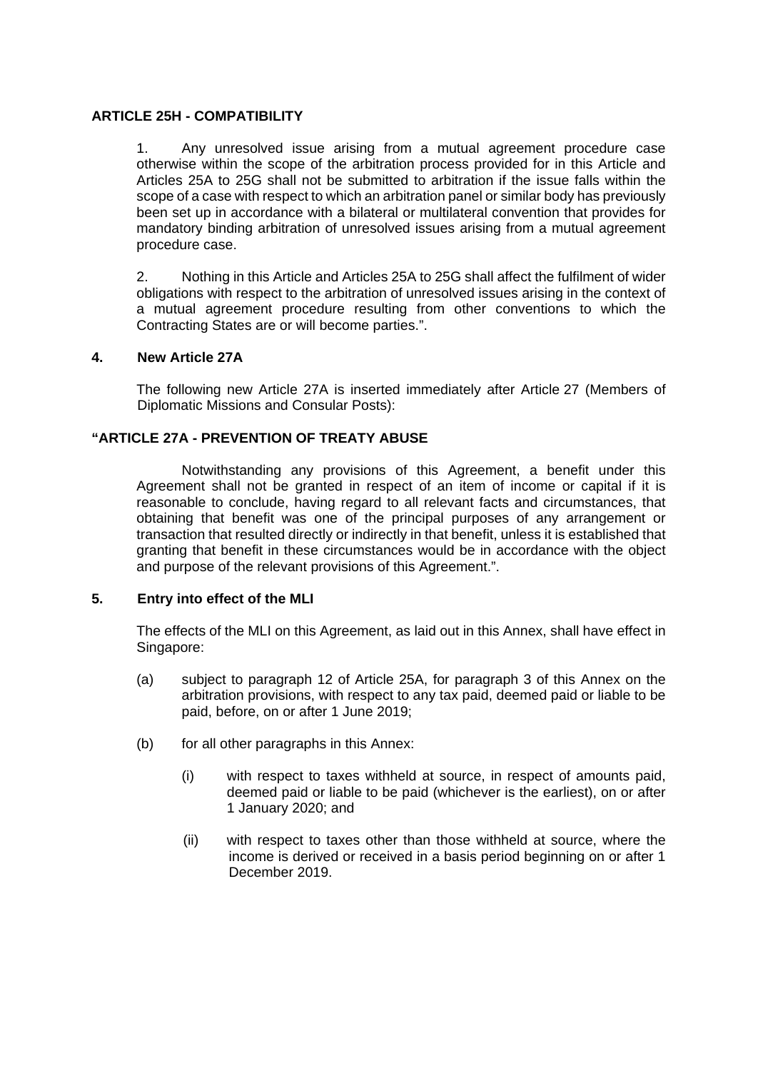**ARTICLE 25H - COMPATIBILITY**

1. Any unresolved issue arising from a mutual agreement procedure case otherwise within the scope of the arbitration process provided for in this Article and Articles 25A to 25G shall not be submitted to arbitration if the issue falls within the scope of a case with respect to which an arbitration panel or similar body has previously been set up in accordance with a bilateral or multilateral convention that provides for mandatory binding arbitration of unresolved issues arising from a mutual agreement procedure case.

2. Nothing in this Article and Articles 25A to 25G shall affect the fulfilment of wider obligations with respect to the arbitration of unresolved issues arising in the context of a mutual agreement procedure resulting from other conventions to which the Contracting States are or will become parties.".

**4. New Article 27A**

The following new Article 27A is inserted immediately after Article 27 (Members of Diplomatic Missions and Consular Posts):

**"ARTICLE 27A - PREVENTION OF TREATY ABUSE**

Notwithstanding any provisions of this Agreement, a benefit under this Agreement shall not be granted in respect of an item of income or capital if it is reasonable to conclude, having regard to all relevant facts and circumstances, that obtaining that benefit was one of the principal purposes of any arrangement or transaction that resulted directly or indirectly in that benefit, unless it is established that granting that benefit in these circumstances would be in accordance with the object and purpose of the relevant provisions of this Agreement.".

**5. Entry into effect of the MLI**

The effects of the MLI on this Agreement, as laid out in this Annex, shall have effect in Singapore:

(a) subject to paragraph 12 of Article 25A, for paragraph 3 of this Annex on the arbitration provisions, with respect to any tax paid, deemed paid or liable to be paid, before, on or after 1 June 2019;

(b) for all other paragraphs in this Annex:

  (i) with respect to taxes withheld at source, in respect of amounts paid, deemed paid or liable to be paid (whichever is the earliest), on or after 1 January 2020; and

  (ii) with respect to taxes other than those withheld at source, where the income is derived or received in a basis period beginning on or after 1 December 2019.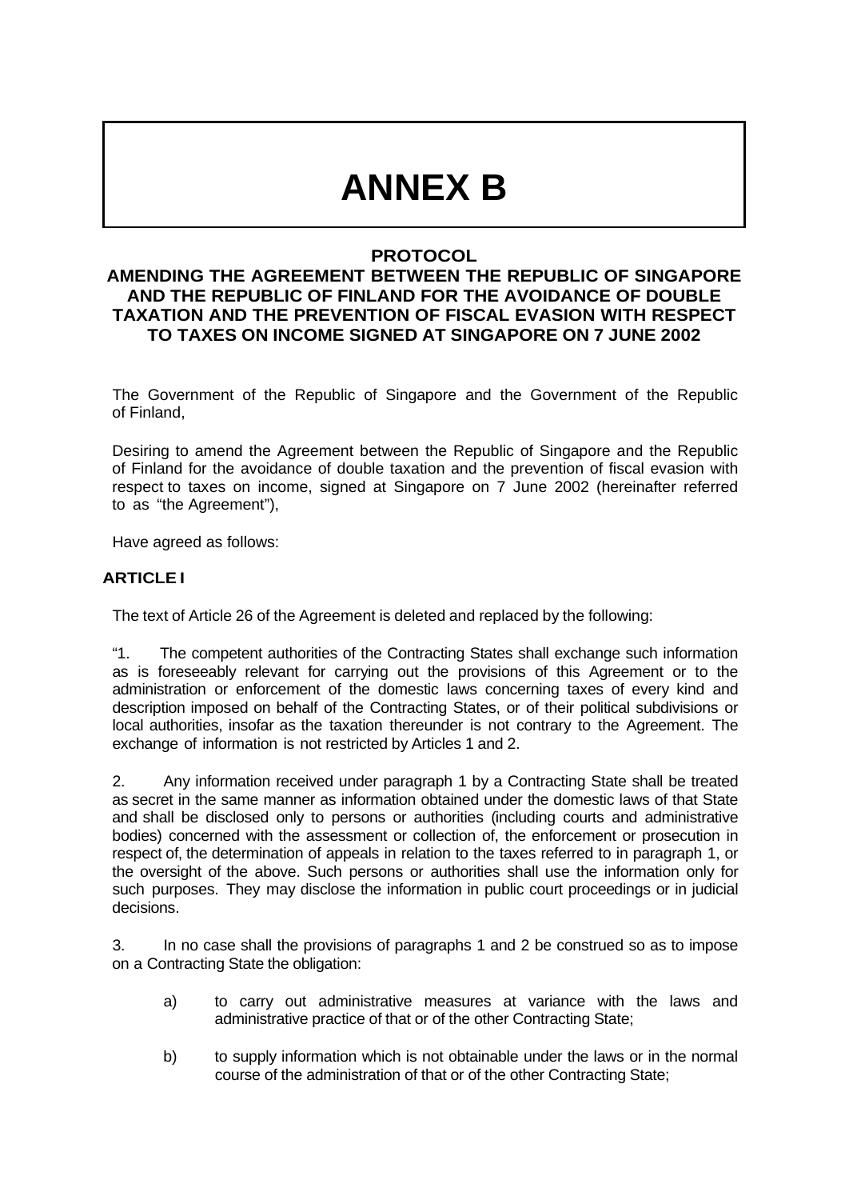# ANNEX B

## PROTOCOL

### AMENDING THE AGREEMENT BETWEEN THE REPUBLIC OF SINGAPORE AND THE REPUBLIC OF FINLAND FOR THE AVOIDANCE OF DOUBLE TAXATION AND THE PREVENTION OF FISCAL EVASION WITH RESPECT TO TAXES ON INCOME SIGNED AT SINGAPORE ON 7 JUNE 2002

The Government of the Republic of Singapore and the Government of the Republic of Finland,

Desiring to amend the Agreement between the Republic of Singapore and the Republic of Finland for the avoidance of double taxation and the prevention of fiscal evasion with respect to taxes on income, signed at Singapore on 7 June 2002 (hereinafter referred to as "the Agreement"),

Have agreed as follows:

**ARTICLE I**

The text of Article 26 of the Agreement is deleted and replaced by the following:

"1. The competent authorities of the Contracting States shall exchange such information as is foreseeably relevant for carrying out the provisions of this Agreement or to the administration or enforcement of the domestic laws concerning taxes of every kind and description imposed on behalf of the Contracting States, or of their political subdivisions or local authorities, insofar as the taxation thereunder is not contrary to the Agreement. The exchange of information is not restricted by Articles 1 and 2.

2. Any information received under paragraph 1 by a Contracting State shall be treated as secret in the same manner as information obtained under the domestic laws of that State and shall be disclosed only to persons or authorities (including courts and administrative bodies) concerned with the assessment or collection of, the enforcement or prosecution in respect of, the determination of appeals in relation to the taxes referred to in paragraph 1, or the oversight of the above. Such persons or authorities shall use the information only for such purposes. They may disclose the information in public court proceedings or in judicial decisions.

3. In no case shall the provisions of paragraphs 1 and 2 be construed so as to impose on a Contracting State the obligation:

a) to carry out administrative measures at variance with the laws and administrative practice of that or of the other Contracting State;

b) to supply information which is not obtainable under the laws or in the normal course of the administration of that or of the other Contracting State;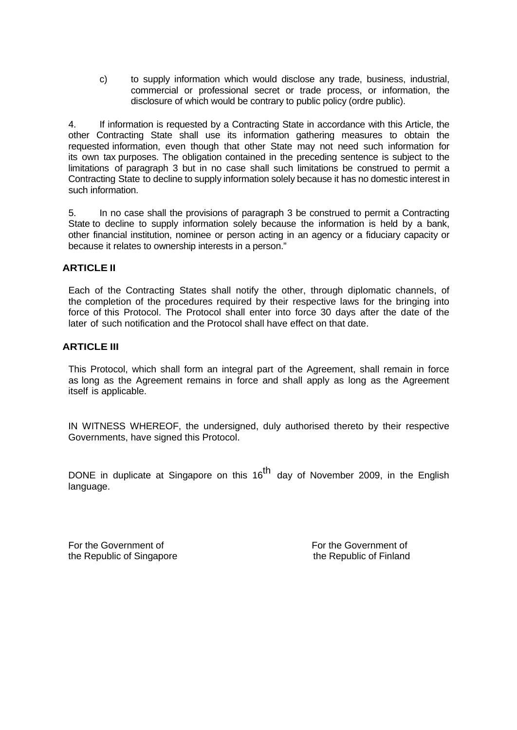c) to supply information which would disclose any trade, business, industrial, commercial or professional secret or trade process, or information, the disclosure of which would be contrary to public policy (ordre public).

4. If information is requested by a Contracting State in accordance with this Article, the other Contracting State shall use its information gathering measures to obtain the requested information, even though that other State may not need such information for its own tax purposes. The obligation contained in the preceding sentence is subject to the limitations of paragraph 3 but in no case shall such limitations be construed to permit a Contracting State to decline to supply information solely because it has no domestic interest in such information.

5. In no case shall the provisions of paragraph 3 be construed to permit a Contracting State to decline to supply information solely because the information is held by a bank, other financial institution, nominee or person acting in an agency or a fiduciary capacity or because it relates to ownership interests in a person."

## ARTICLE II

Each of the Contracting States shall notify the other, through diplomatic channels, of the completion of the procedures required by their respective laws for the bringing into force of this Protocol. The Protocol shall enter into force 30 days after the date of the later of such notification and the Protocol shall have effect on that date.

## ARTICLE III

This Protocol, which shall form an integral part of the Agreement, shall remain in force as long as the Agreement remains in force and shall apply as long as the Agreement itself is applicable.

IN WITNESS WHEREOF, the undersigned, duly authorised thereto by their respective Governments, have signed this Protocol.

DONE in duplicate at Singapore on this 16th day of November 2009, in the English language.

For the Government of
the Republic of Singapore

For the Government of
the Republic of Finland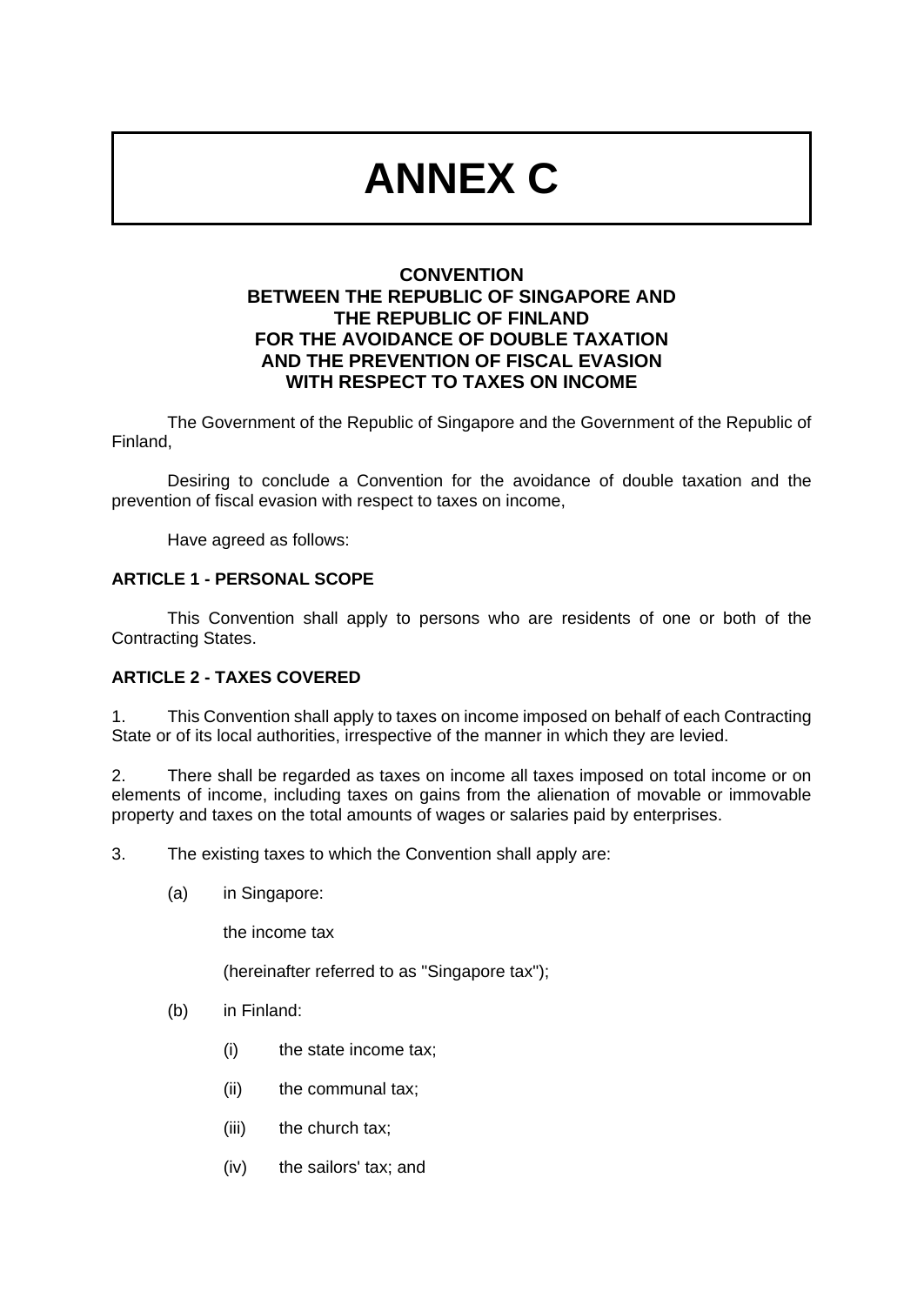# ANNEX C

**CONVENTION**
**BETWEEN THE REPUBLIC OF SINGAPORE AND**
**THE REPUBLIC OF FINLAND**
**FOR THE AVOIDANCE OF DOUBLE TAXATION**
**AND THE PREVENTION OF FISCAL EVASION**
**WITH RESPECT TO TAXES ON INCOME**

The Government of the Republic of Singapore and the Government of the Republic of Finland,

Desiring to conclude a Convention for the avoidance of double taxation and the prevention of fiscal evasion with respect to taxes on income,

Have agreed as follows:

**ARTICLE 1 - PERSONAL SCOPE**

This Convention shall apply to persons who are residents of one or both of the Contracting States.

**ARTICLE 2 - TAXES COVERED**

1. This Convention shall apply to taxes on income imposed on behalf of each Contracting State or of its local authorities, irrespective of the manner in which they are levied.

2. There shall be regarded as taxes on income all taxes imposed on total income or on elements of income, including taxes on gains from the alienation of movable or immovable property and taxes on the total amounts of wages or salaries paid by enterprises.

3. The existing taxes to which the Convention shall apply are:

(a) in Singapore:

the income tax

(hereinafter referred to as "Singapore tax");

(b) in Finland:

(i) the state income tax;

(ii) the communal tax;

(iii) the church tax;

(iv) the sailors' tax; and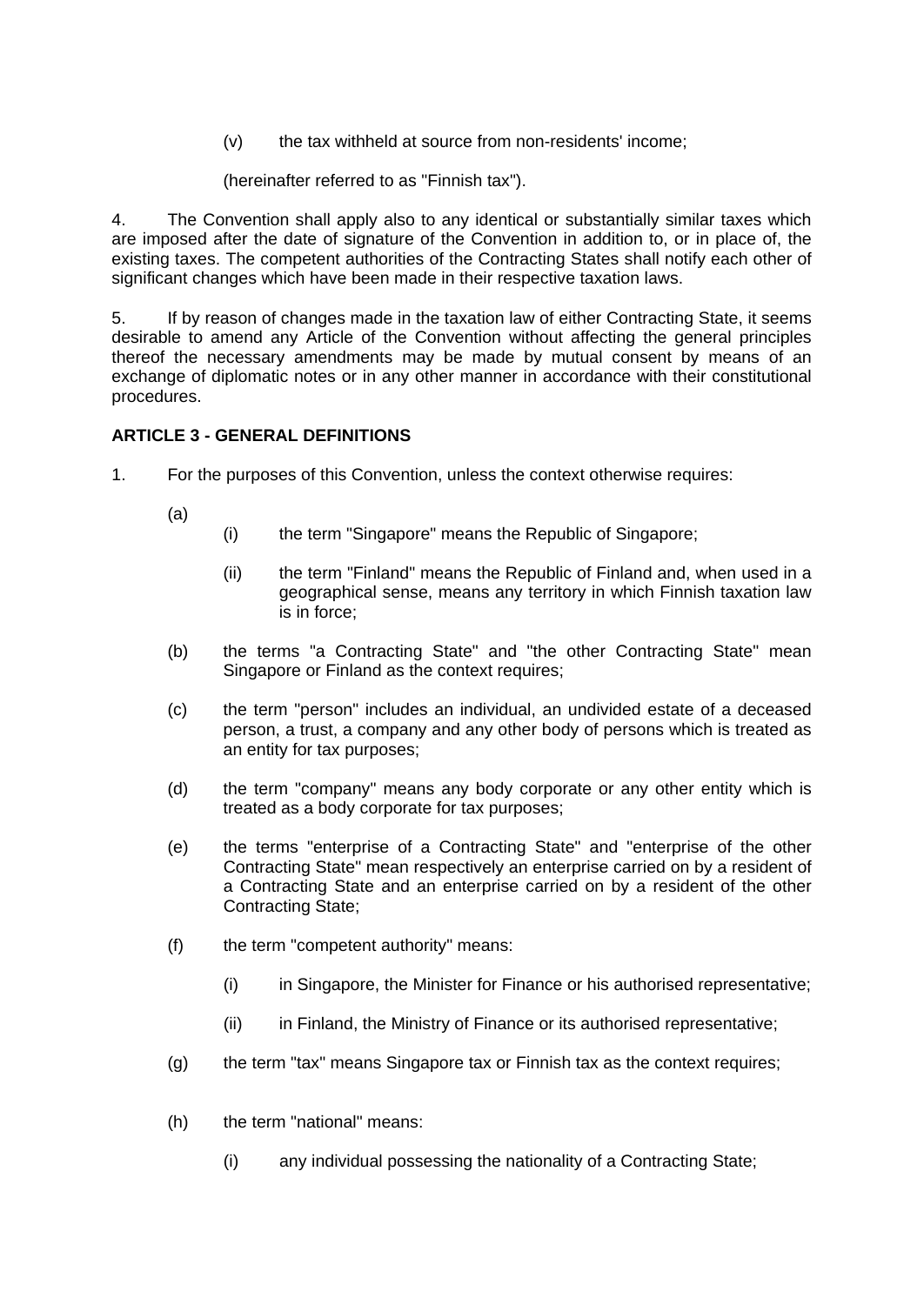(v) the tax withheld at source from non-residents' income;

(hereinafter referred to as "Finnish tax").

4. The Convention shall apply also to any identical or substantially similar taxes which are imposed after the date of signature of the Convention in addition to, or in place of, the existing taxes. The competent authorities of the Contracting States shall notify each other of significant changes which have been made in their respective taxation laws.

5. If by reason of changes made in the taxation law of either Contracting State, it seems desirable to amend any Article of the Convention without affecting the general principles thereof the necessary amendments may be made by mutual consent by means of an exchange of diplomatic notes or in any other manner in accordance with their constitutional procedures.

**ARTICLE 3 - GENERAL DEFINITIONS**

1. For the purposes of this Convention, unless the context otherwise requires:

(a)

  (i) the term "Singapore" means the Republic of Singapore;

  (ii) the term "Finland" means the Republic of Finland and, when used in a geographical sense, means any territory in which Finnish taxation law is in force;

(b) the terms "a Contracting State" and "the other Contracting State" mean Singapore or Finland as the context requires;

(c) the term "person" includes an individual, an undivided estate of a deceased person, a trust, a company and any other body of persons which is treated as an entity for tax purposes;

(d) the term "company" means any body corporate or any other entity which is treated as a body corporate for tax purposes;

(e) the terms "enterprise of a Contracting State" and "enterprise of the other Contracting State" mean respectively an enterprise carried on by a resident of a Contracting State and an enterprise carried on by a resident of the other Contracting State;

(f) the term "competent authority" means:

  (i) in Singapore, the Minister for Finance or his authorised representative;

  (ii) in Finland, the Ministry of Finance or its authorised representative;

(g) the term "tax" means Singapore tax or Finnish tax as the context requires;

(h) the term "national" means:

  (i) any individual possessing the nationality of a Contracting State;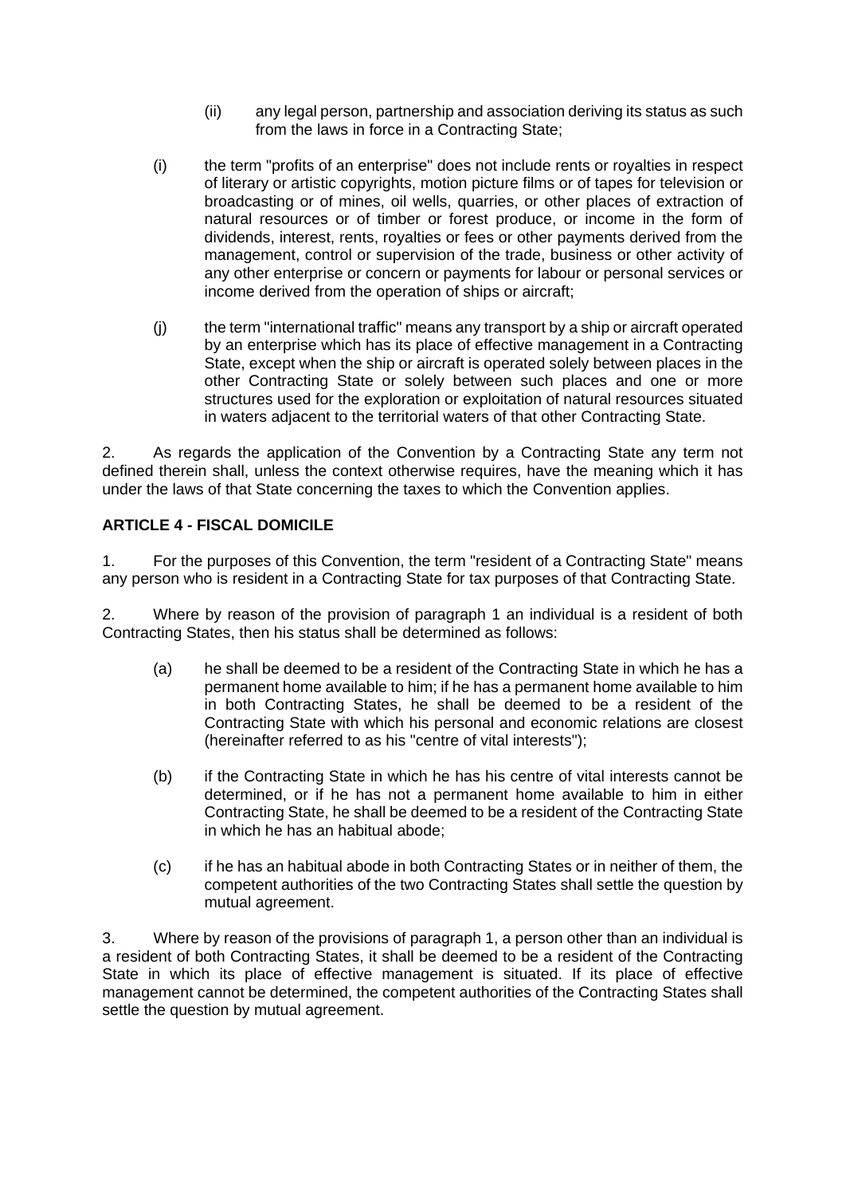(ii) any legal person, partnership and association deriving its status as such from the laws in force in a Contracting State;

(i) the term "profits of an enterprise" does not include rents or royalties in respect of literary or artistic copyrights, motion picture films or of tapes for television or broadcasting or of mines, oil wells, quarries, or other places of extraction of natural resources or of timber or forest produce, or income in the form of dividends, interest, rents, royalties or fees or other payments derived from the management, control or supervision of the trade, business or other activity of any other enterprise or concern or payments for labour or personal services or income derived from the operation of ships or aircraft;

(j) the term "international traffic" means any transport by a ship or aircraft operated by an enterprise which has its place of effective management in a Contracting State, except when the ship or aircraft is operated solely between places in the other Contracting State or solely between such places and one or more structures used for the exploration or exploitation of natural resources situated in waters adjacent to the territorial waters of that other Contracting State.

2. As regards the application of the Convention by a Contracting State any term not defined therein shall, unless the context otherwise requires, have the meaning which it has under the laws of that State concerning the taxes to which the Convention applies.

**ARTICLE 4 - FISCAL DOMICILE**

1. For the purposes of this Convention, the term "resident of a Contracting State" means any person who is resident in a Contracting State for tax purposes of that Contracting State.

2. Where by reason of the provision of paragraph 1 an individual is a resident of both Contracting States, then his status shall be determined as follows:

(a) he shall be deemed to be a resident of the Contracting State in which he has a permanent home available to him; if he has a permanent home available to him in both Contracting States, he shall be deemed to be a resident of the Contracting State with which his personal and economic relations are closest (hereinafter referred to as his "centre of vital interests");

(b) if the Contracting State in which he has his centre of vital interests cannot be determined, or if he has not a permanent home available to him in either Contracting State, he shall be deemed to be a resident of the Contracting State in which he has an habitual abode;

(c) if he has an habitual abode in both Contracting States or in neither of them, the competent authorities of the two Contracting States shall settle the question by mutual agreement.

3. Where by reason of the provisions of paragraph 1, a person other than an individual is a resident of both Contracting States, it shall be deemed to be a resident of the Contracting State in which its place of effective management is situated. If its place of effective management cannot be determined, the competent authorities of the Contracting States shall settle the question by mutual agreement.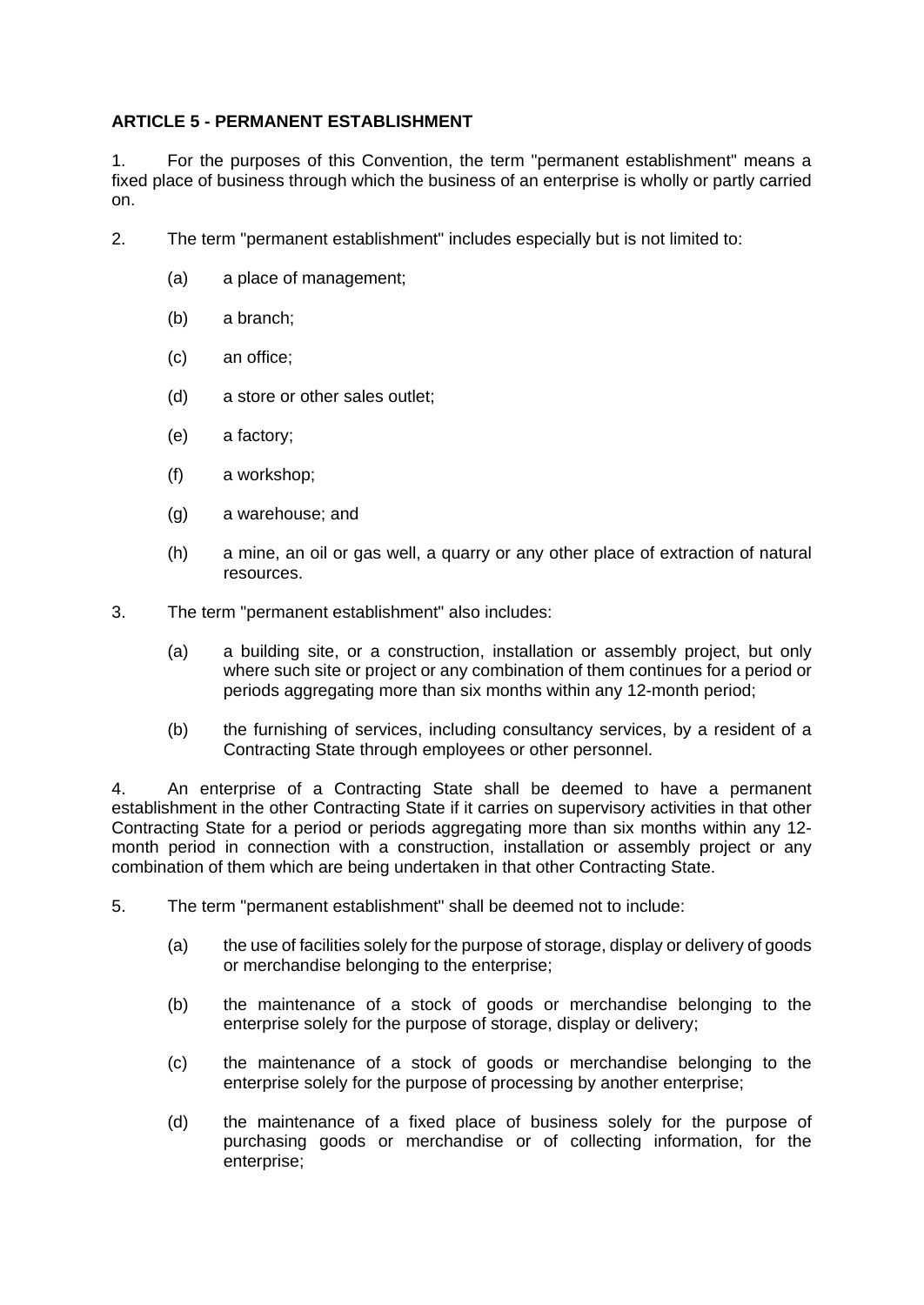**ARTICLE 5 - PERMANENT ESTABLISHMENT**

1. For the purposes of this Convention, the term "permanent establishment" means a fixed place of business through which the business of an enterprise is wholly or partly carried on.

2. The term "permanent establishment" includes especially but is not limited to:

   (a) a place of management;

   (b) a branch;

   (c) an office;

   (d) a store or other sales outlet;

   (e) a factory;

   (f) a workshop;

   (g) a warehouse; and

   (h) a mine, an oil or gas well, a quarry or any other place of extraction of natural resources.

3. The term "permanent establishment" also includes:

   (a) a building site, or a construction, installation or assembly project, but only where such site or project or any combination of them continues for a period or periods aggregating more than six months within any 12-month period;

   (b) the furnishing of services, including consultancy services, by a resident of a Contracting State through employees or other personnel.

4. An enterprise of a Contracting State shall be deemed to have a permanent establishment in the other Contracting State if it carries on supervisory activities in that other Contracting State for a period or periods aggregating more than six months within any 12-month period in connection with a construction, installation or assembly project or any combination of them which are being undertaken in that other Contracting State.

5. The term "permanent establishment" shall be deemed not to include:

   (a) the use of facilities solely for the purpose of storage, display or delivery of goods or merchandise belonging to the enterprise;

   (b) the maintenance of a stock of goods or merchandise belonging to the enterprise solely for the purpose of storage, display or delivery;

   (c) the maintenance of a stock of goods or merchandise belonging to the enterprise solely for the purpose of processing by another enterprise;

   (d) the maintenance of a fixed place of business solely for the purpose of purchasing goods or merchandise or of collecting information, for the enterprise;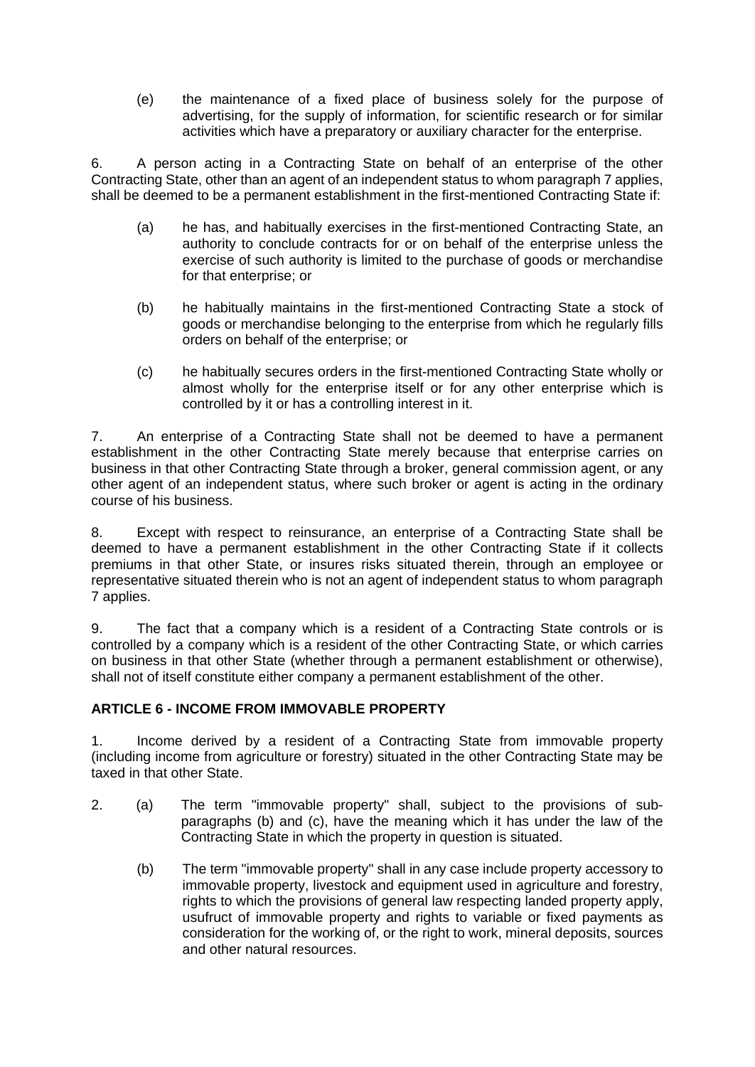(e) the maintenance of a fixed place of business solely for the purpose of advertising, for the supply of information, for scientific research or for similar activities which have a preparatory or auxiliary character for the enterprise.

6. A person acting in a Contracting State on behalf of an enterprise of the other Contracting State, other than an agent of an independent status to whom paragraph 7 applies, shall be deemed to be a permanent establishment in the first-mentioned Contracting State if:

(a) he has, and habitually exercises in the first-mentioned Contracting State, an authority to conclude contracts for or on behalf of the enterprise unless the exercise of such authority is limited to the purchase of goods or merchandise for that enterprise; or

(b) he habitually maintains in the first-mentioned Contracting State a stock of goods or merchandise belonging to the enterprise from which he regularly fills orders on behalf of the enterprise; or

(c) he habitually secures orders in the first-mentioned Contracting State wholly or almost wholly for the enterprise itself or for any other enterprise which is controlled by it or has a controlling interest in it.

7. An enterprise of a Contracting State shall not be deemed to have a permanent establishment in the other Contracting State merely because that enterprise carries on business in that other Contracting State through a broker, general commission agent, or any other agent of an independent status, where such broker or agent is acting in the ordinary course of his business.

8. Except with respect to reinsurance, an enterprise of a Contracting State shall be deemed to have a permanent establishment in the other Contracting State if it collects premiums in that other State, or insures risks situated therein, through an employee or representative situated therein who is not an agent of independent status to whom paragraph 7 applies.

9. The fact that a company which is a resident of a Contracting State controls or is controlled by a company which is a resident of the other Contracting State, or which carries on business in that other State (whether through a permanent establishment or otherwise), shall not of itself constitute either company a permanent establishment of the other.

**ARTICLE 6 - INCOME FROM IMMOVABLE PROPERTY**

1. Income derived by a resident of a Contracting State from immovable property (including income from agriculture or forestry) situated in the other Contracting State may be taxed in that other State.

2. (a) The term "immovable property" shall, subject to the provisions of sub-paragraphs (b) and (c), have the meaning which it has under the law of the Contracting State in which the property in question is situated.

(b) The term "immovable property" shall in any case include property accessory to immovable property, livestock and equipment used in agriculture and forestry, rights to which the provisions of general law respecting landed property apply, usufruct of immovable property and rights to variable or fixed payments as consideration for the working of, or the right to work, mineral deposits, sources and other natural resources.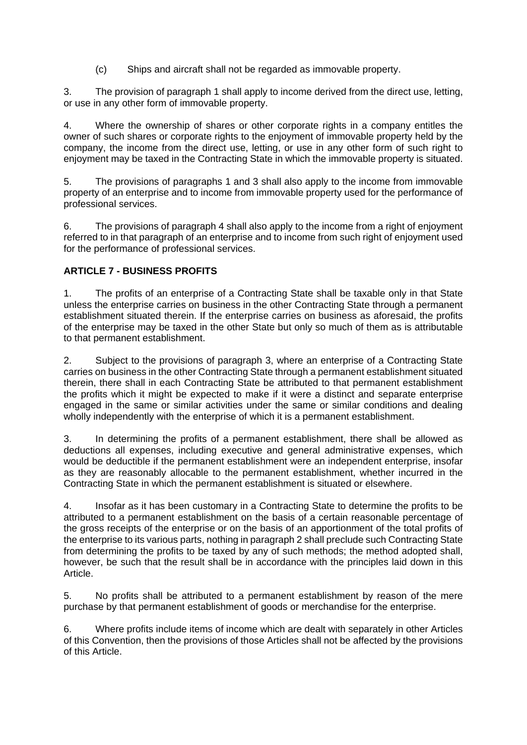(c) Ships and aircraft shall not be regarded as immovable property.

3. The provision of paragraph 1 shall apply to income derived from the direct use, letting, or use in any other form of immovable property.

4. Where the ownership of shares or other corporate rights in a company entitles the owner of such shares or corporate rights to the enjoyment of immovable property held by the company, the income from the direct use, letting, or use in any other form of such right to enjoyment may be taxed in the Contracting State in which the immovable property is situated.

5. The provisions of paragraphs 1 and 3 shall also apply to the income from immovable property of an enterprise and to income from immovable property used for the performance of professional services.

6. The provisions of paragraph 4 shall also apply to the income from a right of enjoyment referred to in that paragraph of an enterprise and to income from such right of enjoyment used for the performance of professional services.

**ARTICLE 7 - BUSINESS PROFITS**

1. The profits of an enterprise of a Contracting State shall be taxable only in that State unless the enterprise carries on business in the other Contracting State through a permanent establishment situated therein. If the enterprise carries on business as aforesaid, the profits of the enterprise may be taxed in the other State but only so much of them as is attributable to that permanent establishment.

2. Subject to the provisions of paragraph 3, where an enterprise of a Contracting State carries on business in the other Contracting State through a permanent establishment situated therein, there shall in each Contracting State be attributed to that permanent establishment the profits which it might be expected to make if it were a distinct and separate enterprise engaged in the same or similar activities under the same or similar conditions and dealing wholly independently with the enterprise of which it is a permanent establishment.

3. In determining the profits of a permanent establishment, there shall be allowed as deductions all expenses, including executive and general administrative expenses, which would be deductible if the permanent establishment were an independent enterprise, insofar as they are reasonably allocable to the permanent establishment, whether incurred in the Contracting State in which the permanent establishment is situated or elsewhere.

4. Insofar as it has been customary in a Contracting State to determine the profits to be attributed to a permanent establishment on the basis of a certain reasonable percentage of the gross receipts of the enterprise or on the basis of an apportionment of the total profits of the enterprise to its various parts, nothing in paragraph 2 shall preclude such Contracting State from determining the profits to be taxed by any of such methods; the method adopted shall, however, be such that the result shall be in accordance with the principles laid down in this Article.

5. No profits shall be attributed to a permanent establishment by reason of the mere purchase by that permanent establishment of goods or merchandise for the enterprise.

6. Where profits include items of income which are dealt with separately in other Articles of this Convention, then the provisions of those Articles shall not be affected by the provisions of this Article.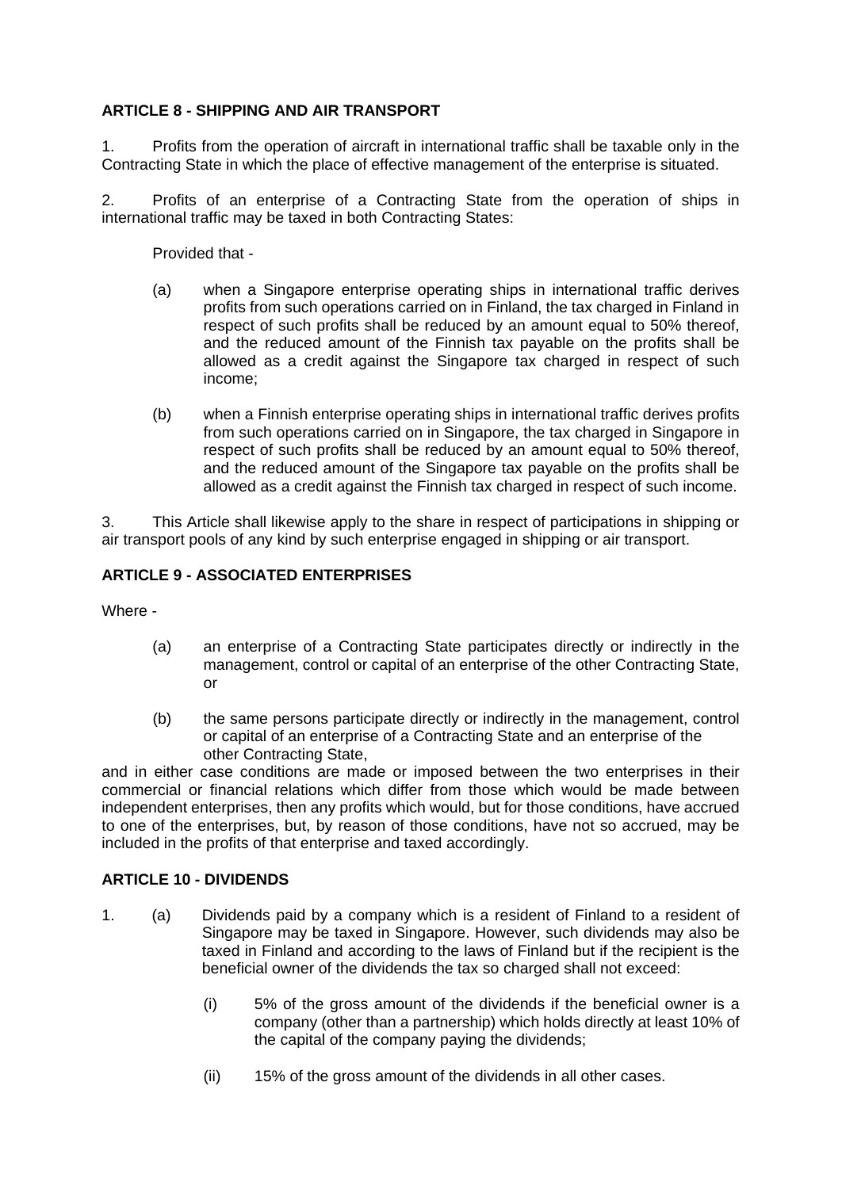**ARTICLE 8 - SHIPPING AND AIR TRANSPORT**

1. Profits from the operation of aircraft in international traffic shall be taxable only in the Contracting State in which the place of effective management of the enterprise is situated.

2. Profits of an enterprise of a Contracting State from the operation of ships in international traffic may be taxed in both Contracting States:

Provided that -

(a) when a Singapore enterprise operating ships in international traffic derives profits from such operations carried on in Finland, the tax charged in Finland in respect of such profits shall be reduced by an amount equal to 50% thereof, and the reduced amount of the Finnish tax payable on the profits shall be allowed as a credit against the Singapore tax charged in respect of such income;

(b) when a Finnish enterprise operating ships in international traffic derives profits from such operations carried on in Singapore, the tax charged in Singapore in respect of such profits shall be reduced by an amount equal to 50% thereof, and the reduced amount of the Singapore tax payable on the profits shall be allowed as a credit against the Finnish tax charged in respect of such income.

3. This Article shall likewise apply to the share in respect of participations in shipping or air transport pools of any kind by such enterprise engaged in shipping or air transport.

**ARTICLE 9 - ASSOCIATED ENTERPRISES**

Where -

(a) an enterprise of a Contracting State participates directly or indirectly in the management, control or capital of an enterprise of the other Contracting State, or

(b) the same persons participate directly or indirectly in the management, control or capital of an enterprise of a Contracting State and an enterprise of the other Contracting State,

and in either case conditions are made or imposed between the two enterprises in their commercial or financial relations which differ from those which would be made between independent enterprises, then any profits which would, but for those conditions, have accrued to one of the enterprises, but, by reason of those conditions, have not so accrued, may be included in the profits of that enterprise and taxed accordingly.

**ARTICLE 10 - DIVIDENDS**

1. (a) Dividends paid by a company which is a resident of Finland to a resident of Singapore may be taxed in Singapore. However, such dividends may also be taxed in Finland and according to the laws of Finland but if the recipient is the beneficial owner of the dividends the tax so charged shall not exceed:

(i) 5% of the gross amount of the dividends if the beneficial owner is a company (other than a partnership) which holds directly at least 10% of the capital of the company paying the dividends;

(ii) 15% of the gross amount of the dividends in all other cases.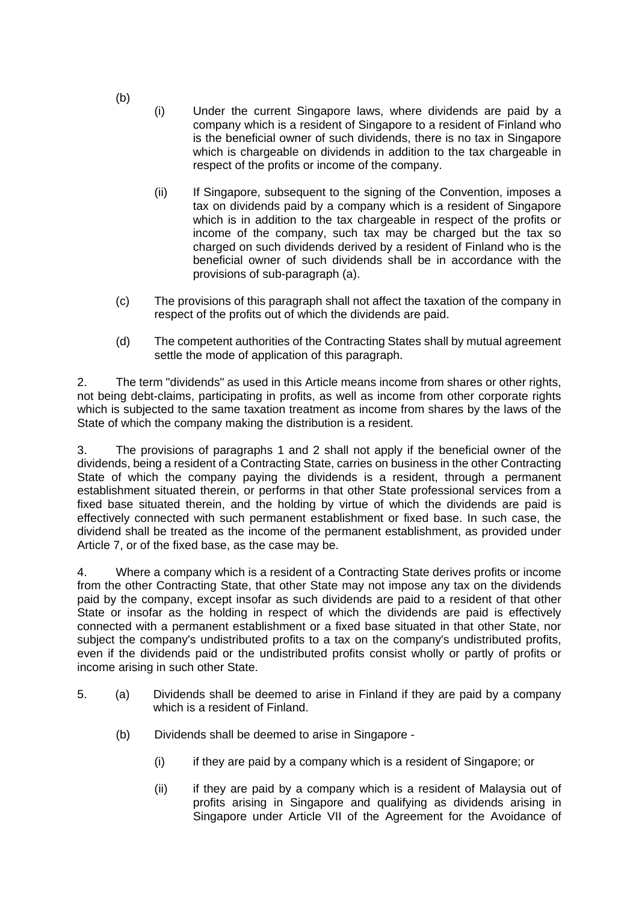(b)

(i) Under the current Singapore laws, where dividends are paid by a company which is a resident of Singapore to a resident of Finland who is the beneficial owner of such dividends, there is no tax in Singapore which is chargeable on dividends in addition to the tax chargeable in respect of the profits or income of the company.

(ii) If Singapore, subsequent to the signing of the Convention, imposes a tax on dividends paid by a company which is a resident of Singapore which is in addition to the tax chargeable in respect of the profits or income of the company, such tax may be charged but the tax so charged on such dividends derived by a resident of Finland who is the beneficial owner of such dividends shall be in accordance with the provisions of sub-paragraph (a).

(c) The provisions of this paragraph shall not affect the taxation of the company in respect of the profits out of which the dividends are paid.

(d) The competent authorities of the Contracting States shall by mutual agreement settle the mode of application of this paragraph.

2. The term "dividends" as used in this Article means income from shares or other rights, not being debt-claims, participating in profits, as well as income from other corporate rights which is subjected to the same taxation treatment as income from shares by the laws of the State of which the company making the distribution is a resident.

3. The provisions of paragraphs 1 and 2 shall not apply if the beneficial owner of the dividends, being a resident of a Contracting State, carries on business in the other Contracting State of which the company paying the dividends is a resident, through a permanent establishment situated therein, or performs in that other State professional services from a fixed base situated therein, and the holding by virtue of which the dividends are paid is effectively connected with such permanent establishment or fixed base. In such case, the dividend shall be treated as the income of the permanent establishment, as provided under Article 7, or of the fixed base, as the case may be.

4. Where a company which is a resident of a Contracting State derives profits or income from the other Contracting State, that other State may not impose any tax on the dividends paid by the company, except insofar as such dividends are paid to a resident of that other State or insofar as the holding in respect of which the dividends are paid is effectively connected with a permanent establishment or a fixed base situated in that other State, nor subject the company's undistributed profits to a tax on the company's undistributed profits, even if the dividends paid or the undistributed profits consist wholly or partly of profits or income arising in such other State.

5. (a) Dividends shall be deemed to arise in Finland if they are paid by a company which is a resident of Finland.

(b) Dividends shall be deemed to arise in Singapore -

(i) if they are paid by a company which is a resident of Singapore; or

(ii) if they are paid by a company which is a resident of Malaysia out of profits arising in Singapore and qualifying as dividends arising in Singapore under Article VII of the Agreement for the Avoidance of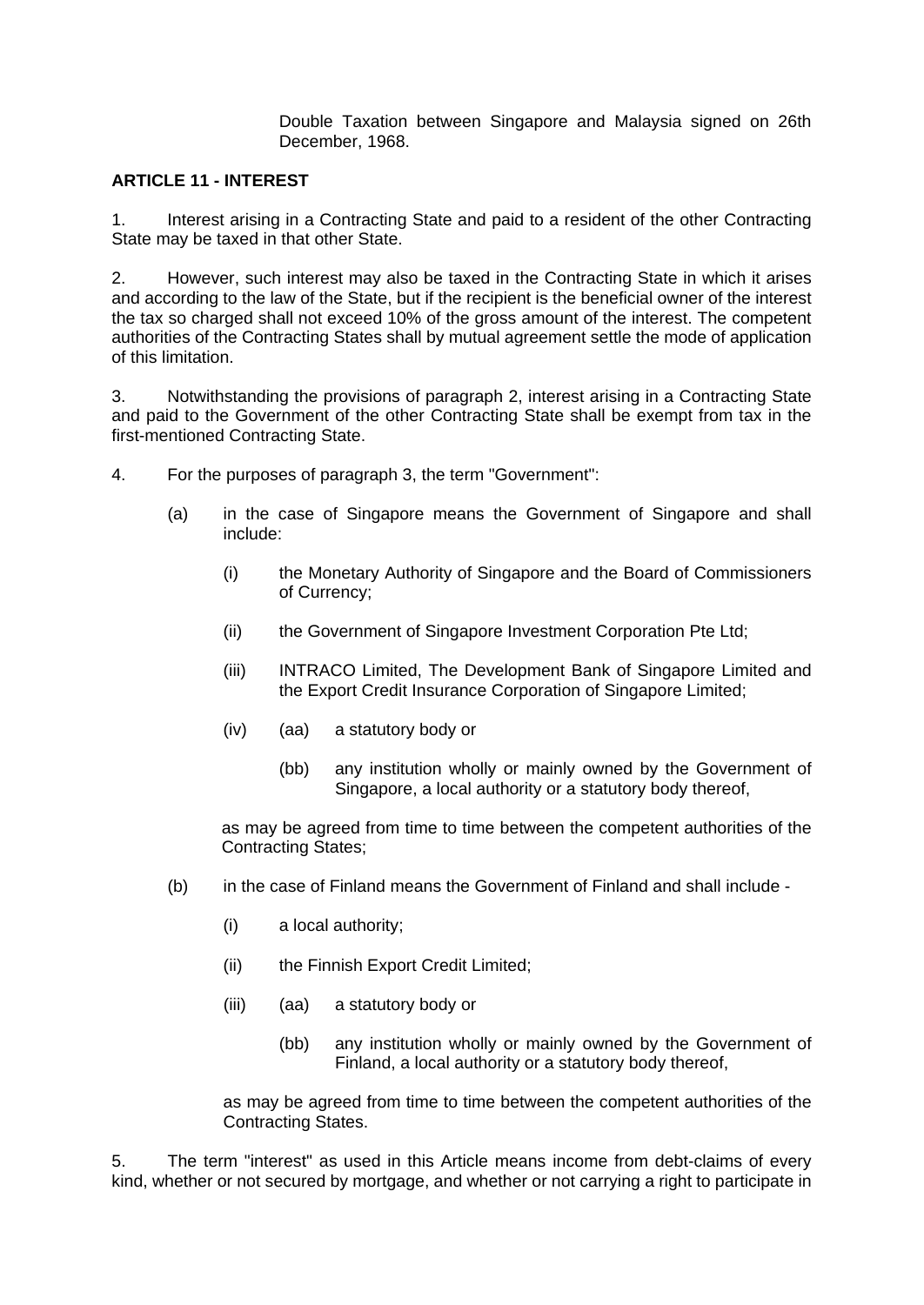Double Taxation between Singapore and Malaysia signed on 26th December, 1968.

**ARTICLE 11 - INTEREST**

1. Interest arising in a Contracting State and paid to a resident of the other Contracting State may be taxed in that other State.

2. However, such interest may also be taxed in the Contracting State in which it arises and according to the law of the State, but if the recipient is the beneficial owner of the interest the tax so charged shall not exceed 10% of the gross amount of the interest. The competent authorities of the Contracting States shall by mutual agreement settle the mode of application of this limitation.

3. Notwithstanding the provisions of paragraph 2, interest arising in a Contracting State and paid to the Government of the other Contracting State shall be exempt from tax in the first-mentioned Contracting State.

4. For the purposes of paragraph 3, the term "Government":

 (a) in the case of Singapore means the Government of Singapore and shall include:

  (i) the Monetary Authority of Singapore and the Board of Commissioners of Currency;

  (ii) the Government of Singapore Investment Corporation Pte Ltd;

  (iii) INTRACO Limited, The Development Bank of Singapore Limited and the Export Credit Insurance Corporation of Singapore Limited;

  (iv) (aa) a statutory body or

   (bb) any institution wholly or mainly owned by the Government of Singapore, a local authority or a statutory body thereof,

 as may be agreed from time to time between the competent authorities of the Contracting States;

 (b) in the case of Finland means the Government of Finland and shall include -

  (i) a local authority;

  (ii) the Finnish Export Credit Limited;

  (iii) (aa) a statutory body or

   (bb) any institution wholly or mainly owned by the Government of Finland, a local authority or a statutory body thereof,

 as may be agreed from time to time between the competent authorities of the Contracting States.

5. The term "interest" as used in this Article means income from debt-claims of every kind, whether or not secured by mortgage, and whether or not carrying a right to participate in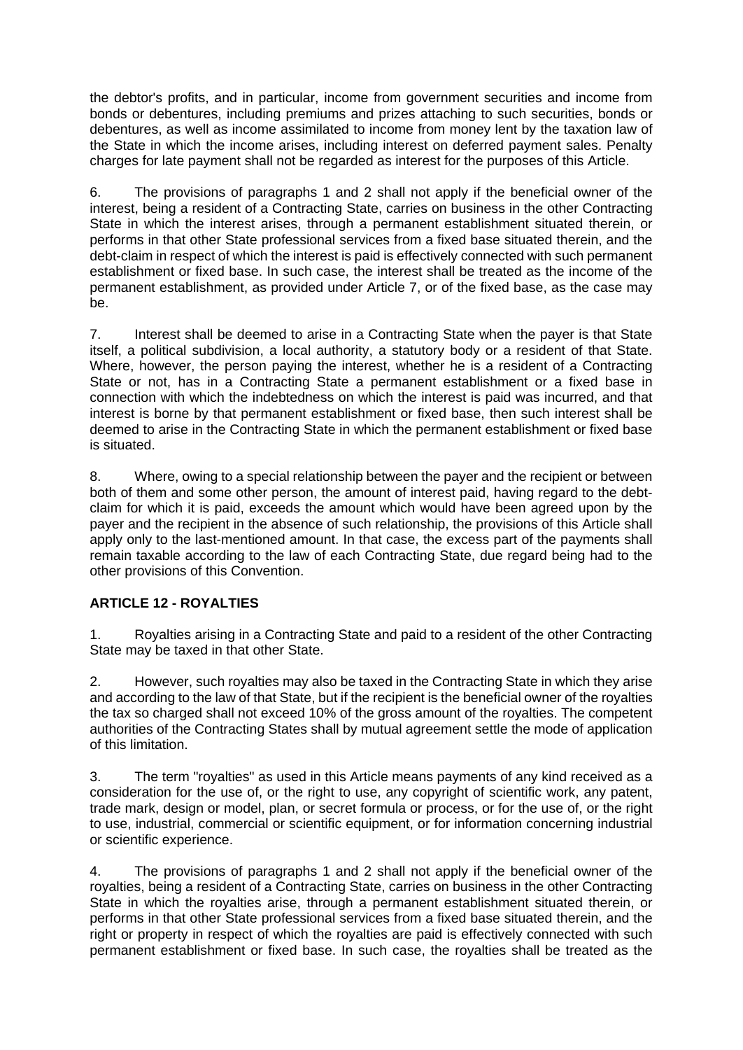the debtor's profits, and in particular, income from government securities and income from bonds or debentures, including premiums and prizes attaching to such securities, bonds or debentures, as well as income assimilated to income from money lent by the taxation law of the State in which the income arises, including interest on deferred payment sales. Penalty charges for late payment shall not be regarded as interest for the purposes of this Article.

6. The provisions of paragraphs 1 and 2 shall not apply if the beneficial owner of the interest, being a resident of a Contracting State, carries on business in the other Contracting State in which the interest arises, through a permanent establishment situated therein, or performs in that other State professional services from a fixed base situated therein, and the debt-claim in respect of which the interest is paid is effectively connected with such permanent establishment or fixed base. In such case, the interest shall be treated as the income of the permanent establishment, as provided under Article 7, or of the fixed base, as the case may be.

7. Interest shall be deemed to arise in a Contracting State when the payer is that State itself, a political subdivision, a local authority, a statutory body or a resident of that State. Where, however, the person paying the interest, whether he is a resident of a Contracting State or not, has in a Contracting State a permanent establishment or a fixed base in connection with which the indebtedness on which the interest is paid was incurred, and that interest is borne by that permanent establishment or fixed base, then such interest shall be deemed to arise in the Contracting State in which the permanent establishment or fixed base is situated.

8. Where, owing to a special relationship between the payer and the recipient or between both of them and some other person, the amount of interest paid, having regard to the debt-claim for which it is paid, exceeds the amount which would have been agreed upon by the payer and the recipient in the absence of such relationship, the provisions of this Article shall apply only to the last-mentioned amount. In that case, the excess part of the payments shall remain taxable according to the law of each Contracting State, due regard being had to the other provisions of this Convention.

**ARTICLE 12 - ROYALTIES**

1. Royalties arising in a Contracting State and paid to a resident of the other Contracting State may be taxed in that other State.

2. However, such royalties may also be taxed in the Contracting State in which they arise and according to the law of that State, but if the recipient is the beneficial owner of the royalties the tax so charged shall not exceed 10% of the gross amount of the royalties. The competent authorities of the Contracting States shall by mutual agreement settle the mode of application of this limitation.

3. The term "royalties" as used in this Article means payments of any kind received as a consideration for the use of, or the right to use, any copyright of scientific work, any patent, trade mark, design or model, plan, or secret formula or process, or for the use of, or the right to use, industrial, commercial or scientific equipment, or for information concerning industrial or scientific experience.

4. The provisions of paragraphs 1 and 2 shall not apply if the beneficial owner of the royalties, being a resident of a Contracting State, carries on business in the other Contracting State in which the royalties arise, through a permanent establishment situated therein, or performs in that other State professional services from a fixed base situated therein, and the right or property in respect of which the royalties are paid is effectively connected with such permanent establishment or fixed base. In such case, the royalties shall be treated as the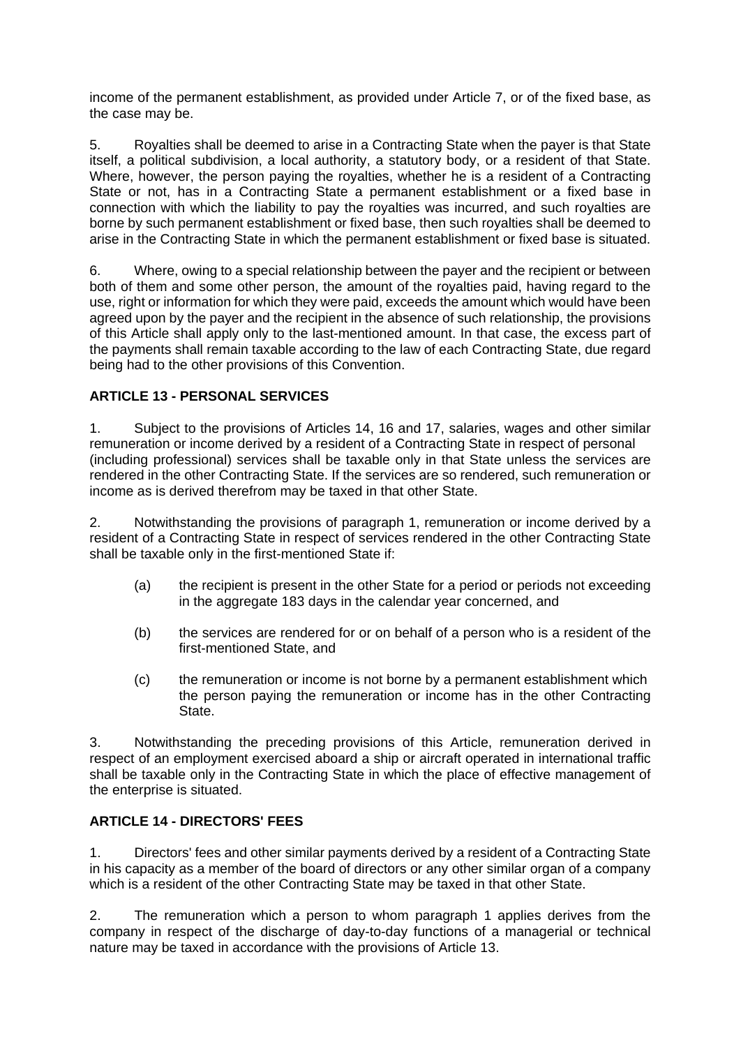income of the permanent establishment, as provided under Article 7, or of the fixed base, as the case may be.

5. Royalties shall be deemed to arise in a Contracting State when the payer is that State itself, a political subdivision, a local authority, a statutory body, or a resident of that State. Where, however, the person paying the royalties, whether he is a resident of a Contracting State or not, has in a Contracting State a permanent establishment or a fixed base in connection with which the liability to pay the royalties was incurred, and such royalties are borne by such permanent establishment or fixed base, then such royalties shall be deemed to arise in the Contracting State in which the permanent establishment or fixed base is situated.

6. Where, owing to a special relationship between the payer and the recipient or between both of them and some other person, the amount of the royalties paid, having regard to the use, right or information for which they were paid, exceeds the amount which would have been agreed upon by the payer and the recipient in the absence of such relationship, the provisions of this Article shall apply only to the last-mentioned amount. In that case, the excess part of the payments shall remain taxable according to the law of each Contracting State, due regard being had to the other provisions of this Convention.

**ARTICLE 13 - PERSONAL SERVICES**

1. Subject to the provisions of Articles 14, 16 and 17, salaries, wages and other similar remuneration or income derived by a resident of a Contracting State in respect of personal (including professional) services shall be taxable only in that State unless the services are rendered in the other Contracting State. If the services are so rendered, such remuneration or income as is derived therefrom may be taxed in that other State.

2. Notwithstanding the provisions of paragraph 1, remuneration or income derived by a resident of a Contracting State in respect of services rendered in the other Contracting State shall be taxable only in the first-mentioned State if:

(a) the recipient is present in the other State for a period or periods not exceeding in the aggregate 183 days in the calendar year concerned, and

(b) the services are rendered for or on behalf of a person who is a resident of the first-mentioned State, and

(c) the remuneration or income is not borne by a permanent establishment which the person paying the remuneration or income has in the other Contracting State.

3. Notwithstanding the preceding provisions of this Article, remuneration derived in respect of an employment exercised aboard a ship or aircraft operated in international traffic shall be taxable only in the Contracting State in which the place of effective management of the enterprise is situated.

**ARTICLE 14 - DIRECTORS' FEES**

1. Directors' fees and other similar payments derived by a resident of a Contracting State in his capacity as a member of the board of directors or any other similar organ of a company which is a resident of the other Contracting State may be taxed in that other State.

2. The remuneration which a person to whom paragraph 1 applies derives from the company in respect of the discharge of day-to-day functions of a managerial or technical nature may be taxed in accordance with the provisions of Article 13.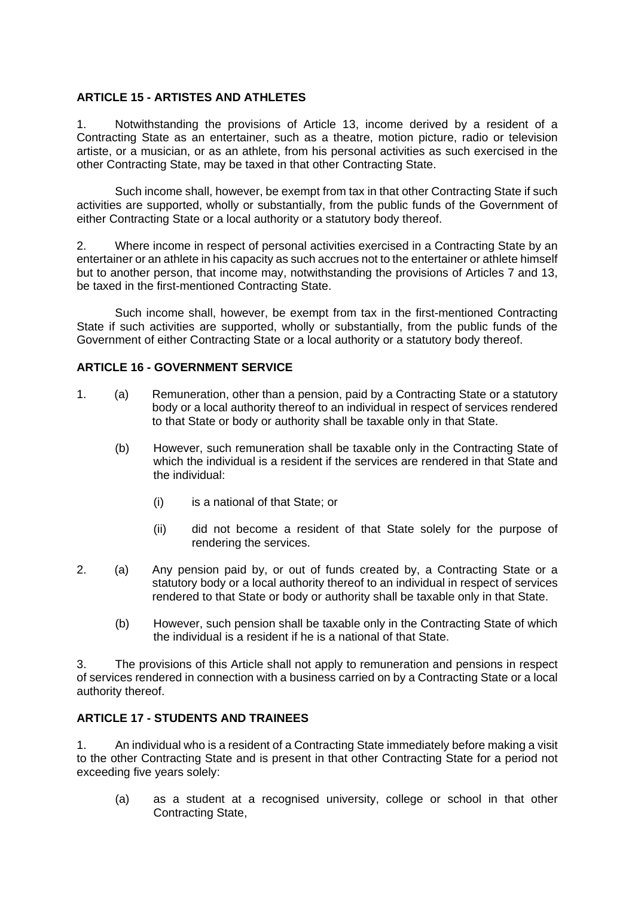**ARTICLE 15 - ARTISTES AND ATHLETES**

1. Notwithstanding the provisions of Article 13, income derived by a resident of a Contracting State as an entertainer, such as a theatre, motion picture, radio or television artiste, or a musician, or as an athlete, from his personal activities as such exercised in the other Contracting State, may be taxed in that other Contracting State.

Such income shall, however, be exempt from tax in that other Contracting State if such activities are supported, wholly or substantially, from the public funds of the Government of either Contracting State or a local authority or a statutory body thereof.

2. Where income in respect of personal activities exercised in a Contracting State by an entertainer or an athlete in his capacity as such accrues not to the entertainer or athlete himself but to another person, that income may, notwithstanding the provisions of Articles 7 and 13, be taxed in the first-mentioned Contracting State.

Such income shall, however, be exempt from tax in the first-mentioned Contracting State if such activities are supported, wholly or substantially, from the public funds of the Government of either Contracting State or a local authority or a statutory body thereof.

**ARTICLE 16 - GOVERNMENT SERVICE**

1. (a) Remuneration, other than a pension, paid by a Contracting State or a statutory body or a local authority thereof to an individual in respect of services rendered to that State or body or authority shall be taxable only in that State.

   (b) However, such remuneration shall be taxable only in the Contracting State of which the individual is a resident if the services are rendered in that State and the individual:

      (i) is a national of that State; or

      (ii) did not become a resident of that State solely for the purpose of rendering the services.

2. (a) Any pension paid by, or out of funds created by, a Contracting State or a statutory body or a local authority thereof to an individual in respect of services rendered to that State or body or authority shall be taxable only in that State.

   (b) However, such pension shall be taxable only in the Contracting State of which the individual is a resident if he is a national of that State.

3. The provisions of this Article shall not apply to remuneration and pensions in respect of services rendered in connection with a business carried on by a Contracting State or a local authority thereof.

**ARTICLE 17 - STUDENTS AND TRAINEES**

1. An individual who is a resident of a Contracting State immediately before making a visit to the other Contracting State and is present in that other Contracting State for a period not exceeding five years solely:

   (a) as a student at a recognised university, college or school in that other Contracting State,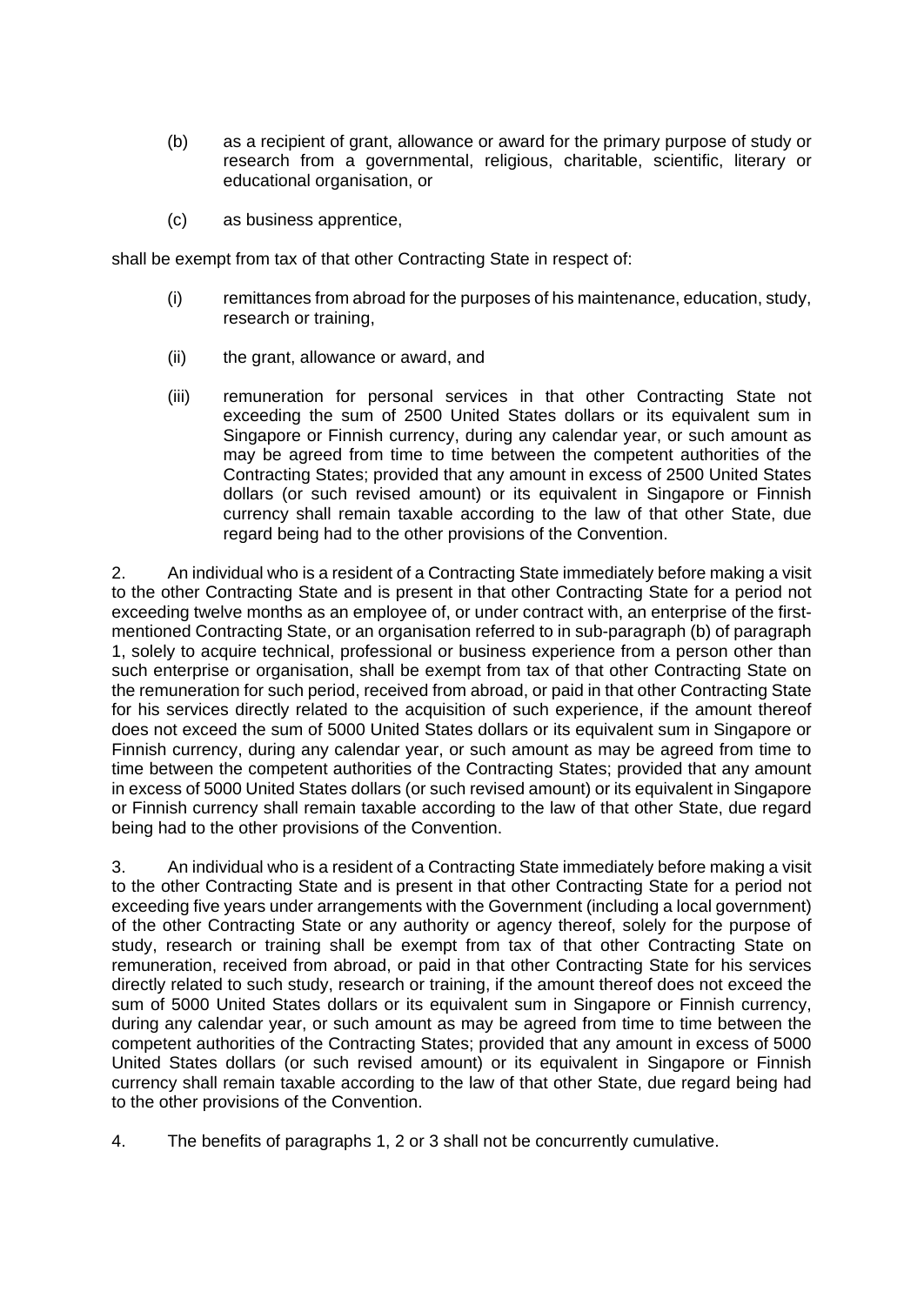(b) as a recipient of grant, allowance or award for the primary purpose of study or research from a governmental, religious, charitable, scientific, literary or educational organisation, or

(c) as business apprentice,

shall be exempt from tax of that other Contracting State in respect of:

(i) remittances from abroad for the purposes of his maintenance, education, study, research or training,

(ii) the grant, allowance or award, and

(iii) remuneration for personal services in that other Contracting State not exceeding the sum of 2500 United States dollars or its equivalent sum in Singapore or Finnish currency, during any calendar year, or such amount as may be agreed from time to time between the competent authorities of the Contracting States; provided that any amount in excess of 2500 United States dollars (or such revised amount) or its equivalent in Singapore or Finnish currency shall remain taxable according to the law of that other State, due regard being had to the other provisions of the Convention.

2. An individual who is a resident of a Contracting State immediately before making a visit to the other Contracting State and is present in that other Contracting State for a period not exceeding twelve months as an employee of, or under contract with, an enterprise of the first-mentioned Contracting State, or an organisation referred to in sub-paragraph (b) of paragraph 1, solely to acquire technical, professional or business experience from a person other than such enterprise or organisation, shall be exempt from tax of that other Contracting State on the remuneration for such period, received from abroad, or paid in that other Contracting State for his services directly related to the acquisition of such experience, if the amount thereof does not exceed the sum of 5000 United States dollars or its equivalent sum in Singapore or Finnish currency, during any calendar year, or such amount as may be agreed from time to time between the competent authorities of the Contracting States; provided that any amount in excess of 5000 United States dollars (or such revised amount) or its equivalent in Singapore or Finnish currency shall remain taxable according to the law of that other State, due regard being had to the other provisions of the Convention.

3. An individual who is a resident of a Contracting State immediately before making a visit to the other Contracting State and is present in that other Contracting State for a period not exceeding five years under arrangements with the Government (including a local government) of the other Contracting State or any authority or agency thereof, solely for the purpose of study, research or training shall be exempt from tax of that other Contracting State on remuneration, received from abroad, or paid in that other Contracting State for his services directly related to such study, research or training, if the amount thereof does not exceed the sum of 5000 United States dollars or its equivalent sum in Singapore or Finnish currency, during any calendar year, or such amount as may be agreed from time to time between the competent authorities of the Contracting States; provided that any amount in excess of 5000 United States dollars (or such revised amount) or its equivalent in Singapore or Finnish currency shall remain taxable according to the law of that other State, due regard being had to the other provisions of the Convention.

4. The benefits of paragraphs 1, 2 or 3 shall not be concurrently cumulative.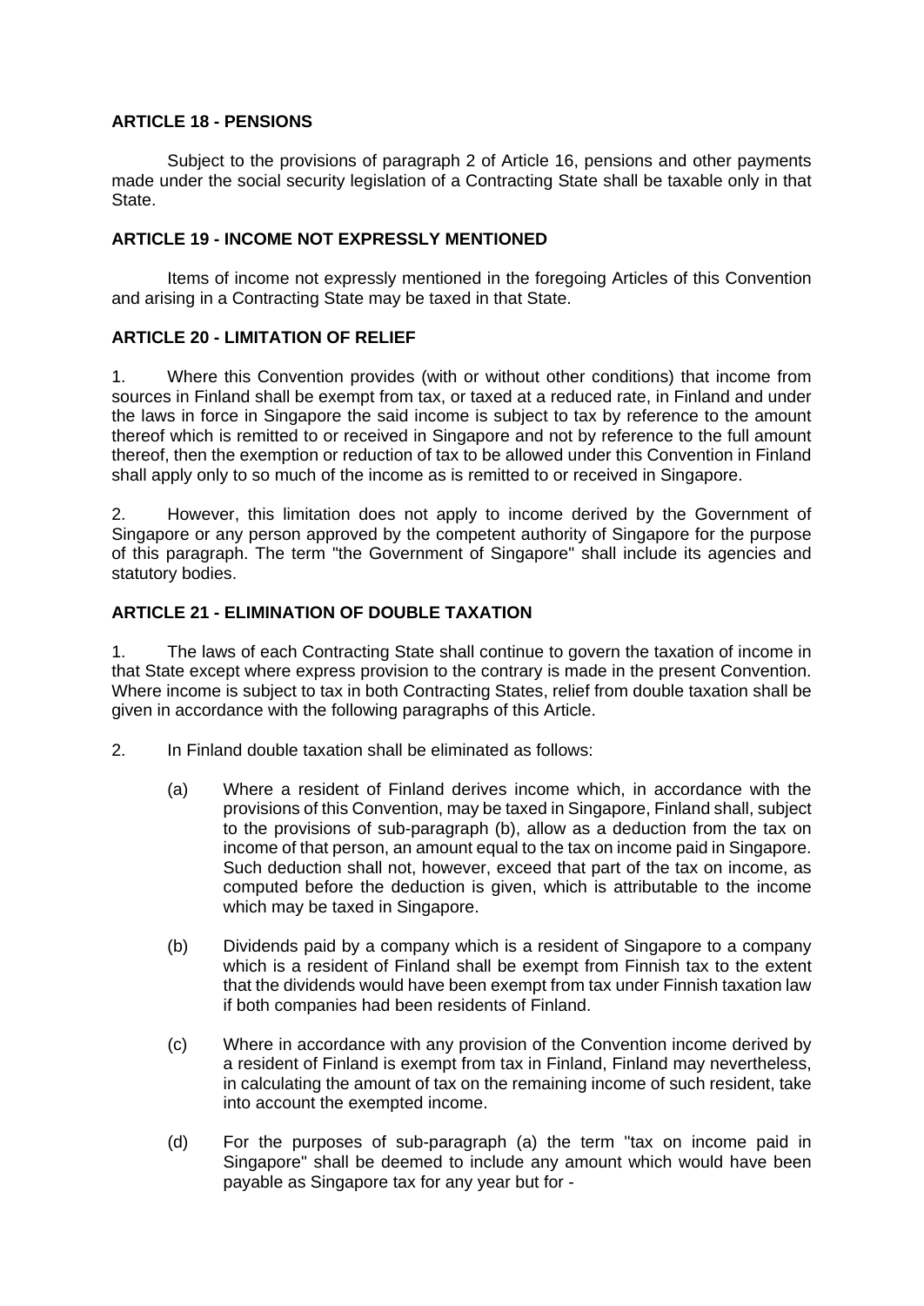**ARTICLE 18 - PENSIONS**

Subject to the provisions of paragraph 2 of Article 16, pensions and other payments made under the social security legislation of a Contracting State shall be taxable only in that State.

**ARTICLE 19 - INCOME NOT EXPRESSLY MENTIONED**

Items of income not expressly mentioned in the foregoing Articles of this Convention and arising in a Contracting State may be taxed in that State.

**ARTICLE 20 - LIMITATION OF RELIEF**

1. Where this Convention provides (with or without other conditions) that income from sources in Finland shall be exempt from tax, or taxed at a reduced rate, in Finland and under the laws in force in Singapore the said income is subject to tax by reference to the amount thereof which is remitted to or received in Singapore and not by reference to the full amount thereof, then the exemption or reduction of tax to be allowed under this Convention in Finland shall apply only to so much of the income as is remitted to or received in Singapore.

2. However, this limitation does not apply to income derived by the Government of Singapore or any person approved by the competent authority of Singapore for the purpose of this paragraph. The term "the Government of Singapore" shall include its agencies and statutory bodies.

**ARTICLE 21 - ELIMINATION OF DOUBLE TAXATION**

1. The laws of each Contracting State shall continue to govern the taxation of income in that State except where express provision to the contrary is made in the present Convention. Where income is subject to tax in both Contracting States, relief from double taxation shall be given in accordance with the following paragraphs of this Article.

2. In Finland double taxation shall be eliminated as follows:

   (a) Where a resident of Finland derives income which, in accordance with the provisions of this Convention, may be taxed in Singapore, Finland shall, subject to the provisions of sub-paragraph (b), allow as a deduction from the tax on income of that person, an amount equal to the tax on income paid in Singapore. Such deduction shall not, however, exceed that part of the tax on income, as computed before the deduction is given, which is attributable to the income which may be taxed in Singapore.

   (b) Dividends paid by a company which is a resident of Singapore to a company which is a resident of Finland shall be exempt from Finnish tax to the extent that the dividends would have been exempt from tax under Finnish taxation law if both companies had been residents of Finland.

   (c) Where in accordance with any provision of the Convention income derived by a resident of Finland is exempt from tax in Finland, Finland may nevertheless, in calculating the amount of tax on the remaining income of such resident, take into account the exempted income.

   (d) For the purposes of sub-paragraph (a) the term "tax on income paid in Singapore" shall be deemed to include any amount which would have been payable as Singapore tax for any year but for -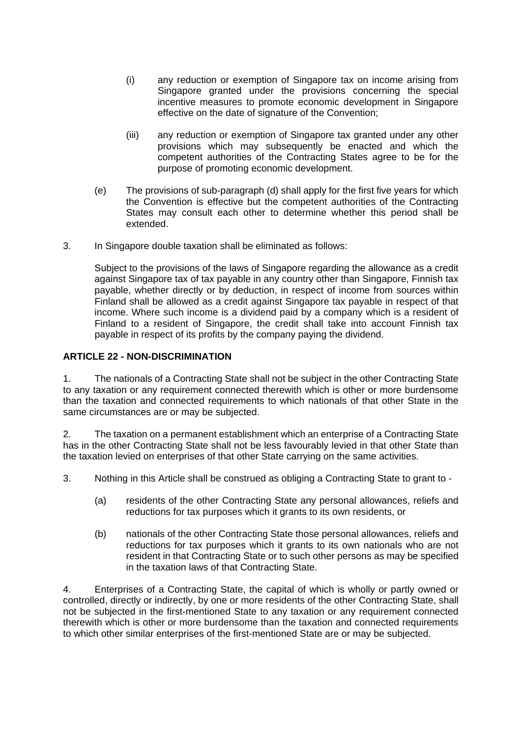(i) any reduction or exemption of Singapore tax on income arising from Singapore granted under the provisions concerning the special incentive measures to promote economic development in Singapore effective on the date of signature of the Convention;

(iii) any reduction or exemption of Singapore tax granted under any other provisions which may subsequently be enacted and which the competent authorities of the Contracting States agree to be for the purpose of promoting economic development.

(e) The provisions of sub-paragraph (d) shall apply for the first five years for which the Convention is effective but the competent authorities of the Contracting States may consult each other to determine whether this period shall be extended.

3. In Singapore double taxation shall be eliminated as follows:

Subject to the provisions of the laws of Singapore regarding the allowance as a credit against Singapore tax of tax payable in any country other than Singapore, Finnish tax payable, whether directly or by deduction, in respect of income from sources within Finland shall be allowed as a credit against Singapore tax payable in respect of that income. Where such income is a dividend paid by a company which is a resident of Finland to a resident of Singapore, the credit shall take into account Finnish tax payable in respect of its profits by the company paying the dividend.

**ARTICLE 22 - NON-DISCRIMINATION**

1. The nationals of a Contracting State shall not be subject in the other Contracting State to any taxation or any requirement connected therewith which is other or more burdensome than the taxation and connected requirements to which nationals of that other State in the same circumstances are or may be subjected.

2. The taxation on a permanent establishment which an enterprise of a Contracting State has in the other Contracting State shall not be less favourably levied in that other State than the taxation levied on enterprises of that other State carrying on the same activities.

3. Nothing in this Article shall be construed as obliging a Contracting State to grant to -

(a) residents of the other Contracting State any personal allowances, reliefs and reductions for tax purposes which it grants to its own residents, or

(b) nationals of the other Contracting State those personal allowances, reliefs and reductions for tax purposes which it grants to its own nationals who are not resident in that Contracting State or to such other persons as may be specified in the taxation laws of that Contracting State.

4. Enterprises of a Contracting State, the capital of which is wholly or partly owned or controlled, directly or indirectly, by one or more residents of the other Contracting State, shall not be subjected in the first-mentioned State to any taxation or any requirement connected therewith which is other or more burdensome than the taxation and connected requirements to which other similar enterprises of the first-mentioned State are or may be subjected.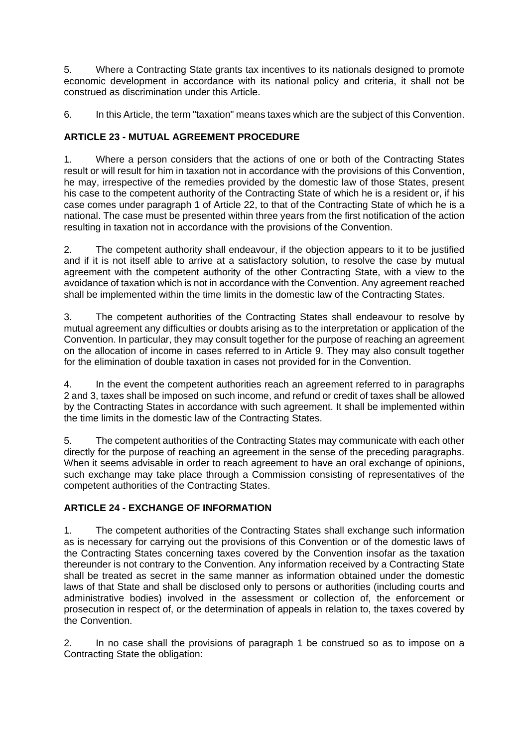5. Where a Contracting State grants tax incentives to its nationals designed to promote economic development in accordance with its national policy and criteria, it shall not be construed as discrimination under this Article.

6. In this Article, the term "taxation" means taxes which are the subject of this Convention.

**ARTICLE 23 - MUTUAL AGREEMENT PROCEDURE**

1. Where a person considers that the actions of one or both of the Contracting States result or will result for him in taxation not in accordance with the provisions of this Convention, he may, irrespective of the remedies provided by the domestic law of those States, present his case to the competent authority of the Contracting State of which he is a resident or, if his case comes under paragraph 1 of Article 22, to that of the Contracting State of which he is a national. The case must be presented within three years from the first notification of the action resulting in taxation not in accordance with the provisions of the Convention.

2. The competent authority shall endeavour, if the objection appears to it to be justified and if it is not itself able to arrive at a satisfactory solution, to resolve the case by mutual agreement with the competent authority of the other Contracting State, with a view to the avoidance of taxation which is not in accordance with the Convention. Any agreement reached shall be implemented within the time limits in the domestic law of the Contracting States.

3. The competent authorities of the Contracting States shall endeavour to resolve by mutual agreement any difficulties or doubts arising as to the interpretation or application of the Convention. In particular, they may consult together for the purpose of reaching an agreement on the allocation of income in cases referred to in Article 9. They may also consult together for the elimination of double taxation in cases not provided for in the Convention.

4. In the event the competent authorities reach an agreement referred to in paragraphs 2 and 3, taxes shall be imposed on such income, and refund or credit of taxes shall be allowed by the Contracting States in accordance with such agreement. It shall be implemented within the time limits in the domestic law of the Contracting States.

5. The competent authorities of the Contracting States may communicate with each other directly for the purpose of reaching an agreement in the sense of the preceding paragraphs. When it seems advisable in order to reach agreement to have an oral exchange of opinions, such exchange may take place through a Commission consisting of representatives of the competent authorities of the Contracting States.

**ARTICLE 24 - EXCHANGE OF INFORMATION**

1. The competent authorities of the Contracting States shall exchange such information as is necessary for carrying out the provisions of this Convention or of the domestic laws of the Contracting States concerning taxes covered by the Convention insofar as the taxation thereunder is not contrary to the Convention. Any information received by a Contracting State shall be treated as secret in the same manner as information obtained under the domestic laws of that State and shall be disclosed only to persons or authorities (including courts and administrative bodies) involved in the assessment or collection of, the enforcement or prosecution in respect of, or the determination of appeals in relation to, the taxes covered by the Convention.

2. In no case shall the provisions of paragraph 1 be construed so as to impose on a Contracting State the obligation: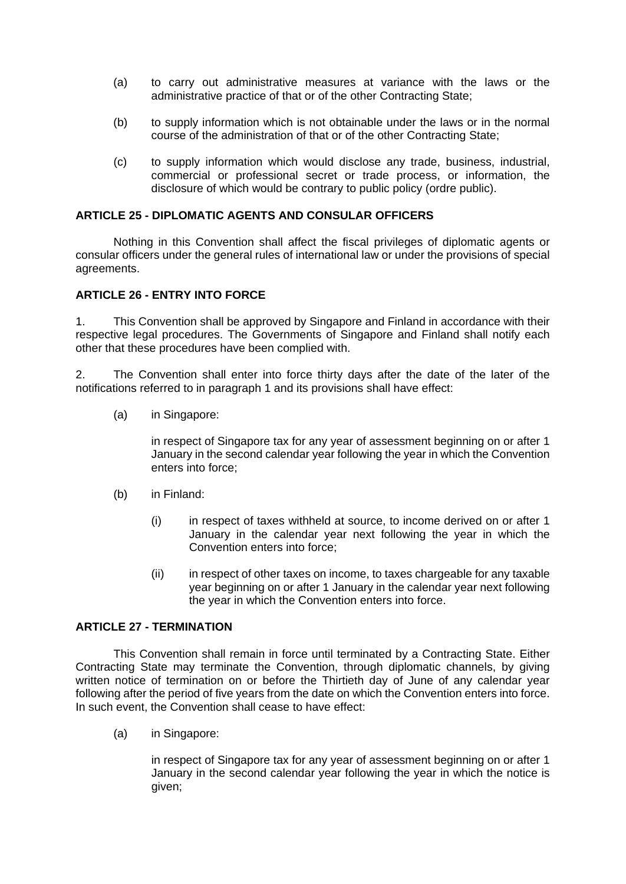(a) to carry out administrative measures at variance with the laws or the administrative practice of that or of the other Contracting State;

(b) to supply information which is not obtainable under the laws or in the normal course of the administration of that or of the other Contracting State;

(c) to supply information which would disclose any trade, business, industrial, commercial or professional secret or trade process, or information, the disclosure of which would be contrary to public policy (ordre public).

**ARTICLE 25 - DIPLOMATIC AGENTS AND CONSULAR OFFICERS**

Nothing in this Convention shall affect the fiscal privileges of diplomatic agents or consular officers under the general rules of international law or under the provisions of special agreements.

**ARTICLE 26 - ENTRY INTO FORCE**

1. This Convention shall be approved by Singapore and Finland in accordance with their respective legal procedures. The Governments of Singapore and Finland shall notify each other that these procedures have been complied with.

2. The Convention shall enter into force thirty days after the date of the later of the notifications referred to in paragraph 1 and its provisions shall have effect:

(a) in Singapore:

in respect of Singapore tax for any year of assessment beginning on or after 1 January in the second calendar year following the year in which the Convention enters into force;

(b) in Finland:

(i) in respect of taxes withheld at source, to income derived on or after 1 January in the calendar year next following the year in which the Convention enters into force;

(ii) in respect of other taxes on income, to taxes chargeable for any taxable year beginning on or after 1 January in the calendar year next following the year in which the Convention enters into force.

**ARTICLE 27 - TERMINATION**

This Convention shall remain in force until terminated by a Contracting State. Either Contracting State may terminate the Convention, through diplomatic channels, by giving written notice of termination on or before the Thirtieth day of June of any calendar year following after the period of five years from the date on which the Convention enters into force. In such event, the Convention shall cease to have effect:

(a) in Singapore:

in respect of Singapore tax for any year of assessment beginning on or after 1 January in the second calendar year following the year in which the notice is given;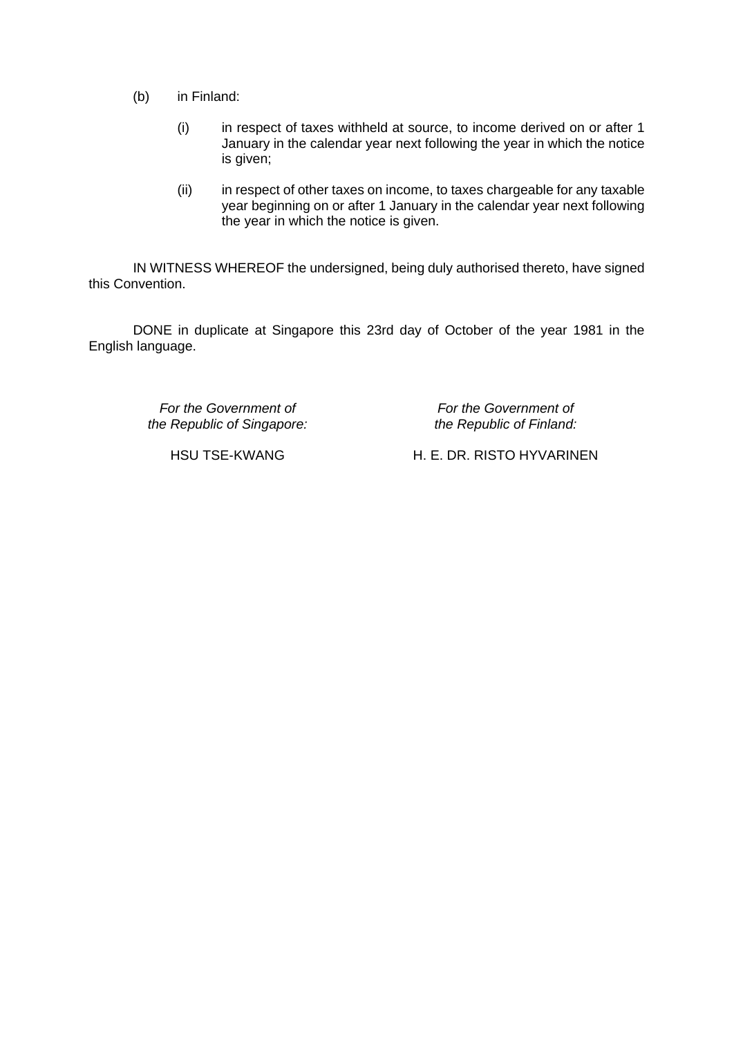(b) in Finland:

(i) in respect of taxes withheld at source, to income derived on or after 1 January in the calendar year next following the year in which the notice is given;

(ii) in respect of other taxes on income, to taxes chargeable for any taxable year beginning on or after 1 January in the calendar year next following the year in which the notice is given.

IN WITNESS WHEREOF the undersigned, being duly authorised thereto, have signed this Convention.

DONE in duplicate at Singapore this 23rd day of October of the year 1981 in the English language.

| | |
|---|---|
| *For the Government of the Republic of Singapore:* | *For the Government of the Republic of Finland:* |
| HSU TSE-KWANG | H. E. DR. RISTO HYVARINEN |